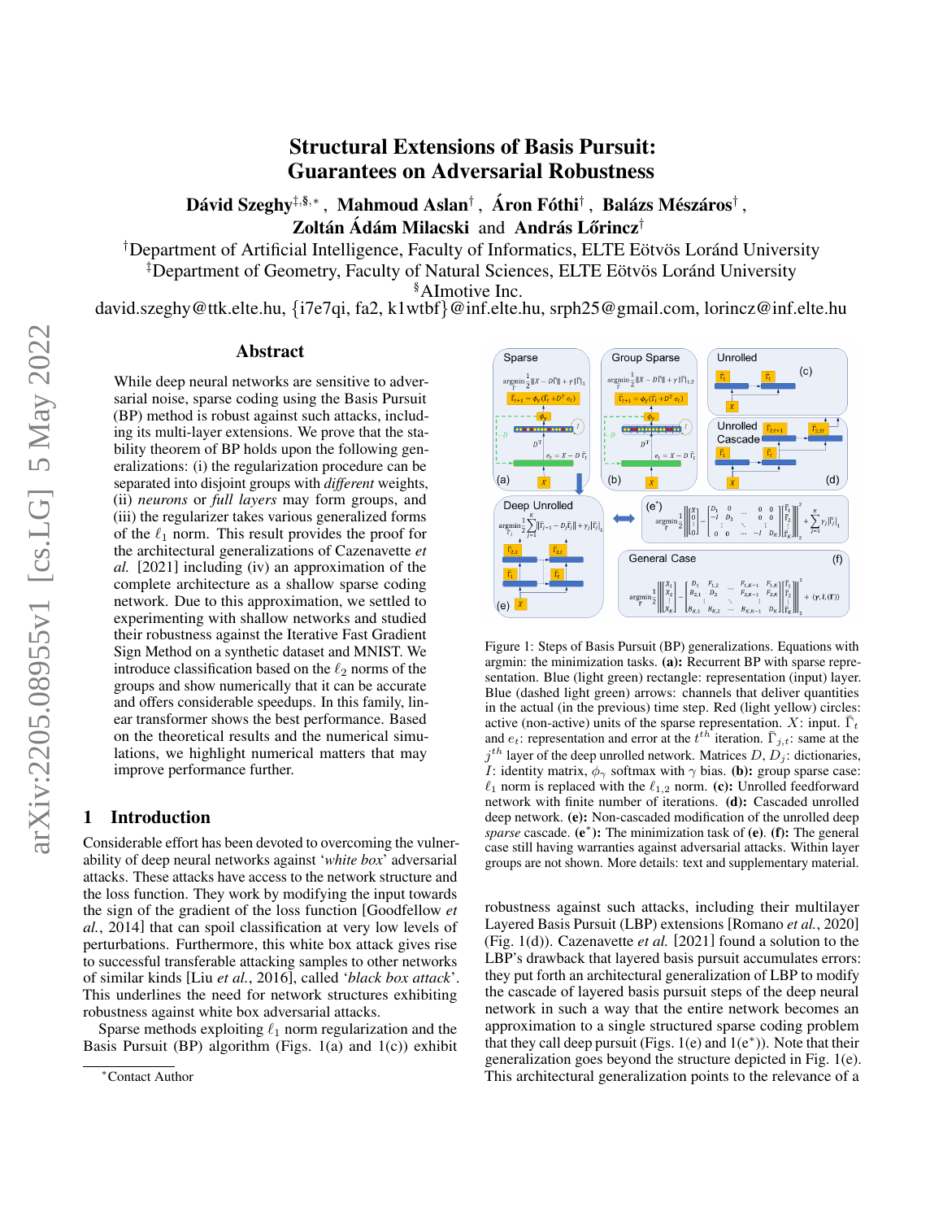# Structural Extensions of Basis Pursuit: Guarantees on Adversarial Robustness

**Dávid Szeghy**[‡,§,*], **Mahmoud Aslan**[†], **Áron Fóthi**[†], **Balázs Mészáros**[†], **Zoltán Ádám Milacski** and **András Lőrincz**[†]

[†]Department of Artificial Intelligence, Faculty of Informatics, ELTE Eötvös Loránd University
[‡]Department of Geometry, Faculty of Natural Sciences, ELTE Eötvös Loránd University
[§]AImotive Inc.

david.szeghy@ttk.elte.hu, {i7e7qi, fa2, k1wtbf}@inf.elte.hu, srph25@gmail.com, lorincz@inf.elte.hu

## Abstract

While deep neural networks are sensitive to adversarial noise, sparse coding using the Basis Pursuit (BP) method is robust against such attacks, including its multi-layer extensions. We prove that the stability theorem of BP holds upon the following generalizations: (i) the regularization procedure can be separated into disjoint groups with *different* weights, (ii) *neurons* or *full layers* may form groups, and (iii) the regularizer takes various generalized forms of the $\ell_1$ norm. This result provides the proof for the architectural generalizations of Cazenavette *et al.* [2021] including (iv) an approximation of the complete architecture as a shallow sparse coding network. Due to this approximation, we settled to experimenting with shallow networks and studied their robustness against the Iterative Fast Gradient Sign Method on a synthetic dataset and MNIST. We introduce classification based on the $\ell_2$ norms of the groups and show numerically that it can be accurate and offers considerable speedups. In this family, linear transformer shows the best performance. Based on the theoretical results and the numerical simulations, we highlight numerical matters that may improve performance further.

Figure 1: Steps of Basis Pursuit (BP) generalizations. Equations with argmin: the minimization tasks. **(a):** Recurrent BP with sparse representation. Blue (light green) rectangle: representation (input) layer. Blue (dashed light green) arrows: channels that deliver quantities in the actual (in the previous) time step. Red (light yellow) circles: active (non-active) units of the sparse representation. $X$: input. $\bar{\Gamma}_t$ and $e_t$: representation and error at the $t^{th}$ iteration. $\bar{\Gamma}_{j,t}$: same at the $j^{th}$ layer of the deep unrolled network. Matrices $D$, $D_j$: dictionaries, $I$: identity matrix, $\phi_\gamma$ softmax with $\gamma$ bias. **(b):** group sparse case: $\ell_1$ norm is replaced with the $\ell_{1,2}$ norm. **(c):** Unrolled feedforward network with finite number of iterations. **(d):** Cascaded unrolled deep network. **(e):** Non-cascaded modification of the unrolled deep *sparse* cascade. **(e$^*$):** The minimization task of **(e)**. **(f):** The general case still having warranties against adversarial attacks. Within layer groups are not shown. More details: text and supplementary material.

## 1 Introduction

Considerable effort has been devoted to overcoming the vulnerability of deep neural networks against '*white box*' adversarial attacks. These attacks have access to the network structure and the loss function. They work by modifying the input towards the sign of the gradient of the loss function [Goodfellow *et al.*, 2014] that can spoil classification at very low levels of perturbations. Furthermore, this white box attack gives rise to successful transferable attacking samples to other networks of similar kinds [Liu *et al.*, 2016], called '*black box attack*'. This underlines the need for network structures exhibiting robustness against white box adversarial attacks.

Sparse methods exploiting $\ell_1$ norm regularization and the Basis Pursuit (BP) algorithm (Figs. 1(a) and 1(c)) exhibit robustness against such attacks, including their multilayer Layered Basis Pursuit (LBP) extensions [Romano *et al.*, 2020] (Fig. 1(d)). Cazenavette *et al.* [2021] found a solution to the LBP's drawback that layered basis pursuit accumulates errors: they put forth an architectural generalization of LBP to modify the cascade of layered basis pursuit steps of the deep neural network in such a way that the entire network becomes an approximation to a single structured sparse coding problem that they call deep pursuit (Figs. 1(e) and 1(e$^*$)). Note that their generalization goes beyond the structure depicted in Fig. 1(e). This architectural generalization points to the relevance of a

*Contact Author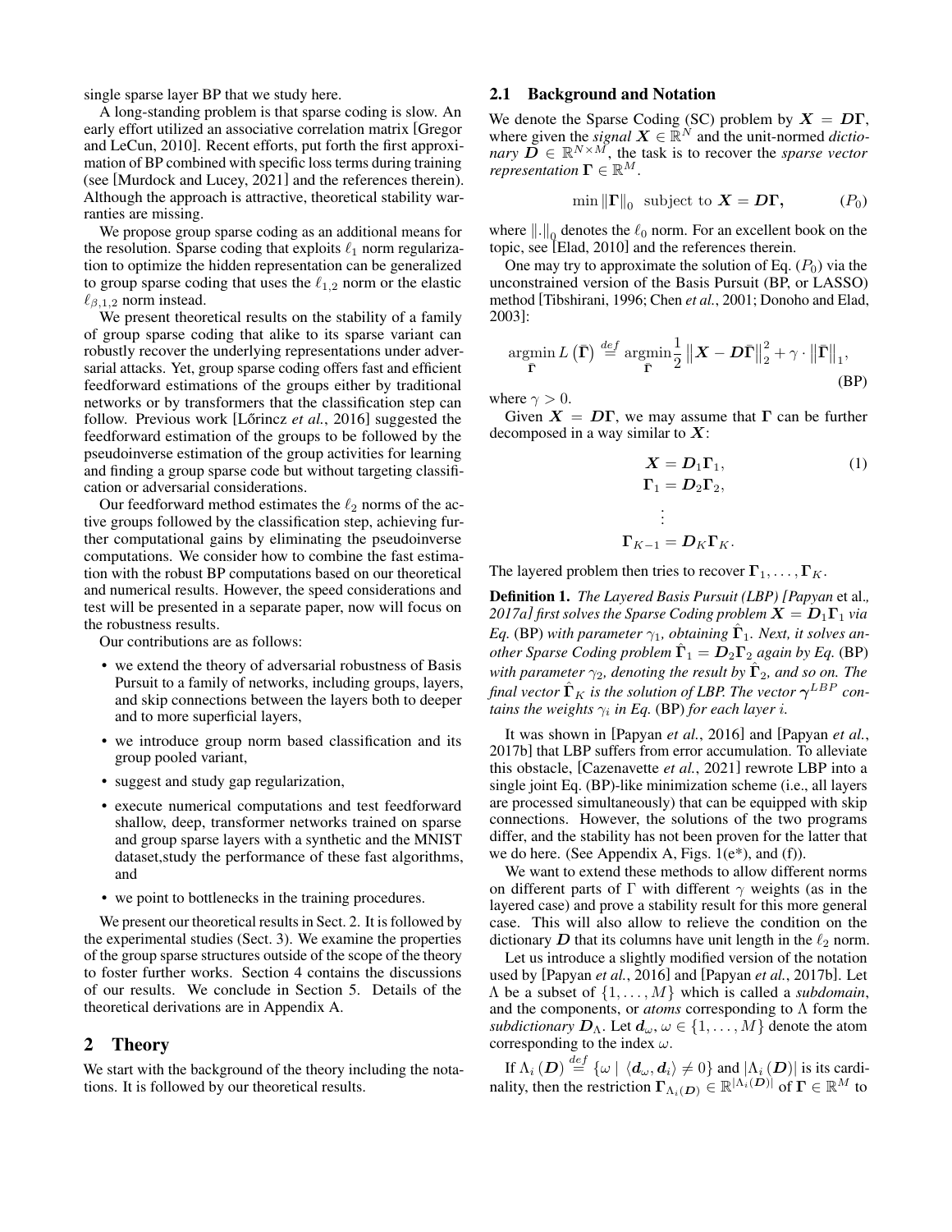single sparse layer BP that we study here.

A long-standing problem is that sparse coding is slow. An early effort utilized an associative correlation matrix [Gregor and LeCun, 2010]. Recent efforts, put forth the first approximation of BP combined with specific loss terms during training (see [Murdock and Lucey, 2021] and the references therein). Although the approach is attractive, theoretical stability warranties are missing.

We propose group sparse coding as an additional means for the resolution. Sparse coding that exploits $\ell_1$ norm regularization to optimize the hidden representation can be generalized to group sparse coding that uses the $\ell_{1,2}$ norm or the elastic $\ell_{\beta,1,2}$ norm instead.

We present theoretical results on the stability of a family of group sparse coding that alike to its sparse variant can robustly recover the underlying representations under adversarial attacks. Yet, group sparse coding offers fast and efficient feedforward estimations of the groups either by traditional networks or by transformers that the classification step can follow. Previous work [Lőrincz *et al.*, 2016] suggested the feedforward estimation of the groups to be followed by the pseudoinverse estimation of the group activities for learning and finding a group sparse code but without targeting classification or adversarial considerations.

Our feedforward method estimates the $\ell_2$ norms of the active groups followed by the classification step, achieving further computational gains by eliminating the pseudoinverse computations. We consider how to combine the fast estimation with the robust BP computations based on our theoretical and numerical results. However, the speed considerations and test will be presented in a separate paper, now will focus on the robustness results.

Our contributions are as follows:

- we extend the theory of adversarial robustness of Basis Pursuit to a family of networks, including groups, layers, and skip connections between the layers both to deeper and to more superficial layers,
- we introduce group norm based classification and its group pooled variant,
- suggest and study gap regularization,
- execute numerical computations and test feedforward shallow, deep, transformer networks trained on sparse and group sparse layers with a synthetic and the MNIST dataset,study the performance of these fast algorithms, and
- we point to bottlenecks in the training procedures.

We present our theoretical results in Sect. 2. It is followed by the experimental studies (Sect. 3). We examine the properties of the group sparse structures outside of the scope of the theory to foster further works. Section 4 contains the discussions of our results. We conclude in Section 5. Details of the theoretical derivations are in Appendix A.

## 2 Theory

We start with the background of the theory including the notations. It is followed by our theoretical results.

### 2.1 Background and Notation

We denote the Sparse Coding (SC) problem by $\boldsymbol{X} = \boldsymbol{D\Gamma}$, where given the *signal* $\boldsymbol{X} \in \mathbb{R}^N$ and the unit-normed *dictionary* $\boldsymbol{D} \in \mathbb{R}^{N\times M}$, the task is to recover the *sparse vector representation* $\boldsymbol{\Gamma} \in \mathbb{R}^M$.

$$\min \|\boldsymbol{\Gamma}\|_0 \text{ subject to } \boldsymbol{X} = \boldsymbol{D\Gamma}, \qquad (P_0)$$

where $\|.\|_0$ denotes the $\ell_0$ norm. For an excellent book on the topic, see [Elad, 2010] and the references therein.

One may try to approximate the solution of Eq. ($P_0$) via the unconstrained version of the Basis Pursuit (BP, or LASSO) method [Tibshirani, 1996; Chen *et al.*, 2001; Donoho and Elad, 2003]:

$$\underset{\bar{\boldsymbol{\Gamma}}}{\operatorname{argmin}}\, L\left(\bar{\boldsymbol{\Gamma}}\right) \overset{def}{=} \underset{\bar{\boldsymbol{\Gamma}}}{\operatorname{argmin}} \frac{1}{2}\left\|\boldsymbol{X} - \boldsymbol{D}\bar{\boldsymbol{\Gamma}}\right\|_2^2 + \gamma \cdot \left\|\bar{\boldsymbol{\Gamma}}\right\|_1, \qquad \text{(BP)}$$

where $\gamma > 0$.

Given $\boldsymbol{X} = \boldsymbol{D\Gamma}$, we may assume that $\boldsymbol{\Gamma}$ can be further decomposed in a way similar to $\boldsymbol{X}$:

$$\begin{aligned} \boldsymbol{X} &= \boldsymbol{D}_1\boldsymbol{\Gamma}_1, \\ \boldsymbol{\Gamma}_1 &= \boldsymbol{D}_2\boldsymbol{\Gamma}_2, \\ &\vdots \\ \boldsymbol{\Gamma}_{K-1} &= \boldsymbol{D}_K\boldsymbol{\Gamma}_K. \end{aligned} \qquad (1)$$

The layered problem then tries to recover $\boldsymbol{\Gamma}_1, \ldots, \boldsymbol{\Gamma}_K$.

**Definition 1.** *The Layered Basis Pursuit (LBP) [Papyan* et al.*, 2017a] first solves the Sparse Coding problem $\boldsymbol{X} = \boldsymbol{D}_1\boldsymbol{\Gamma}_1$ via Eq.* (BP) *with parameter $\gamma_1$, obtaining $\hat{\boldsymbol{\Gamma}}_1$. Next, it solves another Sparse Coding problem $\hat{\boldsymbol{\Gamma}}_1 = \boldsymbol{D}_2\boldsymbol{\Gamma}_2$ again by Eq.* (BP) *with parameter $\gamma_2$, denoting the result by $\hat{\boldsymbol{\Gamma}}_2$, and so on. The final vector $\hat{\boldsymbol{\Gamma}}_K$ is the solution of LBP. The vector $\boldsymbol{\gamma}^{LBP}$ contains the weights $\gamma_i$ in Eq.* (BP) *for each layer $i$.*

It was shown in [Papyan *et al.*, 2016] and [Papyan *et al.*, 2017b] that LBP suffers from error accumulation. To alleviate this obstacle, [Cazenavette *et al.*, 2021] rewrote LBP into a single joint Eq. (BP)-like minimization scheme (i.e., all layers are processed simultaneously) that can be equipped with skip connections. However, the solutions of the two programs differ, and the stability has not been proven for the latter that we do here. (See Appendix A, Figs. 1(e*), and (f)).

We want to extend these methods to allow different norms on different parts of $\Gamma$ with different $\gamma$ weights (as in the layered case) and prove a stability result for this more general case. This will also allow to relieve the condition on the dictionary $\boldsymbol{D}$ that its columns have unit length in the $\ell_2$ norm.

Let us introduce a slightly modified version of the notation used by [Papyan *et al.*, 2016] and [Papyan *et al.*, 2017b]. Let $\Lambda$ be a subset of $\{1, \ldots, M\}$ which is called a *subdomain*, and the components, or *atoms* corresponding to $\Lambda$ form the *subdictionary* $\boldsymbol{D}_\Lambda$. Let $\boldsymbol{d}_\omega, \omega \in \{1, \ldots, M\}$ denote the atom corresponding to the index $\omega$.

If $\Lambda_i\left(\boldsymbol{D}\right) \overset{def}{=} \{\omega \mid \langle \boldsymbol{d}_\omega, \boldsymbol{d}_i\rangle \neq 0\}$ and $|\Lambda_i\left(\boldsymbol{D}\right)|$ is its cardinality, then the restriction $\boldsymbol{\Gamma}_{\Lambda_i(\boldsymbol{D})} \in \mathbb{R}^{|\Lambda_i(\boldsymbol{D})|}$ of $\boldsymbol{\Gamma} \in \mathbb{R}^M$ to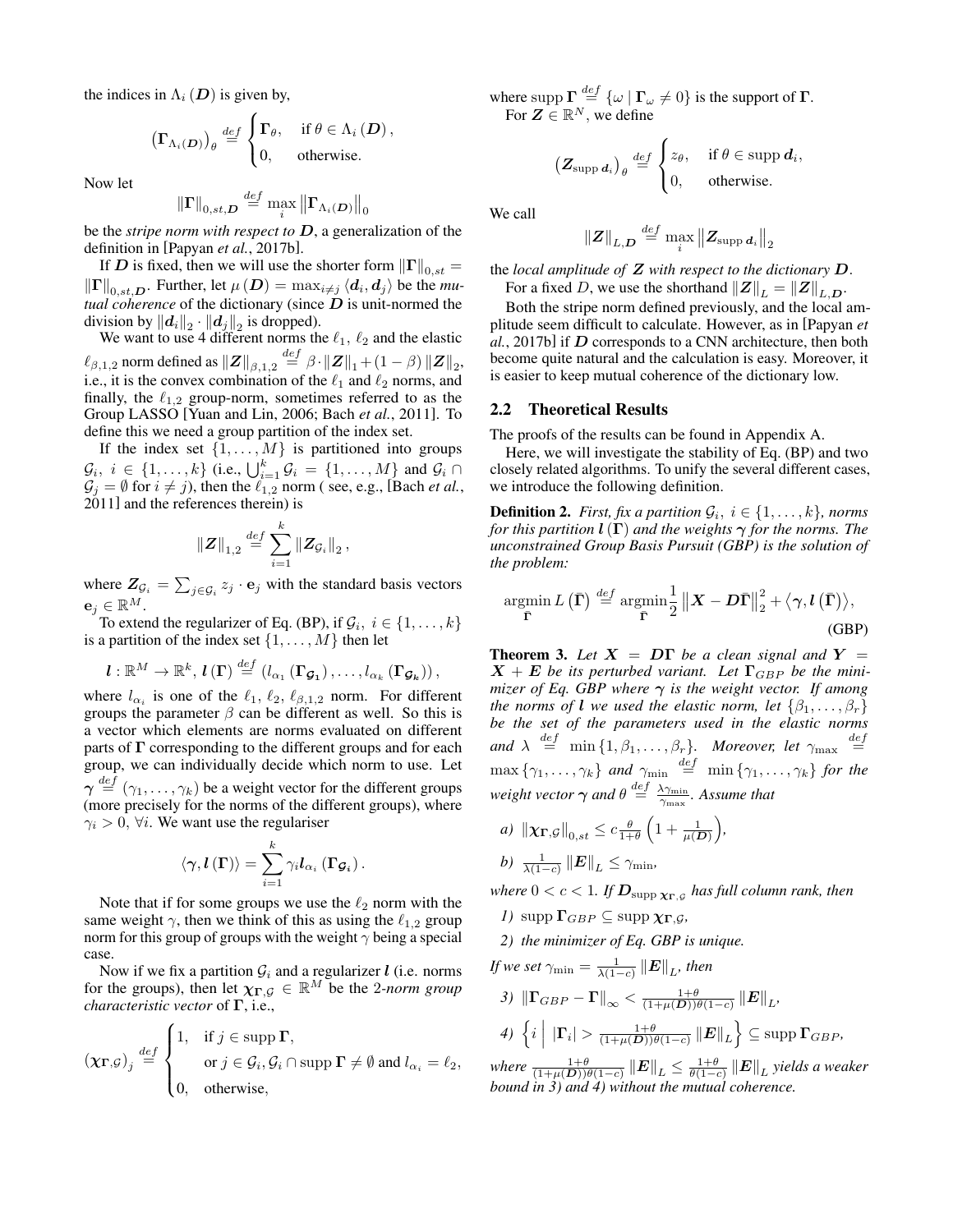the indices in $\Lambda_i(\boldsymbol{D})$ is given by,

$$\left(\boldsymbol{\Gamma}_{\Lambda_i(\boldsymbol{D})}\right)_\theta \stackrel{def}{=} \begin{cases} \boldsymbol{\Gamma}_\theta, & \text{if } \theta \in \Lambda_i(\boldsymbol{D}), \\ 0, & \text{otherwise.} \end{cases}$$

Now let

$$\|\boldsymbol{\Gamma}\|_{0,st,\boldsymbol{D}} \stackrel{def}{=} \max_i \left\|\boldsymbol{\Gamma}_{\Lambda_i(\boldsymbol{D})}\right\|_0$$

be the *stripe norm with respect to* $\boldsymbol{D}$, a generalization of the definition in [Papyan *et al.*, 2017b].

If $\boldsymbol{D}$ is fixed, then we will use the shorter form $\|\boldsymbol{\Gamma}\|_{0,st} = \|\boldsymbol{\Gamma}\|_{0,st,\boldsymbol{D}}$. Further, let $\mu(\boldsymbol{D}) = \max_{i \neq j} \langle \boldsymbol{d}_i, \boldsymbol{d}_j \rangle$ be the *mutual coherence* of the dictionary (since $\boldsymbol{D}$ is unit-normed the division by $\|\boldsymbol{d}_i\|_2 \cdot \|\boldsymbol{d}_j\|_2$ is dropped).

We want to use 4 different norms the $\ell_1$, $\ell_2$ and the elastic $\ell_{\beta,1,2}$ norm defined as $\|\boldsymbol{Z}\|_{\beta,1,2} \stackrel{def}{=} \beta \cdot \|\boldsymbol{Z}\|_1 + (1-\beta)\|\boldsymbol{Z}\|_2$, i.e., it is the convex combination of the $\ell_1$ and $\ell_2$ norms, and finally, the $\ell_{1,2}$ group-norm, sometimes referred to as the Group LASSO [Yuan and Lin, 2006; Bach *et al.*, 2011]. To define this we need a group partition of the index set.

If the index set $\{1, \ldots, M\}$ is partitioned into groups $\mathcal{G}_i,\ i \in \{1, \ldots, k\}$ (i.e., $\bigcup_{i=1}^k \mathcal{G}_i = \{1, \ldots, M\}$ and $\mathcal{G}_i \cap \mathcal{G}_j = \emptyset$ for $i \neq j$), then the $\ell_{1,2}$ norm ( see, e.g., [Bach *et al.*, 2011] and the references therein) is

$$\|\boldsymbol{Z}\|_{1,2} \stackrel{def}{=} \sum_{i=1}^k \|\boldsymbol{Z}_{\mathcal{G}_i}\|_2,$$

where $\boldsymbol{Z}_{\mathcal{G}_i} = \sum_{j \in \mathcal{G}_i} z_j \cdot \mathbf{e}_j$ with the standard basis vectors $\mathbf{e}_j \in \mathbb{R}^M$.

To extend the regularizer of Eq. (BP), if $\mathcal{G}_i,\ i \in \{1, \ldots, k\}$ is a partition of the index set $\{1, \ldots, M\}$ then let

$$\boldsymbol{l} : \mathbb{R}^M \to \mathbb{R}^k,\ \boldsymbol{l}(\boldsymbol{\Gamma}) \stackrel{def}{=} \left(l_{\alpha_1}(\boldsymbol{\Gamma}_{\mathcal{G}_1}), \ldots, l_{\alpha_k}(\boldsymbol{\Gamma}_{\mathcal{G}_k})\right),$$

where $l_{\alpha_i}$ is one of the $\ell_1$, $\ell_2$, $\ell_{\beta,1,2}$ norm. For different groups the parameter $\beta$ can be different as well. So this is a vector which elements are norms evaluated on different parts of $\boldsymbol{\Gamma}$ corresponding to the different groups and for each group, we can individually decide which norm to use. Let $\boldsymbol{\gamma} \stackrel{def}{=} (\gamma_1, \ldots, \gamma_k)$ be a weight vector for the different groups (more precisely for the norms of the different groups), where $\gamma_i > 0,\ \forall i$. We want use the regulariser

$$\langle \boldsymbol{\gamma}, \boldsymbol{l}(\boldsymbol{\Gamma}) \rangle = \sum_{i=1}^k \gamma_i \boldsymbol{l}_{\alpha_i}(\boldsymbol{\Gamma}_{\mathcal{G}_i}).$$

Note that if for some groups we use the $\ell_2$ norm with the same weight $\gamma$, then we think of this as using the $\ell_{1,2}$ group norm for this group of groups with the weight $\gamma$ being a special case.

Now if we fix a partition $\mathcal{G}_i$ and a regularizer $\boldsymbol{l}$ (i.e. norms for the groups), then let $\boldsymbol{\chi}_{\boldsymbol{\Gamma},\mathcal{G}} \in \mathbb{R}^M$ be the 2*-norm group characteristic vector* of $\boldsymbol{\Gamma}$, i.e.,

$$(\boldsymbol{\chi}_{\boldsymbol{\Gamma},\mathcal{G}})_j \stackrel{def}{=} \begin{cases} 1, & \text{if } j \in \operatorname{supp} \boldsymbol{\Gamma}, \\ & \text{or } j \in \mathcal{G}_i, \mathcal{G}_i \cap \operatorname{supp} \boldsymbol{\Gamma} \neq \emptyset \text{ and } l_{\alpha_i} = \ell_2, \\ 0, & \text{otherwise,} \end{cases}$$

where $\operatorname{supp} \boldsymbol{\Gamma} \stackrel{def}{=} \{\omega \mid \boldsymbol{\Gamma}_\omega \neq 0\}$ is the support of $\boldsymbol{\Gamma}$.

For $\boldsymbol{Z} \in \mathbb{R}^N$, we define

$$\left(\boldsymbol{Z}_{\operatorname{supp} \boldsymbol{d}_i}\right)_\theta \stackrel{def}{=} \begin{cases} z_\theta, & \text{if } \theta \in \operatorname{supp} \boldsymbol{d}_i, \\ 0, & \text{otherwise.} \end{cases}$$

We call

$$\|\boldsymbol{Z}\|_{L,\boldsymbol{D}} \stackrel{def}{=} \max_i \left\|\boldsymbol{Z}_{\operatorname{supp} \boldsymbol{d}_i}\right\|_2$$

the *local amplitude of* $\boldsymbol{Z}$ *with respect to the dictionary* $\boldsymbol{D}$.

For a fixed $D$, we use the shorthand $\|\boldsymbol{Z}\|_L = \|\boldsymbol{Z}\|_{L,\boldsymbol{D}}$.

Both the stripe norm defined previously, and the local amplitude seem difficult to calculate. However, as in [Papyan *et al.*, 2017b] if $\boldsymbol{D}$ corresponds to a CNN architecture, then both become quite natural and the calculation is easy. Moreover, it is easier to keep mutual coherence of the dictionary low.

## 2.2 Theoretical Results

The proofs of the results can be found in Appendix A.

Here, we will investigate the stability of Eq. (BP) and two closely related algorithms. To unify the several different cases, we introduce the following definition.

**Definition 2.** *First, fix a partition $\mathcal{G}_i,\ i \in \{1, \ldots, k\}$, norms for this partition $\boldsymbol{l}(\boldsymbol{\Gamma})$ and the weights $\boldsymbol{\gamma}$ for the norms. The unconstrained Group Basis Pursuit (GBP) is the solution of the problem:*

$$\operatorname*{argmin}_{\bar{\boldsymbol{\Gamma}}} L(\bar{\boldsymbol{\Gamma}}) \stackrel{def}{=} \operatorname*{argmin}_{\bar{\boldsymbol{\Gamma}}} \frac{1}{2}\left\|\boldsymbol{X} - \boldsymbol{D}\bar{\boldsymbol{\Gamma}}\right\|_2^2 + \langle \boldsymbol{\gamma}, \boldsymbol{l}(\bar{\boldsymbol{\Gamma}}) \rangle, \tag{GBP}$$

**Theorem 3.** *Let $\boldsymbol{X} = \boldsymbol{D}\boldsymbol{\Gamma}$ be a clean signal and $\boldsymbol{Y} = \boldsymbol{X} + \boldsymbol{E}$ be its perturbed variant. Let $\boldsymbol{\Gamma}_{GBP}$ be the minimizer of Eq. GBP where $\boldsymbol{\gamma}$ is the weight vector. If among the norms of $\boldsymbol{l}$ we used the elastic norm, let $\{\beta_1, \ldots, \beta_r\}$ be the set of the parameters used in the elastic norms and $\lambda \stackrel{def}{=} \min\{1, \beta_1, \ldots, \beta_r\}$. Moreover, let $\gamma_{\max} \stackrel{def}{=} \max\{\gamma_1, \ldots, \gamma_k\}$ and $\gamma_{\min} \stackrel{def}{=} \min\{\gamma_1, \ldots, \gamma_k\}$ for the weight vector $\boldsymbol{\gamma}$ and $\theta \stackrel{def}{=} \frac{\lambda \gamma_{\min}}{\gamma_{\max}}$. Assume that*

*a)* $\|\boldsymbol{\chi}_{\boldsymbol{\Gamma},\mathcal{G}}\|_{0,st} \leq c\frac{\theta}{1+\theta}\left(1 + \frac{1}{\mu(\boldsymbol{D})}\right)$,

*b)* $\frac{1}{\lambda(1-c)}\|\boldsymbol{E}\|_L \leq \gamma_{\min}$,

*where $0 < c < 1$. If $\boldsymbol{D}_{\operatorname{supp} \boldsymbol{\chi}_{\boldsymbol{\Gamma},\mathcal{G}}}$ has full column rank, then*

*1)* $\operatorname{supp} \boldsymbol{\Gamma}_{GBP} \subseteq \operatorname{supp} \boldsymbol{\chi}_{\boldsymbol{\Gamma},\mathcal{G}}$,

*2) the minimizer of Eq. GBP is unique.*

*If we set $\gamma_{\min} = \frac{1}{\lambda(1-c)}\|\boldsymbol{E}\|_L$, then*

*3)* $\|\boldsymbol{\Gamma}_{GBP} - \boldsymbol{\Gamma}\|_\infty < \frac{1+\theta}{(1+\mu(\boldsymbol{D}))\theta(1-c)}\|\boldsymbol{E}\|_L$,

*4)* $\left\{i \,\middle|\, |\boldsymbol{\Gamma}_i| > \frac{1+\theta}{(1+\mu(\boldsymbol{D}))\theta(1-c)}\|\boldsymbol{E}\|_L\right\} \subseteq \operatorname{supp} \boldsymbol{\Gamma}_{GBP}$,

*where $\frac{1+\theta}{(1+\mu(\boldsymbol{D}))\theta(1-c)}\|\boldsymbol{E}\|_L \leq \frac{1+\theta}{\theta(1-c)}\|\boldsymbol{E}\|_L$ yields a weaker bound in 3) and 4) without the mutual coherence.*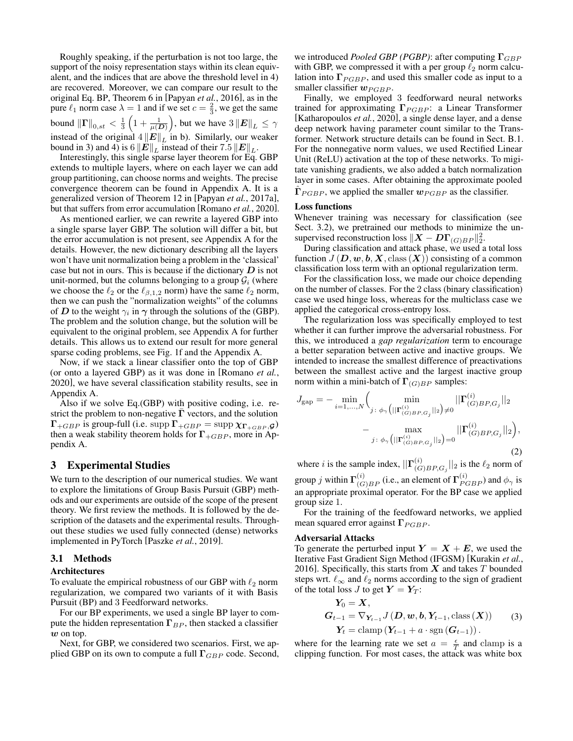Roughly speaking, if the perturbation is not too large, the support of the noisy representation stays within its clean equivalent, and the indices that are above the threshold level in 4) are recovered. Moreover, we can compare our result to the original Eq. BP, Theorem 6 in [Papyan *et al.*, 2016], as in the pure $\ell_1$ norm case $\lambda = 1$ and if we set $c = \frac{2}{3}$, we get the same bound $\|\boldsymbol{\Gamma}\|_{0,st} < \frac{1}{3}\left(1 + \frac{1}{\mu(\boldsymbol{D})}\right)$, but we have $3\|\boldsymbol{E}\|_L \leq \gamma$ instead of the original $4\|\boldsymbol{E}\|_L$ in b). Similarly, our weaker bound in 3) and 4) is $6\|\boldsymbol{E}\|_L$ instead of their $7.5\|\boldsymbol{E}\|_L$.

Interestingly, this single sparse layer theorem for Eq. GBP extends to multiple layers, where on each layer we can add group partitioning, can choose norms and weights. The precise convergence theorem can be found in Appendix A. It is a generalized version of Theorem 12 in [Papyan *et al.*, 2017a], but that suffers from error accumulation [Romano *et al.*, 2020].

As mentioned earlier, we can rewrite a layered GBP into a single sparse layer GBP. The solution will differ a bit, but the error accumulation is not present, see Appendix A for the details. However, the new dictionary describing all the layers won't have unit normalization being a problem in the 'classical' case but not in ours. This is because if the dictionary $\boldsymbol{D}$ is not unit-normed, but the columns belonging to a group $\mathcal{G}_i$ (where we choose the $\ell_2$ or the $\ell_{\beta,1,2}$ norm) have the same $\ell_2$ norm, then we can push the "normalization weights" of the columns of $\boldsymbol{D}$ to the weight $\gamma_i$ in $\boldsymbol{\gamma}$ through the solutions of the (GBP). The problem and the solution change, but the solution will be equivalent to the original problem, see Appendix A for further details. This allows us to extend our result for more general sparse coding problems, see Fig. 1f and the Appendix A.

Now, if we stack a linear classifier onto the top of GBP (or onto a layered GBP) as it was done in [Romano *et al.*, 2020], we have several classification stability results, see in Appendix A.

Also if we solve Eq.(GBP) with positive coding, i.e. restrict the problem to non-negative $\bar{\boldsymbol{\Gamma}}$ vectors, and the solution $\boldsymbol{\Gamma}_{+GBP}$ is group-full (i.e. $\operatorname{supp} \boldsymbol{\Gamma}_{+GBP} = \operatorname{supp} \boldsymbol{\chi}_{\boldsymbol{\Gamma}_{+GBP},\mathcal{G}}$) then a weak stability theorem holds for $\boldsymbol{\Gamma}_{+GBP}$, more in Appendix A.

## 3 Experimental Studies

We turn to the description of our numerical studies. We want to explore the limitations of Group Basis Pursuit (GBP) methods and our experiments are outside of the scope of the present theory. We first review the methods. It is followed by the description of the datasets and the experimental results. Throughout these studies we used fully connected (dense) networks implemented in PyTorch [Paszke *et al.*, 2019].

### 3.1 Methods

**Architectures**

To evaluate the empirical robustness of our GBP with $\ell_2$ norm regularization, we compared two variants of it with Basis Pursuit (BP) and 3 Feedforward networks.

For our BP experiments, we used a single BP layer to compute the hidden representation $\boldsymbol{\Gamma}_{BP}$, then stacked a classifier $\boldsymbol{w}$ on top.

Next, for GBP, we considered two scenarios. First, we applied GBP on its own to compute a full $\boldsymbol{\Gamma}_{GBP}$ code. Second, we introduced *Pooled GBP (PGBP)*: after computing $\boldsymbol{\Gamma}_{GBP}$ with GBP, we compressed it with a per group $\ell_2$ norm calculation into $\boldsymbol{\Gamma}_{PGBP}$, and used this smaller code as input to a smaller classifier $\boldsymbol{w}_{PGBP}$.

Finally, we employed 3 feedforward neural networks trained for approximating $\boldsymbol{\Gamma}_{PGBP}$: a Linear Transformer [Katharopoulos *et al.*, 2020], a single dense layer, and a dense deep network having parameter count similar to the Transformer. Network structure details can be found in Sect. B.1. For the nonnegative norm values, we used Rectified Linear Unit (ReLU) activation at the top of these networks. To migitate vanishing gradients, we also added a batch normalization layer in some cases. After obtaining the approximate pooled $\hat{\boldsymbol{\Gamma}}_{PGBP}$, we applied the smaller $\boldsymbol{w}_{PGBP}$ as the classifier.

**Loss functions**

Whenever training was necessary for classification (see Sect. 3.2), we pretrained our methods to minimize the unsupervised reconstruction loss $\|\boldsymbol{X} - \boldsymbol{D}\boldsymbol{\Gamma}_{(G)BP}\|_2^2$.

During classification and attack phase, we used a total loss function $J\left(\boldsymbol{D}, \boldsymbol{w}, \boldsymbol{b}, \boldsymbol{X}, \operatorname{class}\left(\boldsymbol{X}\right)\right)$ consisting of a common classification loss term with an optional regularization term.

For the classification loss, we made our choice depending on the number of classes. For the 2 class (binary classification) case we used hinge loss, whereas for the multiclass case we applied the categorical cross-entropy loss.

The regularization loss was specifically employed to test whether it can further improve the adversarial robustness. For this, we introduced a *gap regularization* term to encourage a better separation between active and inactive groups. We intended to increase the smallest difference of preactivations between the smallest active and the largest inactive group norm within a mini-batch of $\boldsymbol{\Gamma}_{(G)BP}$ samples:

$$J_{\text{gap}} = -\min_{i=1,\ldots,N}\Big( \min_{j:\ \phi_\gamma\left(||\boldsymbol{\Gamma}^{(i)}_{(G)BP,G_j}||_2\right)\neq 0} ||\boldsymbol{\Gamma}^{(i)}_{(G)BP,G_j}||_2 - \max_{j:\ \phi_\gamma\left(||\boldsymbol{\Gamma}^{(i)}_{(G)BP,G_j}||_2\right)=0} ||\boldsymbol{\Gamma}^{(i)}_{(G)BP,G_j}||_2\Big), \tag{2}$$

where $i$ is the sample index, $||\boldsymbol{\Gamma}^{(i)}_{(G)BP,G_j}||_2$ is the $\ell_2$ norm of group $j$ within $\boldsymbol{\Gamma}^{(i)}_{(G)BP}$ (i.e., an element of $\boldsymbol{\Gamma}^{(i)}_{PGBP}$) and $\phi_\gamma$ is an appropriate proximal operator. For the BP case we applied group size 1.

For the training of the feedfoward networks, we applied mean squared error against $\boldsymbol{\Gamma}_{PGBP}$.

**Adversarial Attacks**

To generate the perturbed input $\boldsymbol{Y} = \boldsymbol{X} + \boldsymbol{E}$, we used the Iterative Fast Gradient Sign Method (IFGSM) [Kurakin *et al.*, 2016]. Specifically, this starts from $\boldsymbol{X}$ and takes $T$ bounded steps wrt. $\ell_\infty$ and $\ell_2$ norms according to the sign of gradient of the total loss $J$ to get $\boldsymbol{Y} = \boldsymbol{Y}_T$:

$$\begin{aligned} \boldsymbol{Y}_0 &= \boldsymbol{X}, \\ \boldsymbol{G}_{t-1} &= \nabla_{\boldsymbol{Y}_{t-1}} J\left(\boldsymbol{D}, \boldsymbol{w}, \boldsymbol{b}, \boldsymbol{Y}_{t-1}, \operatorname{class}\left(\boldsymbol{X}\right)\right) \\ \boldsymbol{Y}_t &= \operatorname{clamp}\left(\boldsymbol{Y}_{t-1} + a \cdot \operatorname{sgn}\left(\boldsymbol{G}_{t-1}\right)\right). \end{aligned} \tag{3}$$

where for the learning rate we set $a = \frac{\epsilon}{T}$ and clamp is a clipping function. For most cases, the attack was white box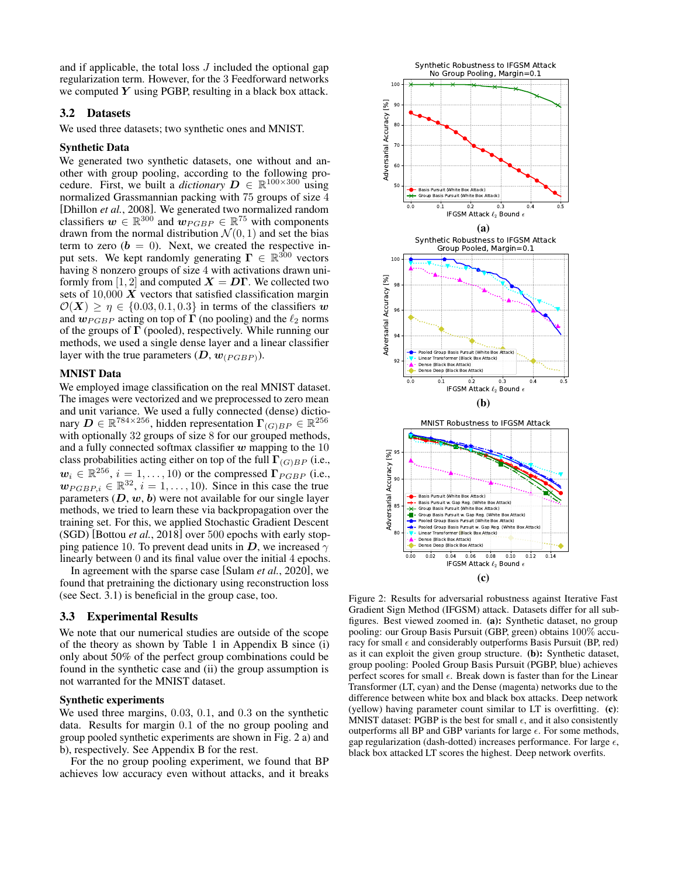and if applicable, the total loss $J$ included the optional gap regularization term. However, for the 3 Feedforward networks we computed $\boldsymbol{Y}$ using PGBP, resulting in a black box attack.

## 3.2 Datasets

We used three datasets; two synthetic ones and MNIST.

### Synthetic Data

We generated two synthetic datasets, one without and another with group pooling, according to the following procedure. First, we built a *dictionary* $\boldsymbol{D} \in \mathbb{R}^{100\times300}$ using normalized Grassmannian packing with 75 groups of size 4 [Dhillon *et al.*, 2008]. We generated two normalized random classifiers $\boldsymbol{w} \in \mathbb{R}^{300}$ and $\boldsymbol{w}_{PGBP} \in \mathbb{R}^{75}$ with components drawn from the normal distribution $\mathcal{N}(0, 1)$ and set the bias term to zero ($\boldsymbol{b} = 0$). Next, we created the respective input sets. We kept randomly generating $\boldsymbol{\Gamma} \in \mathbb{R}^{300}$ vectors having 8 nonzero groups of size 4 with activations drawn uniformly from $[1, 2]$ and computed $\boldsymbol{X} = \boldsymbol{D}\boldsymbol{\Gamma}$. We collected two sets of 10,000 $\boldsymbol{X}$ vectors that satisfied classification margin $\mathcal{O}(\boldsymbol{X}) \geq \eta \in \{0.03, 0.1, 0.3\}$ in terms of the classifiers $\boldsymbol{w}$ and $\boldsymbol{w}_{PGBP}$ acting on top of $\boldsymbol{\Gamma}$ (no pooling) and the $\ell_2$ norms of the groups of $\boldsymbol{\Gamma}$ (pooled), respectively. While running our methods, we used a single dense layer and a linear classifier layer with the true parameters $(\boldsymbol{D}, \boldsymbol{w}_{(PGBP)})$.

### MNIST Data

We employed image classification on the real MNIST dataset. The images were vectorized and we preprocessed to zero mean and unit variance. We used a fully connected (dense) dictionary $\boldsymbol{D} \in \mathbb{R}^{784\times256}$, hidden representation $\boldsymbol{\Gamma}_{(G)BP} \in \mathbb{R}^{256}$ with optionally 32 groups of size 8 for our grouped methods, and a fully connected softmax classifier $\boldsymbol{w}$ mapping to the 10 class probabilities acting either on top of the full $\boldsymbol{\Gamma}_{(G)BP}$ (i.e., $\boldsymbol{w}_i \in \mathbb{R}^{256}$, $i = 1, \ldots, 10$) or the compressed $\boldsymbol{\Gamma}_{PGBP}$ (i.e., $\boldsymbol{w}_{PGBP,i} \in \mathbb{R}^{32}$, $i = 1, \ldots, 10$). Since in this case the true parameters $(\boldsymbol{D}, \boldsymbol{w}, \boldsymbol{b})$ were not available for our single layer methods, we tried to learn these via backpropagation over the training set. For this, we applied Stochastic Gradient Descent (SGD) [Bottou *et al.*, 2018] over 500 epochs with early stopping patience 10. To prevent dead units in $\boldsymbol{D}$, we increased $\gamma$ linearly between 0 and its final value over the initial 4 epochs.

In agreement with the sparse case [Sulam *et al.*, 2020], we found that pretraining the dictionary using reconstruction loss (see Sect. 3.1) is beneficial in the group case, too.

## 3.3 Experimental Results

We note that our numerical studies are outside of the scope of the theory as shown by Table 1 in Appendix B since (i) only about 50% of the perfect group combinations could be found in the synthetic case and (ii) the group assumption is not warranted for the MNIST dataset.

### Synthetic experiments

We used three margins, 0.03, 0.1, and 0.3 on the synthetic data. Results for margin 0.1 of the no group pooling and group pooled synthetic experiments are shown in Fig. 2 a) and b), respectively. See Appendix B for the rest.

For the no group pooling experiment, we found that BP achieves low accuracy even without attacks, and it breaks

Figure 2: Results for adversarial robustness against Iterative Fast Gradient Sign Method (IFGSM) attack. Datasets differ for all subfigures. Best viewed zoomed in. **(a):** Synthetic dataset, no group pooling: our Group Basis Pursuit (GBP, green) obtains 100% accuracy for small $\epsilon$ and considerably outperforms Basis Pursuit (BP, red) as it can exploit the given group structure. **(b):** Synthetic dataset, group pooling: Pooled Group Basis Pursuit (PGBP, blue) achieves perfect scores for small $\epsilon$. Break down is faster than for the Linear Transformer (LT, cyan) and the Dense (magenta) networks due to the difference between white box and black box attacks. Deep network (yellow) having parameter count similar to LT is overfitting. **(c):** MNIST dataset: PGBP is the best for small $\epsilon$, and it also consistently outperforms all BP and GBP variants for large $\epsilon$. For some methods, gap regularization (dash-dotted) increases performance. For large $\epsilon$, black box attacked LT scores the highest. Deep network overfits.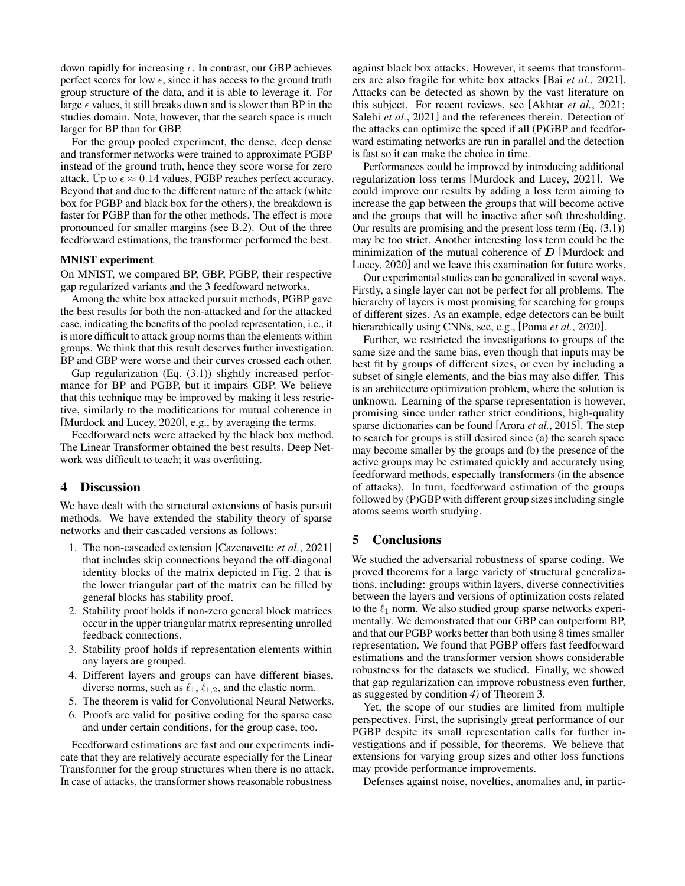down rapidly for increasing $\epsilon$. In contrast, our GBP achieves perfect scores for low $\epsilon$, since it has access to the ground truth group structure of the data, and it is able to leverage it. For large $\epsilon$ values, it still breaks down and is slower than BP in the studies domain. Note, however, that the search space is much larger for BP than for GBP.

For the group pooled experiment, the dense, deep dense and transformer networks were trained to approximate PGBP instead of the ground truth, hence they score worse for zero attack. Up to $\epsilon \approx 0.14$ values, PGBP reaches perfect accuracy. Beyond that and due to the different nature of the attack (white box for PGBP and black box for the others), the breakdown is faster for PGBP than for the other methods. The effect is more pronounced for smaller margins (see B.2). Out of the three feedforward estimations, the transformer performed the best.

**MNIST experiment**

On MNIST, we compared BP, GBP, PGBP, their respective gap regularized variants and the 3 feedfoward networks.

Among the white box attacked pursuit methods, PGBP gave the best results for both the non-attacked and for the attacked case, indicating the benefits of the pooled representation, i.e., it is more difficult to attack group norms than the elements within groups. We think that this result deserves further investigation. BP and GBP were worse and their curves crossed each other.

Gap regularization (Eq. (3.1)) slightly increased performance for BP and PGBP, but it impairs GBP. We believe that this technique may be improved by making it less restrictive, similarly to the modifications for mutual coherence in [Murdock and Lucey, 2020], e.g., by averaging the terms.

Feedforward nets were attacked by the black box method. The Linear Transformer obtained the best results. Deep Network was difficult to teach; it was overfitting.

## 4 Discussion

We have dealt with the structural extensions of basis pursuit methods. We have extended the stability theory of sparse networks and their cascaded versions as follows:

1. The non-cascaded extension [Cazenavette *et al.*, 2021] that includes skip connections beyond the off-diagonal identity blocks of the matrix depicted in Fig. 2 that is the lower triangular part of the matrix can be filled by general blocks has stability proof.
2. Stability proof holds if non-zero general block matrices occur in the upper triangular matrix representing unrolled feedback connections.
3. Stability proof holds if representation elements within any layers are grouped.
4. Different layers and groups can have different biases, diverse norms, such as $\ell_1$, $\ell_{1,2}$, and the elastic norm.
5. The theorem is valid for Convolutional Neural Networks.
6. Proofs are valid for positive coding for the sparse case and under certain conditions, for the group case, too.

Feedforward estimations are fast and our experiments indicate that they are relatively accurate especially for the Linear Transformer for the group structures when there is no attack. In case of attacks, the transformer shows reasonable robustness against black box attacks. However, it seems that transformers are also fragile for white box attacks [Bai *et al.*, 2021]. Attacks can be detected as shown by the vast literature on this subject. For recent reviews, see [Akhtar *et al.*, 2021; Salehi *et al.*, 2021] and the references therein. Detection of the attacks can optimize the speed if all (P)GBP and feedforward estimating networks are run in parallel and the detection is fast so it can make the choice in time.

Performances could be improved by introducing additional regularization loss terms [Murdock and Lucey, 2021]. We could improve our results by adding a loss term aiming to increase the gap between the groups that will become active and the groups that will be inactive after soft thresholding. Our results are promising and the present loss term (Eq. (3.1)) may be too strict. Another interesting loss term could be the minimization of the mutual coherence of $\boldsymbol{D}$ [Murdock and Lucey, 2020] and we leave this examination for future works.

Our experimental studies can be generalized in several ways. Firstly, a single layer can not be perfect for all problems. The hierarchy of layers is most promising for searching for groups of different sizes. As an example, edge detectors can be built hierarchically using CNNs, see, e.g., [Poma *et al.*, 2020].

Further, we restricted the investigations to groups of the same size and the same bias, even though that inputs may be best fit by groups of different sizes, or even by including a subset of single elements, and the bias may also differ. This is an architecture optimization problem, where the solution is unknown. Learning of the sparse representation is however, promising since under rather strict conditions, high-quality sparse dictionaries can be found [Arora *et al.*, 2015]. The step to search for groups is still desired since (a) the search space may become smaller by the groups and (b) the presence of the active groups may be estimated quickly and accurately using feedforward methods, especially transformers (in the absence of attacks). In turn, feedforward estimation of the groups followed by (P)GBP with different group sizes including single atoms seems worth studying.

## 5 Conclusions

We studied the adversarial robustness of sparse coding. We proved theorems for a large variety of structural generalizations, including: groups within layers, diverse connectivities between the layers and versions of optimization costs related to the $\ell_1$ norm. We also studied group sparse networks experimentally. We demonstrated that our GBP can outperform BP, and that our PGBP works better than both using 8 times smaller representation. We found that PGBP offers fast feedforward estimations and the transformer version shows considerable robustness for the datasets we studied. Finally, we showed that gap regularization can improve robustness even further, as suggested by condition *4)* of Theorem 3.

Yet, the scope of our studies are limited from multiple perspectives. First, the suprisingly great performance of our PGBP despite its small representation calls for further investigations and if possible, for theorems. We believe that extensions for varying group sizes and other loss functions may provide performance improvements.

Defenses against noise, novelties, anomalies and, in partic-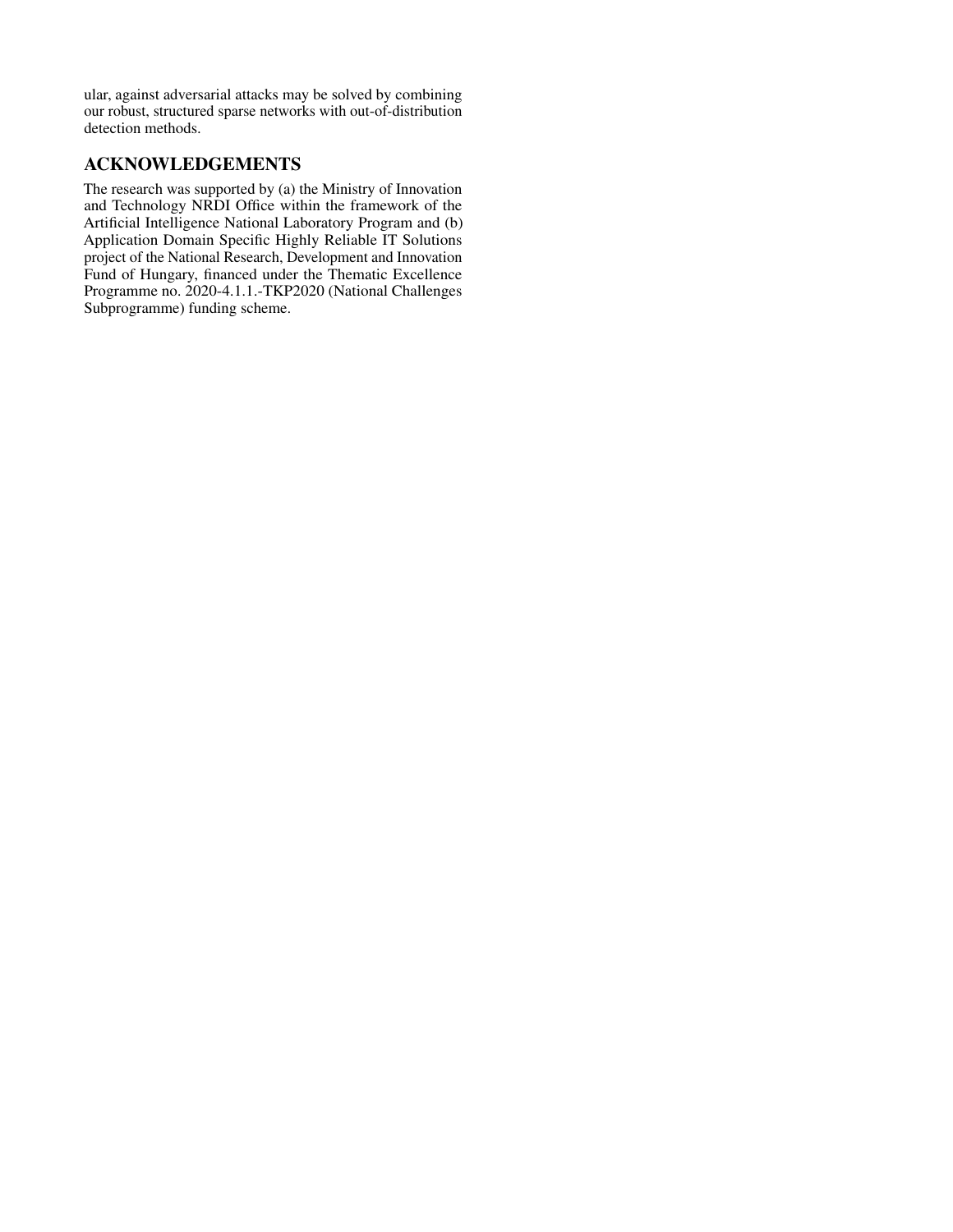ular, against adversarial attacks may be solved by combining our robust, structured sparse networks with out-of-distribution detection methods.

## ACKNOWLEDGEMENTS

The research was supported by (a) the Ministry of Innovation and Technology NRDI Office within the framework of the Artificial Intelligence National Laboratory Program and (b) Application Domain Specific Highly Reliable IT Solutions project of the National Research, Development and Innovation Fund of Hungary, financed under the Thematic Excellence Programme no. 2020-4.1.1.-TKP2020 (National Challenges Subprogramme) funding scheme.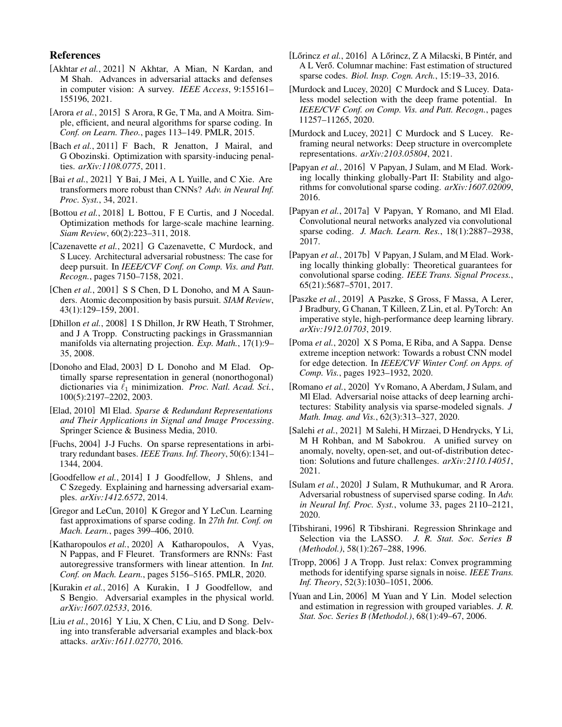## References

[Akhtar *et al.*, 2021] N Akhtar, A Mian, N Kardan, and M Shah. Advances in adversarial attacks and defenses in computer vision: A survey. *IEEE Access*, 9:155161–155196, 2021.

[Arora *et al.*, 2015] S Arora, R Ge, T Ma, and A Moitra. Simple, efficient, and neural algorithms for sparse coding. In *Conf. on Learn. Theo.*, pages 113–149. PMLR, 2015.

[Bach *et al.*, 2011] F Bach, R Jenatton, J Mairal, and G Obozinski. Optimization with sparsity-inducing penalties. *arXiv:1108.0775*, 2011.

[Bai *et al.*, 2021] Y Bai, J Mei, A L Yuille, and C Xie. Are transformers more robust than CNNs? *Adv. in Neural Inf. Proc. Syst.*, 34, 2021.

[Bottou *et al.*, 2018] L Bottou, F E Curtis, and J Nocedal. Optimization methods for large-scale machine learning. *Siam Review*, 60(2):223–311, 2018.

[Cazenavette *et al.*, 2021] G Cazenavette, C Murdock, and S Lucey. Architectural adversarial robustness: The case for deep pursuit. In *IEEE/CVF Conf. on Comp. Vis. and Patt. Recogn.*, pages 7150–7158, 2021.

[Chen *et al.*, 2001] S S Chen, D L Donoho, and M A Saunders. Atomic decomposition by basis pursuit. *SIAM Review*, 43(1):129–159, 2001.

[Dhillon *et al.*, 2008] I S Dhillon, Jr RW Heath, T Strohmer, and J A Tropp. Constructing packings in Grassmannian manifolds via alternating projection. *Exp. Math.*, 17(1):9–35, 2008.

[Donoho and Elad, 2003] D L Donoho and M Elad. Optimally sparse representation in general (nonorthogonal) dictionaries via $\ell_1$ minimization. *Proc. Natl. Acad. Sci.*, 100(5):2197–2202, 2003.

[Elad, 2010] Ml Elad. *Sparse & Redundant Representations and Their Applications in Signal and Image Processing*. Springer Science & Business Media, 2010.

[Fuchs, 2004] J-J Fuchs. On sparse representations in arbitrary redundant bases. *IEEE Trans. Inf. Theory*, 50(6):1341–1344, 2004.

[Goodfellow *et al.*, 2014] I J Goodfellow, J Shlens, and C Szegedy. Explaining and harnessing adversarial examples. *arXiv:1412.6572*, 2014.

[Gregor and LeCun, 2010] K Gregor and Y LeCun. Learning fast approximations of sparse coding. In *27th Int. Conf. on Mach. Learn.*, pages 399–406, 2010.

[Katharopoulos *et al.*, 2020] A Katharopoulos, A Vyas, N Pappas, and F Fleuret. Transformers are RNNs: Fast autoregressive transformers with linear attention. In *Int. Conf. on Mach. Learn.*, pages 5156–5165. PMLR, 2020.

[Kurakin *et al.*, 2016] A Kurakin, I J Goodfellow, and S Bengio. Adversarial examples in the physical world. *arXiv:1607.02533*, 2016.

[Liu *et al.*, 2016] Y Liu, X Chen, C Liu, and D Song. Delving into transferable adversarial examples and black-box attacks. *arXiv:1611.02770*, 2016.

[Lőrincz *et al.*, 2016] A Lőrincz, Z A Milacski, B Pintér, and A L Verő. Columnar machine: Fast estimation of structured sparse codes. *Biol. Insp. Cogn. Arch.*, 15:19–33, 2016.

[Murdock and Lucey, 2020] C Murdock and S Lucey. Dataless model selection with the deep frame potential. In *IEEE/CVF Conf. on Comp. Vis. and Patt. Recogn.*, pages 11257–11265, 2020.

[Murdock and Lucey, 2021] C Murdock and S Lucey. Reframing neural networks: Deep structure in overcomplete representations. *arXiv:2103.05804*, 2021.

[Papyan *et al.*, 2016] V Papyan, J Sulam, and M Elad. Working locally thinking globally-Part II: Stability and algorithms for convolutional sparse coding. *arXiv:1607.02009*, 2016.

[Papyan *et al.*, 2017a] V Papyan, Y Romano, and Ml Elad. Convolutional neural networks analyzed via convolutional sparse coding. *J. Mach. Learn. Res.*, 18(1):2887–2938, 2017.

[Papyan *et al.*, 2017b] V Papyan, J Sulam, and M Elad. Working locally thinking globally: Theoretical guarantees for convolutional sparse coding. *IEEE Trans. Signal Process.*, 65(21):5687–5701, 2017.

[Paszke *et al.*, 2019] A Paszke, S Gross, F Massa, A Lerer, J Bradbury, G Chanan, T Killeen, Z Lin, et al. PyTorch: An imperative style, high-performance deep learning library. *arXiv:1912.01703*, 2019.

[Poma *et al.*, 2020] X S Poma, E Riba, and A Sappa. Dense extreme inception network: Towards a robust CNN model for edge detection. In *IEEE/CVF Winter Conf. on Apps. of Comp. Vis.*, pages 1923–1932, 2020.

[Romano *et al.*, 2020] Yv Romano, A Aberdam, J Sulam, and Ml Elad. Adversarial noise attacks of deep learning architectures: Stability analysis via sparse-modeled signals. *J Math. Imag. and Vis.*, 62(3):313–327, 2020.

[Salehi *et al.*, 2021] M Salehi, H Mirzaei, D Hendrycks, Y Li, M H Rohban, and M Sabokrou. A unified survey on anomaly, novelty, open-set, and out-of-distribution detection: Solutions and future challenges. *arXiv:2110.14051*, 2021.

[Sulam *et al.*, 2020] J Sulam, R Muthukumar, and R Arora. Adversarial robustness of supervised sparse coding. In *Adv. in Neural Inf. Proc. Syst.*, volume 33, pages 2110–2121, 2020.

[Tibshirani, 1996] R Tibshirani. Regression Shrinkage and Selection via the LASSO. *J. R. Stat. Soc. Series B (Methodol.)*, 58(1):267–288, 1996.

[Tropp, 2006] J A Tropp. Just relax: Convex programming methods for identifying sparse signals in noise. *IEEE Trans. Inf. Theory*, 52(3):1030–1051, 2006.

[Yuan and Lin, 2006] M Yuan and Y Lin. Model selection and estimation in regression with grouped variables. *J. R. Stat. Soc. Series B (Methodol.)*, 68(1):49–67, 2006.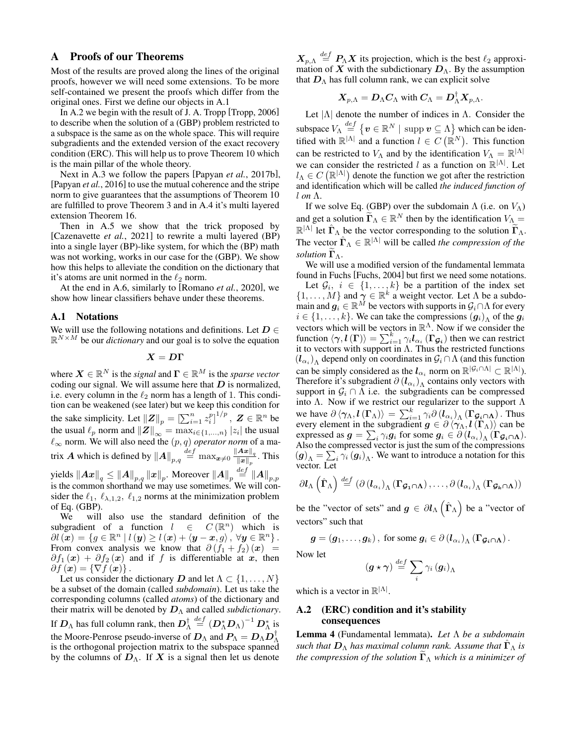# A Proofs of our Theorems

Most of the results are proved along the lines of the original proofs, however we will need some extensions. To be more self-contained we present the proofs which differ from the original ones. First we define our objects in A.1

In A.2 we begin with the result of J. A. Tropp [Tropp, 2006] to describe when the solution of a (GBP) problem restricted to a subspace is the same as on the whole space. This will require subgradients and the extended version of the exact recovery condition (ERC). This will help us to prove Theorem 10 which is the main pillar of the whole theory.

Next in A.3 we follow the papers [Papyan *et al.*, 2017b], [Papyan *et al.*, 2016] to use the mutual coherence and the stripe norm to give guarantees that the assumptions of Theorem 10 are fulfilled to prove Theorem 3 and in A.4 it's multi layered extension Theorem 16.

Then in A.5 we show that the trick proposed by [Cazenavette *et al.*, 2021] to rewrite a multi layered (BP) into a single layer (BP)-like system, for which the (BP) math was not working, works in our case for the (GBP). We show how this helps to alleviate the condition on the dictionary that it's atoms are unit normed in the $\ell_2$ norm.

At the end in A.6, similarly to [Romano *et al.*, 2020], we show how linear classifiers behave under these theorems.

## A.1 Notations

We will use the following notations and definitions. Let $\boldsymbol{D} \in \mathbb{R}^{N \times M}$ be our *dictionary* and our goal is to solve the equation

$$\boldsymbol{X} = \boldsymbol{D}\boldsymbol{\Gamma}$$

where $\boldsymbol{X} \in \mathbb{R}^N$ is the *signal* and $\boldsymbol{\Gamma} \in \mathbb{R}^M$ is the *sparse vector* coding our signal. We will assume here that $\boldsymbol{D}$ is normalized, i.e. every column in the $\ell_2$ norm has a length of 1. This condition can be weakened (see later) but we keep this condition for the sake simplicity. Let $\|\boldsymbol{Z}\|_p = \left[\sum_{i=1}^n z_i^p\right]^{1/p}$, $\boldsymbol{Z} \in \mathbb{R}^n$ be the usual $\ell_p$ norm and $\|\boldsymbol{Z}\|_\infty = \max_{i \in \{1,\ldots,n\}} |z_i|$ the usual $\ell_\infty$ norm. We will also need the $(p,q)$ *operator norm* of a matrix $\boldsymbol{A}$ which is defined by $\|\boldsymbol{A}\|_{p,q} \overset{def}{=} \max_{\boldsymbol{x} \neq 0} \frac{\|\boldsymbol{A}\boldsymbol{x}\|_q}{\|\boldsymbol{x}\|_p}$. This yields $\|\boldsymbol{A}\boldsymbol{x}\|_q \leq \|\boldsymbol{A}\|_{p,q} \|\boldsymbol{x}\|_p$. Moreover $\|\boldsymbol{A}\|_p \overset{def}{=} \|\boldsymbol{A}\|_{p,p}$ is the common shorthand we may use sometimes. We will consider the $\ell_1$, $\ell_{\lambda,1,2}$, $\ell_{1,2}$ norms at the minimization problem of Eq. (GBP).

We will also use the standard definition of the subgradient of a function $l \in C(\mathbb{R}^n)$ which is $\partial l(\boldsymbol{x}) = \{g \in \mathbb{R}^n \mid l(\boldsymbol{y}) \geq l(\boldsymbol{x}) + \langle \boldsymbol{y} - \boldsymbol{x}, g\rangle, \forall \boldsymbol{y} \in \mathbb{R}^n\}$. From convex analysis we know that $\partial(f_1 + f_2)(\boldsymbol{x}) = \partial f_1(\boldsymbol{x}) + \partial f_2(\boldsymbol{x})$ and if $f$ is differentiable at $\boldsymbol{x}$, then $\partial f(\boldsymbol{x}) = \{\nabla f(\boldsymbol{x})\}$.

Let us consider the dictionary $\boldsymbol{D}$ and let $\Lambda \subset \{1,\ldots,N\}$ be a subset of the domain (called *subdomain*). Let us take the corresponding columns (called *atoms*) of the dictionary and their matrix will be denoted by $\boldsymbol{D}_\Lambda$ and called *subdictionary*. If $\boldsymbol{D}_\Lambda$ has full column rank, then $\boldsymbol{D}_\Lambda^\dagger \overset{def}{=} \left(\boldsymbol{D}_\Lambda^* \boldsymbol{D}_\Lambda\right)^{-1} \boldsymbol{D}_\Lambda^*$ is the Moore-Penrose pseudo-inverse of $\boldsymbol{D}_\Lambda$ and $\boldsymbol{P}_\Lambda = \boldsymbol{D}_\Lambda \boldsymbol{D}_\Lambda^\dagger$ is the orthogonal projection matrix to the subspace spanned by the columns of $\boldsymbol{D}_\Lambda$. If $\boldsymbol{X}$ is a signal then let us denote $\boldsymbol{X}_{p,\Lambda} \overset{def}{=} \boldsymbol{P}_\Lambda \boldsymbol{X}$ its projection, which is the best $\ell_2$ approximation of $\boldsymbol{X}$ with the subdictionary $\boldsymbol{D}_\Lambda$. By the assumption that $\boldsymbol{D}_\Lambda$ has full column rank, we can explicit solve

$$\boldsymbol{X}_{p,\Lambda} = \boldsymbol{D}_\Lambda \boldsymbol{C}_\Lambda \text{ with } \boldsymbol{C}_\Lambda = \boldsymbol{D}_\Lambda^\dagger \boldsymbol{X}_{p,\Lambda}.$$

Let $|\Lambda|$ denote the number of indices in $\Lambda$. Consider the subspace $V_\Lambda \overset{def}{=} \{\boldsymbol{v} \in \mathbb{R}^N \mid \operatorname{supp} \boldsymbol{v} \subseteq \Lambda\}$ which can be identified with $\mathbb{R}^{|\Lambda|}$ and a function $l \in C\left(\mathbb{R}^N\right)$. This function can be restricted to $V_\Lambda$ and by the identification $V_\Lambda = \mathbb{R}^{|\Lambda|}$ we can consider the restricted $l$ as a function on $\mathbb{R}^{|\Lambda|}$. Let $l_\Lambda \in C\left(\mathbb{R}^{|\Lambda|}\right)$ denote the function we got after the restriction and identification which will be called *the induced function of $l$ on $\Lambda$.*

If we solve Eq. (GBP) over the subdomain $\Lambda$ (i.e. on $V_\Lambda$) and get a solution $\widetilde{\boldsymbol{\Gamma}}_\Lambda \in \mathbb{R}^N$ then by the identification $V_\Lambda = \mathbb{R}^{|\Lambda|}$ let $\hat{\boldsymbol{\Gamma}}_\Lambda$ be the vector corresponding to the solution $\widetilde{\boldsymbol{\Gamma}}_\Lambda$. The vector $\hat{\boldsymbol{\Gamma}}_\Lambda \in \mathbb{R}^{|\Lambda|}$ will be called *the compression of the solution* $\widetilde{\boldsymbol{\Gamma}}_\Lambda$.

We will use a modified version of the fundamental lemmata found in Fuchs [Fuchs, 2004] but first we need some notations.

Let $\mathcal{G}_i$, $i \in \{1,\ldots,k\}$ be a partition of the index set $\{1,\ldots,M\}$ and $\boldsymbol{\gamma} \in \mathbb{R}^k$ a weight vector. Let $\Lambda$ be a subdomain and $\boldsymbol{g}_i \in \mathbb{R}^M$ be vectors with supports in $\mathcal{G}_i \cap \Lambda$ for every $i \in \{1,\ldots,k\}$. We can take the compressions $(\boldsymbol{g}_i)_\Lambda$ of the $\boldsymbol{g}_i$ vectors which will be vectors in $\mathbb{R}^\Lambda$. Now if we consider the function $\langle \boldsymbol{\gamma}, \boldsymbol{l}(\boldsymbol{\Gamma})\rangle = \sum_{i=1}^k \gamma_i \boldsymbol{l}_{\alpha_i}(\boldsymbol{\Gamma}_{\mathcal{G}_i})$ then we can restrict it to vectors with support in $\Lambda$. Thus the restricted functions $(\boldsymbol{l}_{\alpha_i})_\Lambda$ depend only on coordinates in $\mathcal{G}_i \cap \Lambda$ (and this function can be simply considered as the $\boldsymbol{l}_{\alpha_i}$ norm on $\mathbb{R}^{|\mathcal{G}_i \cap \Lambda|} \subset \mathbb{R}^{|\Lambda|}$). Therefore it's subgradient $\partial(\boldsymbol{l}_{\alpha_i})_\Lambda$ contains only vectors with support in $\mathcal{G}_i \cap \Lambda$ i.e. the subgradients can be compressed into $\Lambda$. Now if we restrict our regularizer to the support $\Lambda$ we have $\partial\langle \boldsymbol{\gamma}_\Lambda, \boldsymbol{l}(\boldsymbol{\Gamma}_\Lambda)\rangle = \sum_{i=1}^k \gamma_i \partial(\boldsymbol{l}_{\alpha_i})_\Lambda(\boldsymbol{\Gamma}_{\mathcal{G}_i \cap \Lambda})$. Thus every element in the subgradient $\boldsymbol{g} \in \partial\langle \boldsymbol{\gamma}_\Lambda, \boldsymbol{l}(\boldsymbol{\Gamma}_\Lambda)\rangle$ can be expressed as $\boldsymbol{g} = \sum_i \gamma_i \boldsymbol{g}_i$ for some $\boldsymbol{g}_i \in \partial(\boldsymbol{l}_{\alpha_i})_\Lambda(\boldsymbol{\Gamma}_{\mathcal{G}_i \cap \Lambda})$. Also the compressed vector is just the sum of the compressions $(\boldsymbol{g})_\Lambda = \sum_i \gamma_i (\boldsymbol{g}_i)_\Lambda$. We want to introduce a notation for this vector. Let

$$\partial \boldsymbol{l}_\Lambda\left(\hat{\boldsymbol{\Gamma}}_\Lambda\right) \overset{def}{=} \left(\partial(\boldsymbol{l}_{\alpha_i})_\Lambda(\boldsymbol{\Gamma}_{\mathcal{G}_1 \cap \Lambda}), \ldots, \partial(\boldsymbol{l}_{\alpha_i})_\Lambda(\boldsymbol{\Gamma}_{\mathcal{G}_k \cap \Lambda})\right)$$

be the "vector of sets" and $\boldsymbol{g} \in \partial \boldsymbol{l}_\Lambda\left(\hat{\boldsymbol{\Gamma}}_\Lambda\right)$ be a "vector of vectors" such that

$$\boldsymbol{g} = (\boldsymbol{g}_1, \ldots, \boldsymbol{g}_k), \text{ for some } \boldsymbol{g}_i \in \partial(\boldsymbol{l}_{\alpha_i})_\Lambda(\boldsymbol{\Gamma}_{\mathcal{G}_i \cap \Lambda}).$$

Now let

$$(\boldsymbol{g} \star \boldsymbol{\gamma}) \overset{def}{=} \sum_i \gamma_i (\boldsymbol{g}_i)_\Lambda$$

which is a vector in $\mathbb{R}^{|\Lambda|}$.

## A.2 (ERC) condition and it's stability consequences

**Lemma 4** (Fundamental lemmata)**.** *Let $\Lambda$ be a subdomain such that $\boldsymbol{D}_\Lambda$ has maximal column rank. Assume that $\hat{\boldsymbol{\Gamma}}_\Lambda$ is the compression of the solution $\widetilde{\boldsymbol{\Gamma}}_\Lambda$ which is a minimizer of*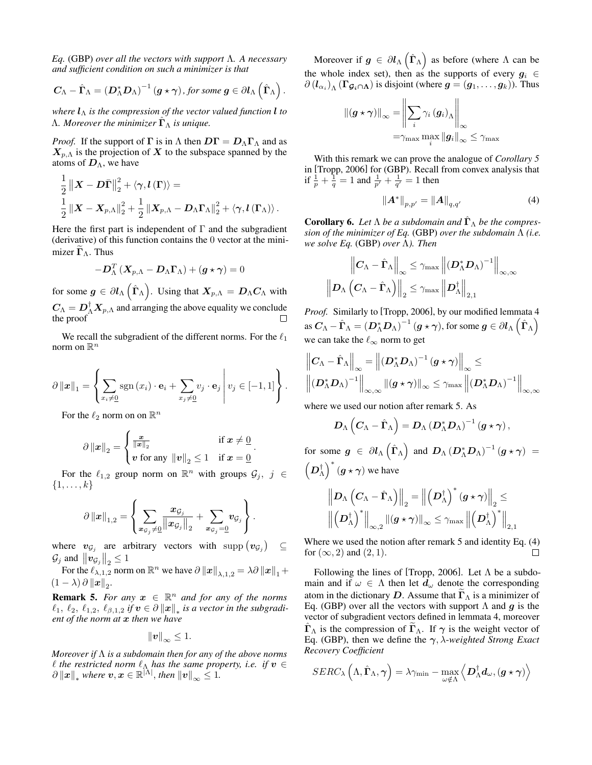*Eq.* (GBP) *over all the vectors with support* $\Lambda$*. A necessary and sufficient condition on such a minimizer is that*

$$\boldsymbol{C}_\Lambda - \hat{\boldsymbol{\Gamma}}_\Lambda = \left(\boldsymbol{D}_\Lambda^* \boldsymbol{D}_\Lambda\right)^{-1} (\boldsymbol{g} \star \boldsymbol{\gamma}), \textit{ for some } \boldsymbol{g} \in \partial \boldsymbol{l}_\Lambda \left(\hat{\boldsymbol{\Gamma}}_\Lambda\right).$$

*where* $\boldsymbol{l}_\Lambda$ *is the compression of the vector valued function* $\boldsymbol{l}$ *to* $\Lambda$*. Moreover the minimizer* $\hat{\boldsymbol{\Gamma}}_\Lambda$ *is unique.*

*Proof.* If the support of $\boldsymbol{\Gamma}$ is in $\Lambda$ then $\boldsymbol{D}\boldsymbol{\Gamma} = \boldsymbol{D}_\Lambda \boldsymbol{\Gamma}_\Lambda$ and as $\boldsymbol{X}_{p,\Lambda}$ is the projection of $\boldsymbol{X}$ to the subspace spanned by the atoms of $\boldsymbol{D}_\Lambda$, we have

$$\begin{aligned}
&\frac{1}{2}\left\|\boldsymbol{X} - \boldsymbol{D}\bar{\boldsymbol{\Gamma}}\right\|_2^2 + \langle \boldsymbol{\gamma}, \boldsymbol{l}(\boldsymbol{\Gamma})\rangle = \\
&\frac{1}{2}\left\|\boldsymbol{X} - \boldsymbol{X}_{p,\Lambda}\right\|_2^2 + \frac{1}{2}\left\|\boldsymbol{X}_{p,\Lambda} - \boldsymbol{D}_\Lambda \boldsymbol{\Gamma}_\Lambda\right\|_2^2 + \langle \boldsymbol{\gamma}, \boldsymbol{l}(\boldsymbol{\Gamma}_\Lambda)\rangle.
\end{aligned}$$

Here the first part is independent of $\Gamma$ and the subgradient (derivative) of this function contains the 0 vector at the minimizer $\widetilde{\boldsymbol{\Gamma}}_\Lambda$. Thus

$$-\boldsymbol{D}_\Lambda^T\left(\boldsymbol{X}_{p,\Lambda} - \boldsymbol{D}_\Lambda \boldsymbol{\Gamma}_\Lambda\right) + (\boldsymbol{g} \star \boldsymbol{\gamma}) = 0$$

for some $\boldsymbol{g} \in \partial \boldsymbol{l}_\Lambda\left(\hat{\boldsymbol{\Gamma}}_\Lambda\right)$. Using that $\boldsymbol{X}_{p,\Lambda} = \boldsymbol{D}_\Lambda \boldsymbol{C}_\Lambda$ with $\boldsymbol{C}_\Lambda = \boldsymbol{D}_\Lambda^\dagger \boldsymbol{X}_{p,\Lambda}$ and arranging the above equality we conclude the proof $\square$

We recall the subgradient of the different norms. For the $\ell_1$ norm on $\mathbb{R}^n$

$$\partial\left\|\boldsymbol{x}\right\|_1 = \left\{ \sum_{x_i \neq \underline{0}} \operatorname{sgn}(x_i) \cdot \mathbf{e}_i + \sum_{x_j \neq \underline{0}} v_j \cdot \mathbf{e}_j \,\middle|\, v_j \in [-1, 1] \right\}.$$

For the $\ell_2$ norm on on $\mathbb{R}^n$

$$\partial\left\|\boldsymbol{x}\right\|_2 = \begin{cases} \frac{\boldsymbol{x}}{\|\boldsymbol{x}\|_2} & \text{if } \boldsymbol{x} \neq \underline{0} \\ \boldsymbol{v} \text{ for any } \|\boldsymbol{v}\|_2 \leq 1 & \text{if } \boldsymbol{x} = \underline{0} \end{cases}.$$

For the $\ell_{1,2}$ group norm on $\mathbb{R}^n$ with groups $\mathcal{G}_j,\ j \in \{1, \ldots, k\}$

$$\partial\left\|\boldsymbol{x}\right\|_{1,2} = \left\{ \sum_{\boldsymbol{x}_{\mathcal{G}_j} \neq \underline{0}} \frac{\boldsymbol{x}_{\mathcal{G}_j}}{\left\|\boldsymbol{x}_{\mathcal{G}_j}\right\|_2} + \sum_{\boldsymbol{x}_{\mathcal{G}_j} = \underline{0}} \boldsymbol{v}_{\mathcal{G}_j} \right\}.$$

where $\boldsymbol{v}_{\mathcal{G}_j}$ are arbitrary vectors with $\operatorname{supp}\left(\boldsymbol{v}_{\mathcal{G}_j}\right) \subseteq \mathcal{G}_j$ and $\left\|\boldsymbol{v}_{\mathcal{G}_j}\right\|_2 \leq 1$

For the $\ell_{\lambda,1,2}$ norm on $\mathbb{R}^n$ we have $\partial\left\|\boldsymbol{x}\right\|_{\lambda,1,2} = \lambda \partial\left\|\boldsymbol{x}\right\|_1 + (1-\lambda)\,\partial\left\|\boldsymbol{x}\right\|_2$.

**Remark 5.** *For any* $\boldsymbol{x} \in \mathbb{R}^n$ *and for any of the norms* $\ell_1,\ \ell_2,\ \ell_{1,2},\ \ell_{\beta,1,2}$ *if* $\boldsymbol{v} \in \partial\left\|\boldsymbol{x}\right\|_*$ *is a vector in the subgradient of the norm at* $\boldsymbol{x}$ *then we have*

$$\left\|\boldsymbol{v}\right\|_\infty \leq 1.$$

*Moreover if* $\Lambda$ *is a subdomain then for any of the above norms* $\ell$ *the restricted norm* $\ell_\Lambda$ *has the same property, i.e. if* $\boldsymbol{v} \in \partial\left\|\boldsymbol{x}\right\|_*$ *where* $\boldsymbol{v}, \boldsymbol{x} \in \mathbb{R}^{|\Lambda|}$*, then* $\left\|\boldsymbol{v}\right\|_\infty \leq 1$*.*

Moreover if $\boldsymbol{g} \in \partial \boldsymbol{l}_\Lambda\left(\hat{\boldsymbol{\Gamma}}_\Lambda\right)$ as before (where $\Lambda$ can be the whole index set), then as the supports of every $\boldsymbol{g}_i \in \partial\left(\boldsymbol{l}_{\alpha_i}\right)_\Lambda\left(\boldsymbol{\Gamma}_{\mathcal{G}_i \cap \boldsymbol{\Lambda}}\right)$ is disjoint (where $\boldsymbol{g} = (\boldsymbol{g}_1, \ldots, \boldsymbol{g}_k)$). Thus

$$\begin{aligned}
\left\|(\boldsymbol{g} \star \boldsymbol{\gamma})\right\|_\infty = &\left\|\sum_i \gamma_i \left(\boldsymbol{g}_i\right)_\Lambda\right\|_\infty \\
= &\gamma_{\max} \max_i \left\|\boldsymbol{g}_i\right\|_\infty \leq \gamma_{\max}
\end{aligned}$$

With this remark we can prove the analogue of *Corollary 5* in [Tropp, 2006] for (GBP). Recall from convex analysis that if $\frac{1}{p} + \frac{1}{q} = 1$ and $\frac{1}{p'} + \frac{1}{q'} = 1$ then

$$\left\|\boldsymbol{A}^*\right\|_{p,p'} = \left\|\boldsymbol{A}\right\|_{q,q'} \tag{4}$$

**Corollary 6.** *Let* $\Lambda$ *be a subdomain and* $\hat{\boldsymbol{\Gamma}}_\Lambda$ *be the compression of the minimizer of Eq.* (GBP) *over the subdomain* $\Lambda$ *(i.e. we solve Eq.* (GBP) *over* $\Lambda$*). Then*

$$\begin{aligned}
\left\|\boldsymbol{C}_\Lambda - \hat{\boldsymbol{\Gamma}}_\Lambda\right\|_\infty &\leq \gamma_{\max}\left\|\left(\boldsymbol{D}_\Lambda^* \boldsymbol{D}_\Lambda\right)^{-1}\right\|_{\infty,\infty} \\
\left\|\boldsymbol{D}_\Lambda\left(\boldsymbol{C}_\Lambda - \hat{\boldsymbol{\Gamma}}_\Lambda\right)\right\|_2 &\leq \gamma_{\max}\left\|\boldsymbol{D}_\Lambda^\dagger\right\|_{2,1}
\end{aligned}$$

*Proof.* Similarly to [Tropp, 2006], by our modified lemmata 4 as $\boldsymbol{C}_\Lambda - \hat{\boldsymbol{\Gamma}}_\Lambda = \left(\boldsymbol{D}_\Lambda^* \boldsymbol{D}_\Lambda\right)^{-1}(\boldsymbol{g} \star \boldsymbol{\gamma})$, for some $\boldsymbol{g} \in \partial \boldsymbol{l}_\Lambda\left(\hat{\boldsymbol{\Gamma}}_\Lambda\right)$ we can take the $\ell_\infty$ norm to get

$$\begin{aligned}
&\left\|\boldsymbol{C}_\Lambda - \hat{\boldsymbol{\Gamma}}_\Lambda\right\|_\infty = \left\|\left(\boldsymbol{D}_\Lambda^* \boldsymbol{D}_\Lambda\right)^{-1}(\boldsymbol{g} \star \boldsymbol{\gamma})\right\|_\infty \leq \\
&\left\|\left(\boldsymbol{D}_\Lambda^* \boldsymbol{D}_\Lambda\right)^{-1}\right\|_{\infty,\infty}\left\|(\boldsymbol{g} \star \boldsymbol{\gamma})\right\|_\infty \leq \gamma_{\max}\left\|\left(\boldsymbol{D}_\Lambda^* \boldsymbol{D}_\Lambda\right)^{-1}\right\|_{\infty,\infty}
\end{aligned}$$

where we used our notion after remark 5. As

$$\boldsymbol{D}_\Lambda\left(\boldsymbol{C}_\Lambda - \hat{\boldsymbol{\Gamma}}_\Lambda\right) = \boldsymbol{D}_\Lambda\left(\boldsymbol{D}_\Lambda^* \boldsymbol{D}_\Lambda\right)^{-1}(\boldsymbol{g} \star \boldsymbol{\gamma}),$$

for some $\boldsymbol{g} \in \partial \boldsymbol{l}_\Lambda\left(\hat{\boldsymbol{\Gamma}}_\Lambda\right)$ and $\boldsymbol{D}_\Lambda\left(\boldsymbol{D}_\Lambda^* \boldsymbol{D}_\Lambda\right)^{-1}(\boldsymbol{g} \star \boldsymbol{\gamma}) = \left(\boldsymbol{D}_\Lambda^\dagger\right)^*(\boldsymbol{g} \star \boldsymbol{\gamma})$ we have

$$\begin{aligned}
&\left\|\boldsymbol{D}_\Lambda\left(\boldsymbol{C}_\Lambda - \hat{\boldsymbol{\Gamma}}_\Lambda\right)\right\|_2 = \left\|\left(\boldsymbol{D}_\Lambda^\dagger\right)^*(\boldsymbol{g} \star \boldsymbol{\gamma})\right\|_2 \leq \\
&\left\|\left(\boldsymbol{D}_\Lambda^\dagger\right)^*\right\|_{\infty,2}\left\|(\boldsymbol{g} \star \boldsymbol{\gamma})\right\|_\infty \leq \gamma_{\max}\left\|\left(\boldsymbol{D}_\Lambda^\dagger\right)^*\right\|_{2,1}
\end{aligned}$$

Where we used the notion after remark 5 and identity Eq. (4) for $(\infty, 2)$ and $(2, 1)$. $\square$

Following the lines of [Tropp, 2006]. Let $\Lambda$ be a subdomain and if $\omega \in \Lambda$ then let $\boldsymbol{d}_\omega$ denote the corresponding atom in the dictionary $\boldsymbol{D}$. Assume that $\widetilde{\boldsymbol{\Gamma}}_\Lambda$ is a minimizer of Eq. (GBP) over all the vectors with support $\Lambda$ and $\boldsymbol{g}$ is the vector of subgradient vectors defined in lemmata 4, moreover $\hat{\boldsymbol{\Gamma}}_\Lambda$ is the compression of $\widetilde{\boldsymbol{\Gamma}}_\Lambda$. If $\boldsymbol{\gamma}$ is the weight vector of Eq. (GBP), then we define the $\boldsymbol{\gamma}, \lambda$*-weighted Strong Exact Recovery Coefficient*

$$SERC_\lambda\left(\Lambda, \hat{\boldsymbol{\Gamma}}_\Lambda, \boldsymbol{\gamma}\right) = \lambda \gamma_{\min} - \max_{\omega \notin \Lambda}\left\langle \boldsymbol{D}_\Lambda^\dagger \boldsymbol{d}_\omega, (\boldsymbol{g} \star \boldsymbol{\gamma})\right\rangle$$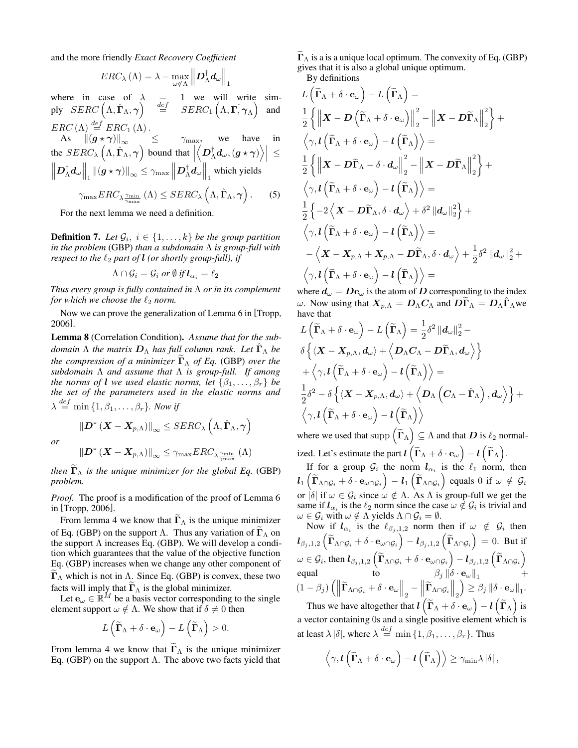and the more friendly *Exact Recovery Coefficient*

$$ERC_{\lambda}(\Lambda) = \lambda - \max_{\omega \notin \Lambda} \left\| \boldsymbol{D}_{\Lambda}^{\dagger} \boldsymbol{d}_{\omega} \right\|_1$$

where in case of $\lambda = 1$ we will write simply $SERC\left(\Lambda, \hat{\boldsymbol{\Gamma}}_{\Lambda}, \boldsymbol{\gamma}\right) \stackrel{def}{=} SERC_1\left(\Lambda, \hat{\boldsymbol{\Gamma}, \boldsymbol{\gamma}_{\Lambda}}\right)$ and $ERC(\Lambda) \stackrel{def}{=} ERC_1(\Lambda)$.

As $\|(\boldsymbol{g} \star \boldsymbol{\gamma})\|_{\infty} \leq \gamma_{\max}$, we have in the $SERC_{\lambda}\left(\Lambda, \hat{\boldsymbol{\Gamma}}_{\Lambda}, \boldsymbol{\gamma}\right)$ bound that $\left|\left\langle \boldsymbol{D}_{\Lambda}^{\dagger} \boldsymbol{d}_{\omega}, (\boldsymbol{g} \star \boldsymbol{\gamma})\right\rangle\right| \leq \left\| \boldsymbol{D}_{\Lambda}^{\dagger} \boldsymbol{d}_{\omega} \right\|_1 \|(\boldsymbol{g} \star \boldsymbol{\gamma})\|_{\infty} \leq \gamma_{\max} \left\| \boldsymbol{D}_{\Lambda}^{\dagger} \boldsymbol{d}_{\omega} \right\|_1$ which yields

$$\gamma_{\max} ERC_{\lambda \frac{\gamma_{\min}}{\gamma_{\max}}}(\Lambda) \leq SERC_{\lambda}\left(\Lambda, \hat{\boldsymbol{\Gamma}}_{\Lambda}, \boldsymbol{\gamma}\right). \quad (5)$$

For the next lemma we need a definition.

**Definition 7.** *Let $\mathcal{G}_i,\ i \in \{1, \ldots, k\}$ be the group partition in the problem* (GBP) *than a subdomain $\Lambda$ is group-full with respect to the $\ell_2$ part of $\boldsymbol{l}$ (or shortly group-full), if*

$$\Lambda \cap \mathcal{G}_i = \mathcal{G}_i \text{ or } \emptyset \text{ if } \boldsymbol{l}_{\alpha_i} = \ell_2$$

*Thus every group is fully contained in $\Lambda$ or in its complement for which we choose the $\ell_2$ norm.*

Now we can prove the generalization of Lemma 6 in [Tropp, 2006].

**Lemma 8** (Correlation Condition)**.** *Assume that for the subdomain $\Lambda$ the matrix $\boldsymbol{D}_{\Lambda}$ has full column rank. Let $\hat{\boldsymbol{\Gamma}}_{\Lambda}$ be the compression of a minimizer $\widetilde{\boldsymbol{\Gamma}}_{\Lambda}$ of Eq.* (GBP) *over the subdomain $\Lambda$ and assume that $\Lambda$ is group-full. If among the norms of $\boldsymbol{l}$ we used elastic norms, let $\{\beta_1, \ldots, \beta_r\}$ be the set of the parameters used in the elastic norms and $\lambda \stackrel{def}{=} \min\{1, \beta_1, \ldots, \beta_r\}$. Now if*

$$\|\boldsymbol{D}^* (\boldsymbol{X} - \boldsymbol{X}_{p,\Lambda})\|_{\infty} \leq SERC_{\lambda}\left(\Lambda, \hat{\boldsymbol{\Gamma}}_{\Lambda}, \boldsymbol{\gamma}\right)$$

*or*

$$\|\boldsymbol{D}^* (\boldsymbol{X} - \boldsymbol{X}_{p,\Lambda})\|_{\infty} \leq \gamma_{\max} ERC_{\lambda \frac{\gamma_{\min}}{\gamma_{\max}}}(\Lambda)$$

*then $\widetilde{\boldsymbol{\Gamma}}_{\Lambda}$ is the unique minimizer for the global Eq.* (GBP) *problem.*

*Proof.* The proof is a modification of the proof of Lemma 6 in [Tropp, 2006].

From lemma 4 we know that $\widetilde{\boldsymbol{\Gamma}}_{\Lambda}$ is the unique minimizer of Eq. (GBP) on the support $\Lambda$. Thus any variation of $\widetilde{\boldsymbol{\Gamma}}_{\Lambda}$ on the support $\Lambda$ increases Eq. (GBP). We will develop a condition which guarantees that the value of the objective function Eq. (GBP) increases when we change any other component of $\widetilde{\boldsymbol{\Gamma}}_{\Lambda}$ which is not in $\Lambda$. Since Eq. (GBP) is convex, these two facts will imply that $\widetilde{\boldsymbol{\Gamma}}_{\Lambda}$ is the global minimizer.

Let $\mathbf{e}_{\omega} \in \mathbb{R}^M$ be a basis vector corresponding to the single element support $\omega \notin \Lambda$. We show that if $\delta \neq 0$ then

$$L\left(\widetilde{\boldsymbol{\Gamma}}_{\Lambda} + \delta \cdot \mathbf{e}_{\omega}\right) - L\left(\widetilde{\boldsymbol{\Gamma}}_{\Lambda}\right) > 0.$$

From lemma 4 we know that $\widetilde{\boldsymbol{\Gamma}}_{\Lambda}$ is the unique minimizer Eq. (GBP) on the support $\Lambda$. The above two facts yield that $\widetilde{\boldsymbol{\Gamma}}_{\Lambda}$ is a is a unique local optimum. The convexity of Eq. (GBP) gives that it is also a global unique optimum.

By definitions

$$\begin{aligned}
&L\left(\widetilde{\boldsymbol{\Gamma}}_{\Lambda} + \delta \cdot \mathbf{e}_{\omega}\right) - L\left(\widetilde{\boldsymbol{\Gamma}}_{\Lambda}\right) = \\
&\frac{1}{2}\left\{\left\|\boldsymbol{X} - \boldsymbol{D}\left(\widetilde{\boldsymbol{\Gamma}}_{\Lambda} + \delta \cdot \mathbf{e}_{\omega}\right)\right\|_2^2 - \left\|\boldsymbol{X} - \boldsymbol{D}\widetilde{\boldsymbol{\Gamma}}_{\Lambda}\right\|_2^2\right\} + \\
&\left\langle \gamma, \boldsymbol{l}\left(\widetilde{\boldsymbol{\Gamma}}_{\Lambda} + \delta \cdot \mathbf{e}_{\omega}\right) - \boldsymbol{l}\left(\widetilde{\boldsymbol{\Gamma}}_{\Lambda}\right)\right\rangle = \\
&\frac{1}{2}\left\{\left\|\boldsymbol{X} - \boldsymbol{D}\widetilde{\boldsymbol{\Gamma}}_{\Lambda} - \delta \cdot \boldsymbol{d}_{\omega}\right\|_2^2 - \left\|\boldsymbol{X} - \boldsymbol{D}\widetilde{\boldsymbol{\Gamma}}_{\Lambda}\right\|_2^2\right\} + \\
&\left\langle \gamma, \boldsymbol{l}\left(\widetilde{\boldsymbol{\Gamma}}_{\Lambda} + \delta \cdot \mathbf{e}_{\omega}\right) - \boldsymbol{l}\left(\widetilde{\boldsymbol{\Gamma}}_{\Lambda}\right)\right\rangle = \\
&\frac{1}{2}\left\{-2\left\langle \boldsymbol{X} - \boldsymbol{D}\widetilde{\boldsymbol{\Gamma}}_{\Lambda}, \delta \cdot \boldsymbol{d}_{\omega}\right\rangle + \delta^2 \|\boldsymbol{d}_{\omega}\|_2^2\right\} + \\
&\left\langle \gamma, \boldsymbol{l}\left(\widetilde{\boldsymbol{\Gamma}}_{\Lambda} + \delta \cdot \mathbf{e}_{\omega}\right) - \boldsymbol{l}\left(\widetilde{\boldsymbol{\Gamma}}_{\Lambda}\right)\right\rangle = \\
&-\left\langle \boldsymbol{X} - \boldsymbol{X}_{p,\Lambda} + \boldsymbol{X}_{p,\Lambda} - \boldsymbol{D}\widetilde{\boldsymbol{\Gamma}}_{\Lambda}, \delta \cdot \boldsymbol{d}_{\omega}\right\rangle + \frac{1}{2}\delta^2 \|\boldsymbol{d}_{\omega}\|_2^2 + \\
&\left\langle \gamma, \boldsymbol{l}\left(\widetilde{\boldsymbol{\Gamma}}_{\Lambda} + \delta \cdot \mathbf{e}_{\omega}\right) - \boldsymbol{l}\left(\widetilde{\boldsymbol{\Gamma}}_{\Lambda}\right)\right\rangle =
\end{aligned}$$

where $\boldsymbol{d}_{\omega} = \boldsymbol{D}\mathbf{e}_{\omega}$ is the atom of $\boldsymbol{D}$ corresponding to the index $\omega$. Now using that $\boldsymbol{X}_{p,\Lambda} = \boldsymbol{D}_{\Lambda}\boldsymbol{C}_{\Lambda}$ and $\boldsymbol{D}\widetilde{\boldsymbol{\Gamma}}_{\Lambda} = \boldsymbol{D}_{\Lambda}\hat{\boldsymbol{\Gamma}}_{\Lambda}$we have that

$$\begin{aligned}
&L\left(\widetilde{\boldsymbol{\Gamma}}_{\Lambda} + \delta \cdot \mathbf{e}_{\omega}\right) - L\left(\widetilde{\boldsymbol{\Gamma}}_{\Lambda}\right) = \frac{1}{2}\delta^2 \|\boldsymbol{d}_{\omega}\|_2^2 - \\
&\delta\left\{\langle \boldsymbol{X} - \boldsymbol{X}_{p,\Lambda}, \boldsymbol{d}_{\omega}\rangle + \left\langle \boldsymbol{D}_{\Lambda}\boldsymbol{C}_{\Lambda} - \boldsymbol{D}\widetilde{\boldsymbol{\Gamma}}_{\Lambda}, \boldsymbol{d}_{\omega}\right\rangle\right\} \\
&+ \left\langle \gamma, \boldsymbol{l}\left(\widetilde{\boldsymbol{\Gamma}}_{\Lambda} + \delta \cdot \mathbf{e}_{\omega}\right) - \boldsymbol{l}\left(\widetilde{\boldsymbol{\Gamma}}_{\Lambda}\right)\right\rangle = \\
&\frac{1}{2}\delta^2 - \delta\left\{\langle \boldsymbol{X} - \boldsymbol{X}_{p,\Lambda}, \boldsymbol{d}_{\omega}\rangle + \left\langle \boldsymbol{D}_{\Lambda}\left(\boldsymbol{C}_{\Lambda} - \hat{\boldsymbol{\Gamma}}_{\Lambda}\right), \boldsymbol{d}_{\omega}\right\rangle\right\} + \\
&\left\langle \gamma, \boldsymbol{l}\left(\widetilde{\boldsymbol{\Gamma}}_{\Lambda} + \delta \cdot \mathbf{e}_{\omega}\right) - \boldsymbol{l}\left(\widetilde{\boldsymbol{\Gamma}}_{\Lambda}\right)\right\rangle
\end{aligned}$$

where we used that $\operatorname{supp}\left(\widetilde{\boldsymbol{\Gamma}}_{\Lambda}\right) \subseteq \Lambda$ and that $\boldsymbol{D}$ is $\ell_2$ normalized. Let's estimate the part $\boldsymbol{l}\left(\widetilde{\boldsymbol{\Gamma}}_{\Lambda} + \delta \cdot \mathbf{e}_{\omega}\right) - \boldsymbol{l}\left(\widetilde{\boldsymbol{\Gamma}}_{\Lambda}\right)$.

If for a group $\mathcal{G}_i$ the norm $\boldsymbol{l}_{\alpha_i}$ is the $\ell_1$ norm, then $\boldsymbol{l}_1\left(\widetilde{\boldsymbol{\Gamma}}_{\Lambda \cap \mathcal{G}_i} + \delta \cdot \mathbf{e}_{\omega \cap \mathcal{G}_i}\right) - \boldsymbol{l}_1\left(\widetilde{\boldsymbol{\Gamma}}_{\Lambda \cap \mathcal{G}_i}\right)$ equals $0$ if $\omega \notin \mathcal{G}_i$ or $|\delta|$ if $\omega \in \mathcal{G}_i$ since $\omega \notin \Lambda$. As $\Lambda$ is group-full we get the same if $\boldsymbol{l}_{\alpha_i}$ is the $\ell_2$ norm since the case $\omega \notin \mathcal{G}_i$ is trivial and $\omega \in \mathcal{G}_i$ with $\omega \notin \Lambda$ yields $\Lambda \cap \mathcal{G}_i = \emptyset$.

Now if $\boldsymbol{l}_{\alpha_i}$ is the $\ell_{\beta_j,1,2}$ norm then if $\omega \notin \mathcal{G}_i$ then $\boldsymbol{l}_{\beta_j,1,2}\left(\widetilde{\boldsymbol{\Gamma}}_{\Lambda \cap \mathcal{G}_i} + \delta \cdot \mathbf{e}_{\omega \cap \mathcal{G}_i}\right) - \boldsymbol{l}_{\beta_j,1,2}\left(\widetilde{\boldsymbol{\Gamma}}_{\Lambda \cap \mathcal{G}_i}\right) = 0$. But if $\omega \in \mathcal{G}_i$, then $\boldsymbol{l}_{\beta_j,1,2}\left(\widetilde{\boldsymbol{\Gamma}}_{\Lambda \cap \mathcal{G}_i} + \delta \cdot \mathbf{e}_{\omega \cap \mathcal{G}_i}\right) - \boldsymbol{l}_{\beta_j,1,2}\left(\widetilde{\boldsymbol{\Gamma}}_{\Lambda \cap \mathcal{G}_i}\right)$ equal to $\beta_j \|\delta \cdot \mathbf{e}_{\omega}\|_1 + (1-\beta_j)\left(\left\|\widetilde{\boldsymbol{\Gamma}}_{\Lambda \cap \mathcal{G}_i} + \delta \cdot \mathbf{e}_{\omega}\right\|_2 - \left\|\widetilde{\boldsymbol{\Gamma}}_{\Lambda \cap \mathcal{G}_i}\right\|_2\right) \geq \beta_j \|\delta \cdot \mathbf{e}_{\omega}\|_1$.

Thus we have altogether that $\boldsymbol{l}\left(\widetilde{\boldsymbol{\Gamma}}_{\Lambda} + \delta \cdot \mathbf{e}_{\omega}\right) - \boldsymbol{l}\left(\widetilde{\boldsymbol{\Gamma}}_{\Lambda}\right)$ is a vector containing 0s and a single positive element which is at least $\lambda |\delta|$, where $\lambda \stackrel{def}{=} \min\{1, \beta_1, \ldots, \beta_r\}$. Thus

$$\left\langle \gamma, \boldsymbol{l}\left(\widetilde{\boldsymbol{\Gamma}}_{\Lambda} + \delta \cdot \mathbf{e}_{\omega}\right) - \boldsymbol{l}\left(\widetilde{\boldsymbol{\Gamma}}_{\Lambda}\right)\right\rangle \geq \gamma_{\min} \lambda |\delta|,$$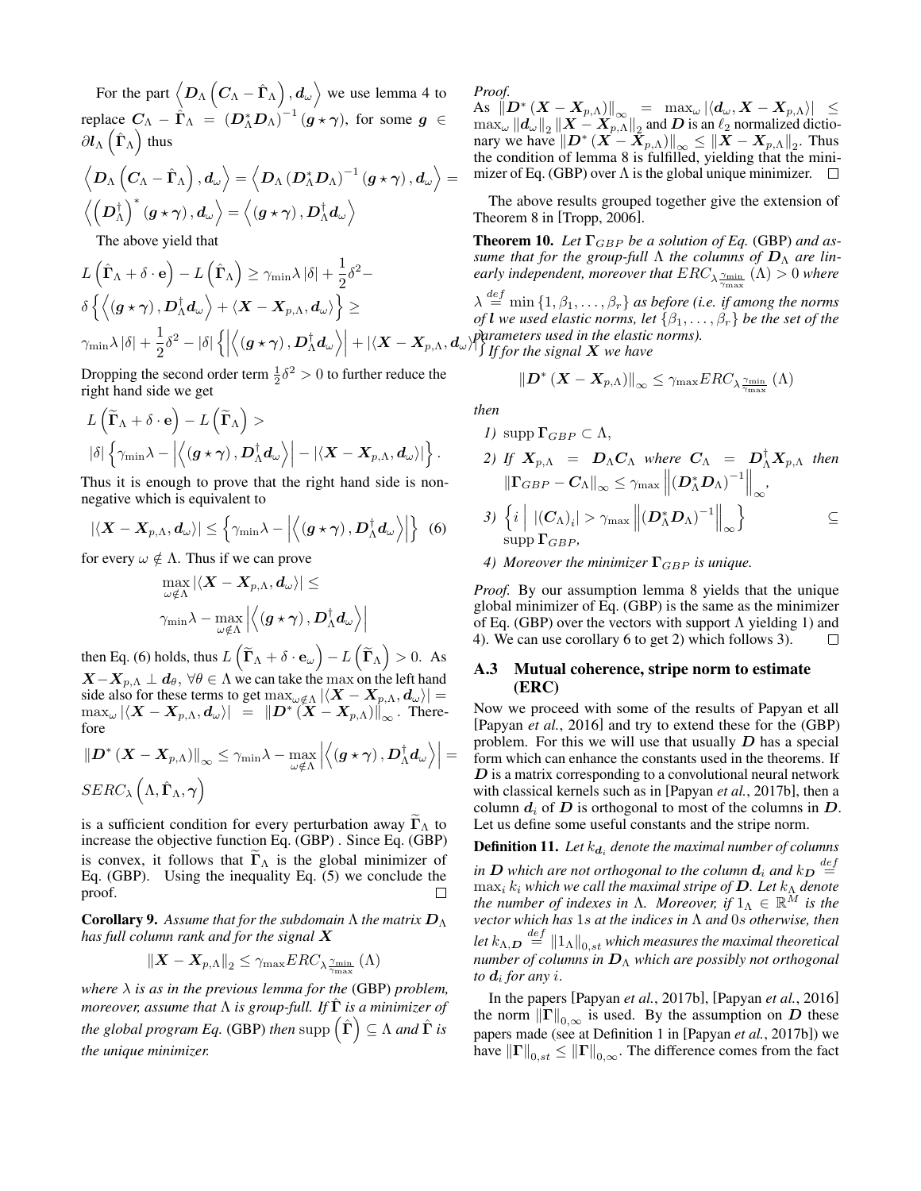For the part $\left\langle \boldsymbol{D}_\Lambda \left(\boldsymbol{C}_\Lambda - \hat{\boldsymbol{\Gamma}}_\Lambda\right), \boldsymbol{d}_\omega \right\rangle$ we use lemma 4 to replace $\boldsymbol{C}_\Lambda - \hat{\boldsymbol{\Gamma}}_\Lambda = \left(\boldsymbol{D}_\Lambda^* \boldsymbol{D}_\Lambda\right)^{-1} (\boldsymbol{g} \star \boldsymbol{\gamma})$, for some $\boldsymbol{g} \in \partial \boldsymbol{l}_\Lambda \left(\hat{\boldsymbol{\Gamma}}_\Lambda\right)$ thus

$$\left\langle \boldsymbol{D}_\Lambda \left(\boldsymbol{C}_\Lambda - \hat{\boldsymbol{\Gamma}}_\Lambda\right), \boldsymbol{d}_\omega \right\rangle = \left\langle \boldsymbol{D}_\Lambda \left(\boldsymbol{D}_\Lambda^* \boldsymbol{D}_\Lambda\right)^{-1} (\boldsymbol{g} \star \boldsymbol{\gamma}), \boldsymbol{d}_\omega \right\rangle = \left\langle \left(\boldsymbol{D}_\Lambda^\dagger\right)^* (\boldsymbol{g} \star \boldsymbol{\gamma}), \boldsymbol{d}_\omega \right\rangle = \left\langle (\boldsymbol{g} \star \boldsymbol{\gamma}), \boldsymbol{D}_\Lambda^\dagger \boldsymbol{d}_\omega \right\rangle$$

The above yield that

$$L\left(\hat{\boldsymbol{\Gamma}}_\Lambda + \delta \cdot \mathbf{e}\right) - L\left(\hat{\boldsymbol{\Gamma}}_\Lambda\right) \geq \gamma_{\min} \lambda |\delta| + \frac{1}{2}\delta^2 - \delta \left\{ \left\langle (\boldsymbol{g} \star \boldsymbol{\gamma}), \boldsymbol{D}_\Lambda^\dagger \boldsymbol{d}_\omega \right\rangle + \langle \boldsymbol{X} - \boldsymbol{X}_{p,\Lambda}, \boldsymbol{d}_\omega \rangle \right\} \geq \gamma_{\min} \lambda |\delta| + \frac{1}{2}\delta^2 - |\delta| \left\{ \left| \left\langle (\boldsymbol{g} \star \boldsymbol{\gamma}), \boldsymbol{D}_\Lambda^\dagger \boldsymbol{d}_\omega \right\rangle \right| + |\langle \boldsymbol{X} - \boldsymbol{X}_{p,\Lambda}, \boldsymbol{d}_\omega \rangle| \right\}$$

Dropping the second order term $\frac{1}{2}\delta^2 > 0$ to further reduce the right hand side we get

$$L\left(\widetilde{\boldsymbol{\Gamma}}_\Lambda + \delta \cdot \mathbf{e}\right) - L\left(\widetilde{\boldsymbol{\Gamma}}_\Lambda\right) > |\delta| \left\{ \gamma_{\min} \lambda - \left| \left\langle (\boldsymbol{g} \star \boldsymbol{\gamma}), \boldsymbol{D}_\Lambda^\dagger \boldsymbol{d}_\omega \right\rangle \right| - |\langle \boldsymbol{X} - \boldsymbol{X}_{p,\Lambda}, \boldsymbol{d}_\omega \rangle| \right\}.$$

Thus it is enough to prove that the right hand side is non-negative which is equivalent to

$$|\langle \boldsymbol{X} - \boldsymbol{X}_{p,\Lambda}, \boldsymbol{d}_\omega \rangle| \leq \left\{ \gamma_{\min} \lambda - \left| \left\langle (\boldsymbol{g} \star \boldsymbol{\gamma}), \boldsymbol{D}_\Lambda^\dagger \boldsymbol{d}_\omega \right\rangle \right| \right\} \quad (6)$$

for every $\omega \notin \Lambda$. Thus if we can prove

$$\max_{\omega \notin \Lambda} |\langle \boldsymbol{X} - \boldsymbol{X}_{p,\Lambda}, \boldsymbol{d}_\omega \rangle| \leq \gamma_{\min} \lambda - \max_{\omega \notin \Lambda} \left| \left\langle (\boldsymbol{g} \star \boldsymbol{\gamma}), \boldsymbol{D}_\Lambda^\dagger \boldsymbol{d}_\omega \right\rangle \right|$$

then Eq. (6) holds, thus $L\left(\widetilde{\boldsymbol{\Gamma}}_\Lambda + \delta \cdot \mathbf{e}_\omega\right) - L\left(\widetilde{\boldsymbol{\Gamma}}_\Lambda\right) > 0$. As $\boldsymbol{X} - \boldsymbol{X}_{p,\Lambda} \perp \boldsymbol{d}_\theta$, $\forall \theta \in \Lambda$ we can take the max on the left hand side also for these terms to get $\max_{\omega \notin \Lambda} |\langle \boldsymbol{X} - \boldsymbol{X}_{p,\Lambda}, \boldsymbol{d}_\omega \rangle| = \max_\omega |\langle \boldsymbol{X} - \boldsymbol{X}_{p,\Lambda}, \boldsymbol{d}_\omega \rangle| = \|\boldsymbol{D}^* (\boldsymbol{X} - \boldsymbol{X}_{p,\Lambda})\|_\infty$. Therefore

$$\|\boldsymbol{D}^* (\boldsymbol{X} - \boldsymbol{X}_{p,\Lambda})\|_\infty \leq \gamma_{\min} \lambda - \max_{\omega \notin \Lambda} \left| \left\langle (\boldsymbol{g} \star \boldsymbol{\gamma}), \boldsymbol{D}_\Lambda^\dagger \boldsymbol{d}_\omega \right\rangle \right| = SERC_\lambda \left(\Lambda, \hat{\boldsymbol{\Gamma}}_\Lambda, \boldsymbol{\gamma}\right)$$

is a sufficient condition for every perturbation away $\widetilde{\boldsymbol{\Gamma}}_\Lambda$ to increase the objective function Eq. (GBP) . Since Eq. (GBP) is convex, it follows that $\widetilde{\boldsymbol{\Gamma}}_\Lambda$ is the global minimizer of Eq. (GBP). Using the inequality Eq. (5) we conclude the proof. □

**Corollary 9.** *Assume that for the subdomain $\Lambda$ the matrix $\boldsymbol{D}_\Lambda$ has full column rank and for the signal $\boldsymbol{X}$*

$$\|\boldsymbol{X} - \boldsymbol{X}_{p,\Lambda}\|_2 \leq \gamma_{\max} ERC_{\lambda \frac{\gamma_{\min}}{\gamma_{\max}}} (\Lambda)$$

*where $\lambda$ is as in the previous lemma for the* (GBP) *problem, moreover, assume that $\Lambda$ is group-full. If $\hat{\boldsymbol{\Gamma}}$ is a minimizer of the global program Eq.* (GBP) *then $\operatorname{supp}\left(\hat{\boldsymbol{\Gamma}}\right) \subseteq \Lambda$ and $\hat{\boldsymbol{\Gamma}}$ is the unique minimizer.*

*Proof.*
As $\|\boldsymbol{D}^* (\boldsymbol{X} - \boldsymbol{X}_{p,\Lambda})\|_\infty = \max_\omega |\langle \boldsymbol{d}_\omega, \boldsymbol{X} - \boldsymbol{X}_{p,\Lambda} \rangle| \leq \max_\omega \|\boldsymbol{d}_\omega\|_2 \|\boldsymbol{X} - \boldsymbol{X}_{p,\Lambda}\|_2$ and $\boldsymbol{D}$ is an $\ell_2$ normalized dictionary we have $\|\boldsymbol{D}^* (\boldsymbol{X} - \boldsymbol{X}_{p,\Lambda})\|_\infty \leq \|\boldsymbol{X} - \boldsymbol{X}_{p,\Lambda}\|_2$. Thus the condition of lemma 8 is fulfilled, yielding that the minimizer of Eq. (GBP) over $\Lambda$ is the global unique minimizer. □

The above results grouped together give the extension of Theorem 8 in [Tropp, 2006].

**Theorem 10.** *Let $\boldsymbol{\Gamma}_{GBP}$ be a solution of Eq.* (GBP) *and assume that for the group-full $\Lambda$ the columns of $\boldsymbol{D}_\Lambda$ are linearly independent, moreover that $ERC_{\lambda \frac{\gamma_{\min}}{\gamma_{\max}}} (\Lambda) > 0$ where $\lambda \overset{def}{=} \min\{1, \beta_1, \ldots, \beta_r\}$ as before (i.e. if among the norms of $\boldsymbol{l}$ we used elastic norms, let $\{\beta_1, \ldots, \beta_r\}$ be the set of the parameters used in the elastic norms). If for the signal $\boldsymbol{X}$ we have*

$$\|\boldsymbol{D}^* (\boldsymbol{X} - \boldsymbol{X}_{p,\Lambda})\|_\infty \leq \gamma_{\max} ERC_{\lambda \frac{\gamma_{\min}}{\gamma_{\max}}} (\Lambda)$$

*then*

1) *$\operatorname{supp} \boldsymbol{\Gamma}_{GBP} \subset \Lambda$,*
2) *If $\boldsymbol{X}_{p,\Lambda} = \boldsymbol{D}_\Lambda \boldsymbol{C}_\Lambda$ where $\boldsymbol{C}_\Lambda = \boldsymbol{D}_\Lambda^\dagger \boldsymbol{X}_{p,\Lambda}$ then $\|\boldsymbol{\Gamma}_{GBP} - \boldsymbol{C}_\Lambda\|_\infty \leq \gamma_{\max} \left\| \left(\boldsymbol{D}_\Lambda^* \boldsymbol{D}_\Lambda\right)^{-1} \right\|_\infty$,*
3) *$\left\{ i \;\middle|\; |(\boldsymbol{C}_\Lambda)_i| > \gamma_{\max} \left\| \left(\boldsymbol{D}_\Lambda^* \boldsymbol{D}_\Lambda\right)^{-1} \right\|_\infty \right\} \subseteq \operatorname{supp} \boldsymbol{\Gamma}_{GBP}$,*
4) *Moreover the minimizer $\boldsymbol{\Gamma}_{GBP}$ is unique.*

*Proof.* By our assumption lemma 8 yields that the unique global minimizer of Eq. (GBP) is the same as the minimizer of Eq. (GBP) over the vectors with support $\Lambda$ yielding 1) and 4). We can use corollary 6 to get 2) which follows 3). □

### A.3 Mutual coherence, stripe norm to estimate (ERC)

Now we proceed with some of the results of Papyan et all [Papyan *et al.*, 2016] and try to extend these for the (GBP) problem. For this we will use that usually $\boldsymbol{D}$ has a special form which can enhance the constants used in the theorems. If $\boldsymbol{D}$ is a matrix corresponding to a convolutional neural network with classical kernels such as in [Papyan *et al.*, 2017b], then a column $\boldsymbol{d}_i$ of $\boldsymbol{D}$ is orthogonal to most of the columns in $\boldsymbol{D}$. Let us define some useful constants and the stripe norm.

**Definition 11.** *Let $k_{\boldsymbol{d}_i}$ denote the maximal number of columns in $\boldsymbol{D}$ which are not orthogonal to the column $\boldsymbol{d}_i$ and $k_{\boldsymbol{D}} \overset{def}{=} \max_i k_i$ which we call the maximal stripe of $\boldsymbol{D}$. Let $k_\Lambda$ denote the number of indexes in $\Lambda$. Moreover, if $1_\Lambda \in \mathbb{R}^M$ is the vector which has 1s at the indices in $\Lambda$ and 0s otherwise, then let $k_{\Lambda,\boldsymbol{D}} \overset{def}{=} \|1_\Lambda\|_{0,st}$ which measures the maximal theoretical number of columns in $\boldsymbol{D}_\Lambda$ which are possibly not orthogonal to $\boldsymbol{d}_i$ for any $i$.*

In the papers [Papyan *et al.*, 2017b], [Papyan *et al.*, 2016] the norm $\|\boldsymbol{\Gamma}\|_{0,\infty}$ is used. By the assumption on $\boldsymbol{D}$ these papers made (see at Definition 1 in [Papyan *et al.*, 2017b]) we have $\|\boldsymbol{\Gamma}\|_{0,st} \leq \|\boldsymbol{\Gamma}\|_{0,\infty}$. The difference comes from the fact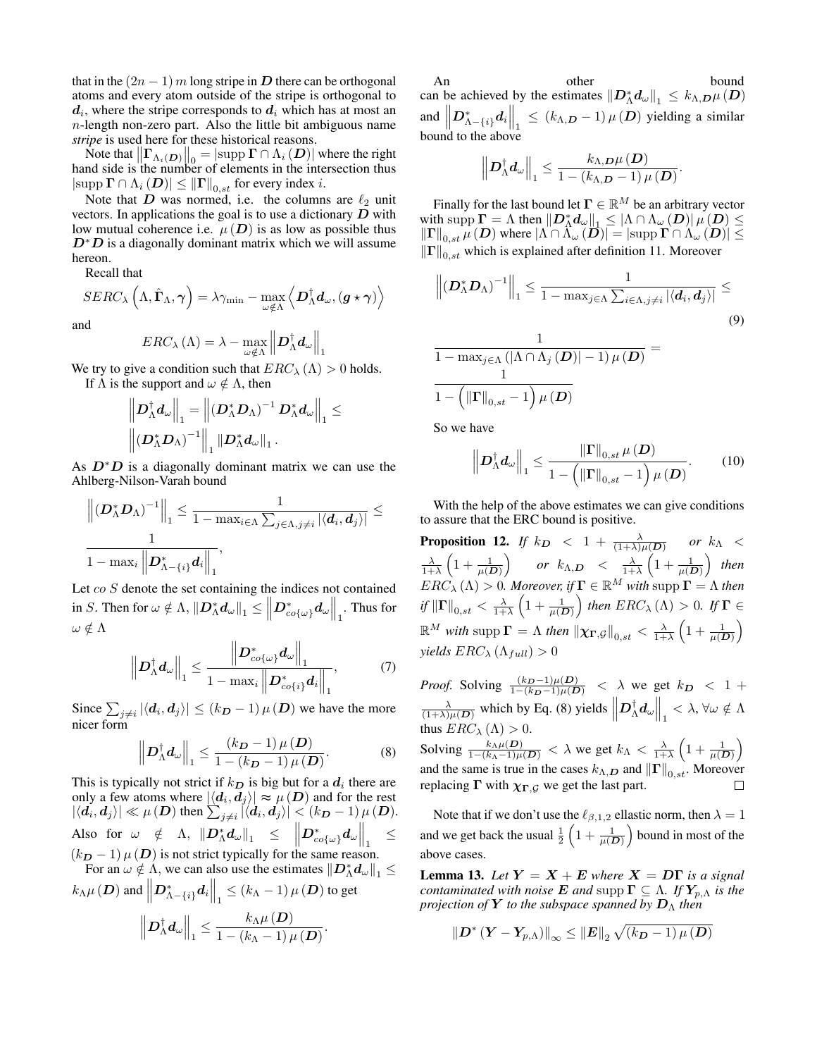that in the $(2n-1)\,m$ long stripe in $\boldsymbol{D}$ there can be orthogonal atoms and every atom outside of the stripe is orthogonal to $\boldsymbol{d}_i$, where the stripe corresponds to $\boldsymbol{d}_i$ which has at most an $n$-length non-zero part. Also the little bit ambiguous name *stripe* is used here for these historical reasons.

Note that $\left\|\boldsymbol{\Gamma}_{\Lambda_i(\boldsymbol{D})}\right\|_0 = |\text{supp}\,\boldsymbol{\Gamma} \cap \Lambda_i(\boldsymbol{D})|$ where the right hand side is the number of elements in the intersection thus $|\text{supp}\,\boldsymbol{\Gamma} \cap \Lambda_i(\boldsymbol{D})| \le \|\boldsymbol{\Gamma}\|_{0,st}$ for every index $i$.

Note that $\boldsymbol{D}$ was normed, i.e. the columns are $\ell_2$ unit vectors. In applications the goal is to use a dictionary $\boldsymbol{D}$ with low mutual coherence i.e. $\mu(\boldsymbol{D})$ is as low as possible thus $\boldsymbol{D}^*\boldsymbol{D}$ is a diagonally dominant matrix which we will assume hereon.

Recall that

$$SERC_\lambda\left(\Lambda, \hat{\boldsymbol{\Gamma}}_\Lambda, \boldsymbol{\gamma}\right) = \lambda\gamma_{\min} - \max_{\omega\notin\Lambda}\left\langle \boldsymbol{D}_\Lambda^\dagger \boldsymbol{d}_\omega, (\boldsymbol{g}\star\boldsymbol{\gamma})\right\rangle$$

and

$$ERC_\lambda(\Lambda) = \lambda - \max_{\omega\notin\Lambda}\left\|\boldsymbol{D}_\Lambda^\dagger \boldsymbol{d}_\omega\right\|_1$$

We try to give a condition such that $ERC_\lambda(\Lambda) > 0$ holds.

If $\Lambda$ is the support and $\omega \notin \Lambda$, then

$$\left\|\boldsymbol{D}_\Lambda^\dagger \boldsymbol{d}_\omega\right\|_1 = \left\|\left(\boldsymbol{D}_\Lambda^*\boldsymbol{D}_\Lambda\right)^{-1}\boldsymbol{D}_\Lambda^*\boldsymbol{d}_\omega\right\|_1 \le \left\|\left(\boldsymbol{D}_\Lambda^*\boldsymbol{D}_\Lambda\right)^{-1}\right\|_1 \left\|\boldsymbol{D}_\Lambda^*\boldsymbol{d}_\omega\right\|_1.$$

As $\boldsymbol{D}^*\boldsymbol{D}$ is a diagonally dominant matrix we can use the Ahlberg-Nilson-Varah bound

$$\left\|\left(\boldsymbol{D}_\Lambda^*\boldsymbol{D}_\Lambda\right)^{-1}\right\|_1 \le \frac{1}{1-\max_{i\in\Lambda}\sum_{j\in\Lambda, j\ne i}|\langle \boldsymbol{d}_i, \boldsymbol{d}_j\rangle|} \le \frac{1}{1-\max_i\left\|\boldsymbol{D}_{\Lambda-\{i\}}^*\boldsymbol{d}_i\right\|_1},$$

Let $co\ S$ denote the set containing the indices not contained in $S$. Then for $\omega\notin\Lambda$, $\left\|\boldsymbol{D}_\Lambda^*\boldsymbol{d}_\omega\right\|_1 \le \left\|\boldsymbol{D}_{co\{\omega\}}^*\boldsymbol{d}_\omega\right\|_1$. Thus for $\omega\notin\Lambda$

$$\left\|\boldsymbol{D}_\Lambda^\dagger \boldsymbol{d}_\omega\right\|_1 \le \frac{\left\|\boldsymbol{D}_{co\{\omega\}}^*\boldsymbol{d}_\omega\right\|_1}{1-\max_i\left\|\boldsymbol{D}_{co\{i\}}^*\boldsymbol{d}_i\right\|_1}, \tag{7}$$

Since $\sum_{j\ne i}|\langle \boldsymbol{d}_i, \boldsymbol{d}_j\rangle| \le (k_{\boldsymbol{D}}-1)\,\mu(\boldsymbol{D})$ we have the more nicer form

$$\left\|\boldsymbol{D}_\Lambda^\dagger \boldsymbol{d}_\omega\right\|_1 \le \frac{(k_{\boldsymbol{D}}-1)\,\mu(\boldsymbol{D})}{1-(k_{\boldsymbol{D}}-1)\,\mu(\boldsymbol{D})}. \tag{8}$$

This is typically not strict if $k_{\boldsymbol{D}}$ is big but for a $\boldsymbol{d}_i$ there are only a few atoms where $|\langle \boldsymbol{d}_i, \boldsymbol{d}_j\rangle| \approx \mu(\boldsymbol{D})$ and for the rest $|\langle \boldsymbol{d}_i, \boldsymbol{d}_j\rangle| \ll \mu(\boldsymbol{D})$ then $\sum_{j\ne i}|\langle \boldsymbol{d}_i, \boldsymbol{d}_j\rangle| < (k_{\boldsymbol{D}}-1)\,\mu(\boldsymbol{D})$. Also for $\omega \notin \Lambda$, $\left\|\boldsymbol{D}_\Lambda^*\boldsymbol{d}_\omega\right\|_1 \le \left\|\boldsymbol{D}_{co\{\omega\}}^*\boldsymbol{d}_\omega\right\|_1 \le (k_{\boldsymbol{D}}-1)\,\mu(\boldsymbol{D})$ is not strict typically for the same reason.

For an $\omega\notin\Lambda$, we can also use the estimates $\left\|\boldsymbol{D}_\Lambda^*\boldsymbol{d}_\omega\right\|_1 \le k_\Lambda\mu(\boldsymbol{D})$ and $\left\|\boldsymbol{D}_{\Lambda-\{i\}}^*\boldsymbol{d}_i\right\|_1 \le (k_\Lambda-1)\,\mu(\boldsymbol{D})$ to get

$$\left\|\boldsymbol{D}_\Lambda^\dagger \boldsymbol{d}_\omega\right\|_1 \le \frac{k_\Lambda\mu(\boldsymbol{D})}{1-(k_\Lambda-1)\,\mu(\boldsymbol{D})}.$$

An other bound can be achieved by the estimates $\left\|\boldsymbol{D}_\Lambda^*\boldsymbol{d}_\omega\right\|_1 \le k_{\Lambda,\boldsymbol{D}}\mu(\boldsymbol{D})$ and $\left\|\boldsymbol{D}_{\Lambda-\{i\}}^*\boldsymbol{d}_i\right\|_1 \le (k_{\Lambda,\boldsymbol{D}}-1)\,\mu(\boldsymbol{D})$ yielding a similar bound to the above

$$\left\|\boldsymbol{D}_\Lambda^\dagger \boldsymbol{d}_\omega\right\|_1 \le \frac{k_{\Lambda,\boldsymbol{D}}\mu(\boldsymbol{D})}{1-(k_{\Lambda,\boldsymbol{D}}-1)\,\mu(\boldsymbol{D})}.$$

Finally for the last bound let $\boldsymbol{\Gamma}\in\mathbb{R}^M$ be an arbitrary vector with $\text{supp}\,\boldsymbol{\Gamma} = \Lambda$ then $\left\|\boldsymbol{D}_\Lambda^*\boldsymbol{d}_\omega\right\|_1 \le |\Lambda\cap\Lambda_\omega(\boldsymbol{D})|\,\mu(\boldsymbol{D}) \le \|\boldsymbol{\Gamma}\|_{0,st}\,\mu(\boldsymbol{D})$ where $|\Lambda\cap\Lambda_\omega(\boldsymbol{D})| = |\text{supp}\,\boldsymbol{\Gamma}\cap\Lambda_\omega(\boldsymbol{D})| \le \|\boldsymbol{\Gamma}\|_{0,st}$ which is explained after definition 11. Moreover

$$\left\|\left(\boldsymbol{D}_\Lambda^*\boldsymbol{D}_\Lambda\right)^{-1}\right\|_1 \le \frac{1}{1-\max_{j\in\Lambda}\sum_{i\in\Lambda, j\ne i}|\langle \boldsymbol{d}_i, \boldsymbol{d}_j\rangle|} \le \tag{9}$$

$$\frac{1}{1-\max_{j\in\Lambda}\left(|\Lambda\cap\Lambda_j(\boldsymbol{D})|-1\right)\mu(\boldsymbol{D})} = \frac{1}{1-\left(\|\boldsymbol{\Gamma}\|_{0,st}-1\right)\mu(\boldsymbol{D})}$$

So we have

$$\left\|\boldsymbol{D}_\Lambda^\dagger \boldsymbol{d}_\omega\right\|_1 \le \frac{\|\boldsymbol{\Gamma}\|_{0,st}\,\mu(\boldsymbol{D})}{1-\left(\|\boldsymbol{\Gamma}\|_{0,st}-1\right)\mu(\boldsymbol{D})}. \tag{10}$$

With the help of the above estimates we can give conditions to assure that the ERC bound is positive.

**Proposition 12.** *If $k_{\boldsymbol{D}} < 1 + \frac{\lambda}{(1+\lambda)\mu(\boldsymbol{D})}$ or $k_\Lambda < \frac{\lambda}{1+\lambda}\left(1+\frac{1}{\mu(\boldsymbol{D})}\right)$ or $k_{\Lambda,\boldsymbol{D}} < \frac{\lambda}{1+\lambda}\left(1+\frac{1}{\mu(\boldsymbol{D})}\right)$ then $ERC_\lambda(\Lambda) > 0$. Moreover, if $\boldsymbol{\Gamma}\in\mathbb{R}^M$ with $\text{supp}\,\boldsymbol{\Gamma}=\Lambda$ then if $\|\boldsymbol{\Gamma}\|_{0,st} < \frac{\lambda}{1+\lambda}\left(1+\frac{1}{\mu(\boldsymbol{D})}\right)$ then $ERC_\lambda(\Lambda) > 0$. If $\boldsymbol{\Gamma}\in\mathbb{R}^M$ with $\text{supp}\,\boldsymbol{\Gamma}=\Lambda$ then $\|\boldsymbol{\chi}_{\boldsymbol{\Gamma},\mathcal{G}}\|_{0,st} < \frac{\lambda}{1+\lambda}\left(1+\frac{1}{\mu(\boldsymbol{D})}\right)$ yields $ERC_\lambda(\Lambda_{full}) > 0$*

*Proof.* Solving $\frac{(k_{\boldsymbol{D}}-1)\mu(\boldsymbol{D})}{1-(k_{\boldsymbol{D}}-1)\mu(\boldsymbol{D})} < \lambda$ we get $k_{\boldsymbol{D}} < 1 + \frac{\lambda}{(1+\lambda)\mu(\boldsymbol{D})}$ which by Eq. (8) yields $\left\|\boldsymbol{D}_\Lambda^\dagger \boldsymbol{d}_\omega\right\|_1 < \lambda, \forall\omega\notin\Lambda$ thus $ERC_\lambda(\Lambda) > 0$.

Solving $\frac{k_\Lambda\mu(\boldsymbol{D})}{1-(k_\Lambda-1)\mu(\boldsymbol{D})} < \lambda$ we get $k_\Lambda < \frac{\lambda}{1+\lambda}\left(1+\frac{1}{\mu(\boldsymbol{D})}\right)$ and the same is true in the cases $k_{\Lambda,\boldsymbol{D}}$ and $\|\boldsymbol{\Gamma}\|_{0,st}$. Moreover replacing $\boldsymbol{\Gamma}$ with $\boldsymbol{\chi}_{\boldsymbol{\Gamma},\mathcal{G}}$ we get the last part. ☐

Note that if we don't use the $\ell_{\beta,1,2}$ ellastic norm, then $\lambda = 1$ and we get back the usual $\frac{1}{2}\left(1+\frac{1}{\mu(\boldsymbol{D})}\right)$ bound in most of the above cases.

**Lemma 13.** *Let $\boldsymbol{Y} = \boldsymbol{X} + \boldsymbol{E}$ where $\boldsymbol{X} = \boldsymbol{D}\boldsymbol{\Gamma}$ is a signal contaminated with noise $\boldsymbol{E}$ and $\text{supp}\,\boldsymbol{\Gamma}\subseteq\Lambda$. If $\boldsymbol{Y}_{p,\Lambda}$ is the projection of $\boldsymbol{Y}$ to the subspace spanned by $\boldsymbol{D}_\Lambda$ then*

$$\left\|\boldsymbol{D}^*\left(\boldsymbol{Y}-\boldsymbol{Y}_{p,\Lambda}\right)\right\|_\infty \le \|\boldsymbol{E}\|_2\sqrt{(k_{\boldsymbol{D}}-1)\,\mu(\boldsymbol{D})}$$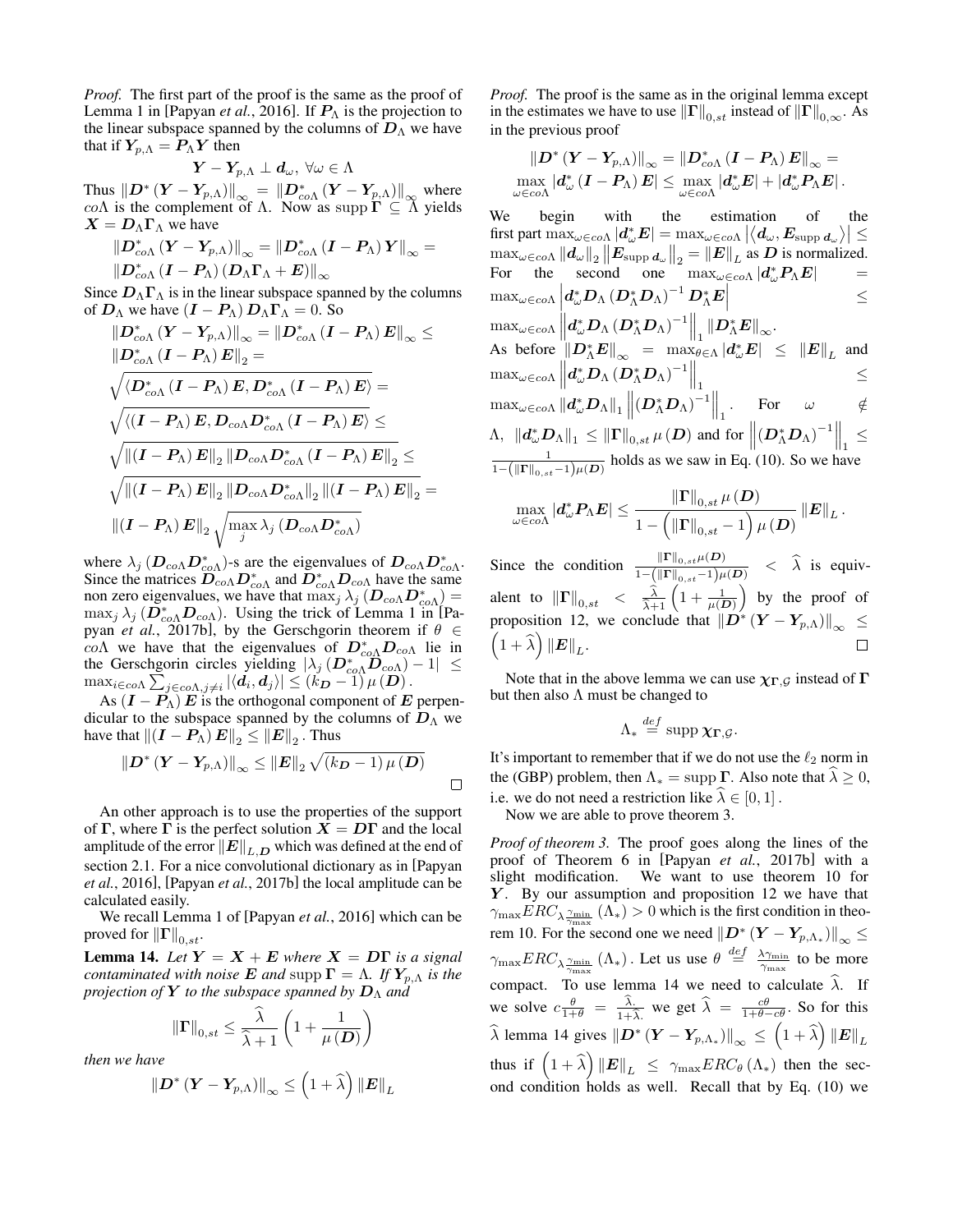*Proof.* The first part of the proof is the same as the proof of Lemma 1 in [Papyan *et al.*, 2016]. If $\boldsymbol{P}_\Lambda$ is the projection to the linear subspace spanned by the columns of $\boldsymbol{D}_\Lambda$ we have that if $\boldsymbol{Y}_{p,\Lambda} = \boldsymbol{P}_\Lambda \boldsymbol{Y}$ then

$$\boldsymbol{Y} - \boldsymbol{Y}_{p,\Lambda} \perp \boldsymbol{d}_\omega,\ \forall \omega \in \Lambda$$

Thus $\left\|\boldsymbol{D}^* \left(\boldsymbol{Y} - \boldsymbol{Y}_{p,\Lambda}\right)\right\|_\infty = \left\|\boldsymbol{D}^*_{co\Lambda} \left(\boldsymbol{Y} - \boldsymbol{Y}_{p,\Lambda}\right)\right\|_\infty$ where $co\Lambda$ is the complement of $\Lambda$. Now as $\operatorname{supp} \boldsymbol{\Gamma} \subseteq \Lambda$ yields $\boldsymbol{X} = \boldsymbol{D}_\Lambda \boldsymbol{\Gamma}_\Lambda$ we have

$$\left\|\boldsymbol{D}^*_{co\Lambda} \left(\boldsymbol{Y} - \boldsymbol{Y}_{p,\Lambda}\right)\right\|_\infty = \left\|\boldsymbol{D}^*_{co\Lambda} \left(\boldsymbol{I} - \boldsymbol{P}_\Lambda\right) \boldsymbol{Y}\right\|_\infty = \left\|\boldsymbol{D}^*_{co\Lambda} \left(\boldsymbol{I} - \boldsymbol{P}_\Lambda\right) \left(\boldsymbol{D}_\Lambda \boldsymbol{\Gamma}_\Lambda + \boldsymbol{E}\right)\right\|_\infty$$

Since $\boldsymbol{D}_\Lambda \boldsymbol{\Gamma}_\Lambda$ is in the linear subspace spanned by the columns of $\boldsymbol{D}_\Lambda$ we have $\left(\boldsymbol{I} - \boldsymbol{P}_\Lambda\right) \boldsymbol{D}_\Lambda \boldsymbol{\Gamma}_\Lambda = 0$. So

$$\begin{aligned}
&\left\|\boldsymbol{D}^*_{co\Lambda} \left(\boldsymbol{Y} - \boldsymbol{Y}_{p,\Lambda}\right)\right\|_\infty = \left\|\boldsymbol{D}^*_{co\Lambda} \left(\boldsymbol{I} - \boldsymbol{P}_\Lambda\right) \boldsymbol{E}\right\|_\infty \leq \\
&\left\|\boldsymbol{D}^*_{co\Lambda} \left(\boldsymbol{I} - \boldsymbol{P}_\Lambda\right) \boldsymbol{E}\right\|_2 = \\
&\sqrt{\left\langle \boldsymbol{D}^*_{co\Lambda} \left(\boldsymbol{I} - \boldsymbol{P}_\Lambda\right) \boldsymbol{E}, \boldsymbol{D}^*_{co\Lambda} \left(\boldsymbol{I} - \boldsymbol{P}_\Lambda\right) \boldsymbol{E}\right\rangle} = \\
&\sqrt{\left\langle \left(\boldsymbol{I} - \boldsymbol{P}_\Lambda\right) \boldsymbol{E}, \boldsymbol{D}_{co\Lambda} \boldsymbol{D}^*_{co\Lambda} \left(\boldsymbol{I} - \boldsymbol{P}_\Lambda\right) \boldsymbol{E}\right\rangle} \leq \\
&\sqrt{\left\|\left(\boldsymbol{I} - \boldsymbol{P}_\Lambda\right) \boldsymbol{E}\right\|_2 \left\|\boldsymbol{D}_{co\Lambda} \boldsymbol{D}^*_{co\Lambda} \left(\boldsymbol{I} - \boldsymbol{P}_\Lambda\right) \boldsymbol{E}\right\|_2} \leq \\
&\sqrt{\left\|\left(\boldsymbol{I} - \boldsymbol{P}_\Lambda\right) \boldsymbol{E}\right\|_2 \left\|\boldsymbol{D}_{co\Lambda} \boldsymbol{D}^*_{co\Lambda}\right\|_2 \left\|\left(\boldsymbol{I} - \boldsymbol{P}_\Lambda\right) \boldsymbol{E}\right\|_2} = \\
&\left\|\left(\boldsymbol{I} - \boldsymbol{P}_\Lambda\right) \boldsymbol{E}\right\|_2 \sqrt{\max_j \lambda_j \left(\boldsymbol{D}_{co\Lambda} \boldsymbol{D}^*_{co\Lambda}\right)}
\end{aligned}$$

where $\lambda_j \left(\boldsymbol{D}_{co\Lambda} \boldsymbol{D}^*_{co\Lambda}\right)$-s are the eigenvalues of $\boldsymbol{D}_{co\Lambda} \boldsymbol{D}^*_{co\Lambda}$. Since the matrices $\boldsymbol{D}_{co\Lambda} \boldsymbol{D}^*_{co\Lambda}$ and $\boldsymbol{D}^*_{co\Lambda} \boldsymbol{D}_{co\Lambda}$ have the same non zero eigenvalues, we have that $\max_j \lambda_j \left(\boldsymbol{D}_{co\Lambda} \boldsymbol{D}^*_{co\Lambda}\right) = \max_j \lambda_j \left(\boldsymbol{D}^*_{co\Lambda} \boldsymbol{D}_{co\Lambda}\right)$. Using the trick of Lemma 1 in [Papyan *et al.*, 2017b], by the Gerschgorin theorem if $\theta \in co\Lambda$ we have that the eigenvalues of $\boldsymbol{D}^*_{co\Lambda} \boldsymbol{D}_{co\Lambda}$ lie in the Gerschgorin circles yielding $\left|\lambda_j \left(\boldsymbol{D}^*_{co\Lambda} \boldsymbol{D}_{co\Lambda}\right) - 1\right| \leq \max_{i \in co\Lambda} \sum_{j \in co\Lambda, j \neq i} \left|\left\langle \boldsymbol{d}_i, \boldsymbol{d}_j \right\rangle\right| \leq \left(k_{\boldsymbol{D}} - 1\right) \mu\left(\boldsymbol{D}\right)$.

As $\left(\boldsymbol{I} - \boldsymbol{P}_\Lambda\right) \boldsymbol{E}$ is the orthogonal component of $\boldsymbol{E}$ perpendicular to the subspace spanned by the columns of $\boldsymbol{D}_\Lambda$ we have that $\left\|\left(\boldsymbol{I} - \boldsymbol{P}_\Lambda\right) \boldsymbol{E}\right\|_2 \leq \left\|\boldsymbol{E}\right\|_2$. Thus

$$\left\|\boldsymbol{D}^* \left(\boldsymbol{Y} - \boldsymbol{Y}_{p,\Lambda}\right)\right\|_\infty \leq \left\|\boldsymbol{E}\right\|_2 \sqrt{\left(k_{\boldsymbol{D}} - 1\right) \mu\left(\boldsymbol{D}\right)}$$

□

An other approach is to use the properties of the support of $\boldsymbol{\Gamma}$, where $\boldsymbol{\Gamma}$ is the perfect solution $\boldsymbol{X} = \boldsymbol{D}\boldsymbol{\Gamma}$ and the local amplitude of the error $\left\|\boldsymbol{E}\right\|_{L,\boldsymbol{D}}$ which was defined at the end of section 2.1. For a nice convolutional dictionary as in [Papyan *et al.*, 2016], [Papyan *et al.*, 2017b] the local amplitude can be calculated easily.

We recall Lemma 1 of [Papyan *et al.*, 2016] which can be proved for $\left\|\boldsymbol{\Gamma}\right\|_{0,st}$.

**Lemma 14.** *Let $\boldsymbol{Y} = \boldsymbol{X} + \boldsymbol{E}$ where $\boldsymbol{X} = \boldsymbol{D}\boldsymbol{\Gamma}$ is a signal contaminated with noise $\boldsymbol{E}$ and $\operatorname{supp} \boldsymbol{\Gamma} = \Lambda$. If $\boldsymbol{Y}_{p,\Lambda}$ is the projection of $\boldsymbol{Y}$ to the subspace spanned by $\boldsymbol{D}_\Lambda$ and*

$$\left\|\boldsymbol{\Gamma}\right\|_{0,st} \leq \frac{\widehat{\lambda}}{\widehat{\lambda} + 1} \left(1 + \frac{1}{\mu\left(\boldsymbol{D}\right)}\right)$$

*then we have*

$$\left\|\boldsymbol{D}^* \left(\boldsymbol{Y} - \boldsymbol{Y}_{p,\Lambda}\right)\right\|_\infty \leq \left(1 + \widehat{\lambda}\right) \left\|\boldsymbol{E}\right\|_L$$

*Proof.* The proof is the same as in the original lemma except in the estimates we have to use $\left\|\boldsymbol{\Gamma}\right\|_{0,st}$ instead of $\left\|\boldsymbol{\Gamma}\right\|_{0,\infty}$. As in the previous proof

$$\begin{aligned}
&\left\|\boldsymbol{D}^* \left(\boldsymbol{Y} - \boldsymbol{Y}_{p,\Lambda}\right)\right\|_\infty = \left\|\boldsymbol{D}^*_{co\Lambda} \left(\boldsymbol{I} - \boldsymbol{P}_\Lambda\right) \boldsymbol{E}\right\|_\infty = \\
&\max_{\omega \in co\Lambda} \left|\boldsymbol{d}^*_\omega \left(\boldsymbol{I} - \boldsymbol{P}_\Lambda\right) \boldsymbol{E}\right| \leq \max_{\omega \in co\Lambda} \left|\boldsymbol{d}^*_\omega \boldsymbol{E}\right| + \left|\boldsymbol{d}^*_\omega \boldsymbol{P}_\Lambda \boldsymbol{E}\right|.
\end{aligned}$$

We begin with the estimation of the first part $\max_{\omega \in co\Lambda} \left|\boldsymbol{d}^*_\omega \boldsymbol{E}\right| = \max_{\omega \in co\Lambda} \left|\left\langle \boldsymbol{d}_\omega, \boldsymbol{E}_{\operatorname{supp} \boldsymbol{d}_\omega} \right\rangle\right| \leq \max_{\omega \in co\Lambda} \left\|\boldsymbol{d}_\omega\right\|_2 \left\|\boldsymbol{E}_{\operatorname{supp} \boldsymbol{d}_\omega}\right\|_2 = \left\|\boldsymbol{E}\right\|_L$ as $\boldsymbol{D}$ is normalized. For the second one $\max_{\omega \in co\Lambda} \left|\boldsymbol{d}^*_\omega \boldsymbol{P}_\Lambda \boldsymbol{E}\right| = \max_{\omega \in co\Lambda} \left|\boldsymbol{d}^*_\omega \boldsymbol{D}_\Lambda \left(\boldsymbol{D}^*_\Lambda \boldsymbol{D}_\Lambda\right)^{-1} \boldsymbol{D}^*_\Lambda \boldsymbol{E}\right| \leq \max_{\omega \in co\Lambda} \left\|\boldsymbol{d}^*_\omega \boldsymbol{D}_\Lambda \left(\boldsymbol{D}^*_\Lambda \boldsymbol{D}_\Lambda\right)^{-1}\right\|_1 \left\|\boldsymbol{D}^*_\Lambda \boldsymbol{E}\right\|_\infty$.

As before $\left\|\boldsymbol{D}^*_\Lambda \boldsymbol{E}\right\|_\infty = \max_{\theta \in \Lambda} \left|\boldsymbol{d}^*_\omega \boldsymbol{E}\right| \leq \left\|\boldsymbol{E}\right\|_L$ and $\max_{\omega \in co\Lambda} \left\|\boldsymbol{d}^*_\omega \boldsymbol{D}_\Lambda \left(\boldsymbol{D}^*_\Lambda \boldsymbol{D}_\Lambda\right)^{-1}\right\|_1 \leq \max_{\omega \in co\Lambda} \left\|\boldsymbol{d}^*_\omega \boldsymbol{D}_\Lambda\right\|_1 \left\|\left(\boldsymbol{D}^*_\Lambda \boldsymbol{D}_\Lambda\right)^{-1}\right\|_1$. For $\omega \notin \Lambda$, $\left\|\boldsymbol{d}^*_\omega \boldsymbol{D}_\Lambda\right\|_1 \leq \left\|\boldsymbol{\Gamma}\right\|_{0,st} \mu\left(\boldsymbol{D}\right)$ and for $\left\|\left(\boldsymbol{D}^*_\Lambda \boldsymbol{D}_\Lambda\right)^{-1}\right\|_1 \leq \frac{1}{1 - \left(\left\|\boldsymbol{\Gamma}\right\|_{0,st} - 1\right) \mu\left(\boldsymbol{D}\right)}$ holds as we saw in Eq. (10). So we have

$$\max_{\omega \in co\Lambda} \left|\boldsymbol{d}^*_\omega \boldsymbol{P}_\Lambda \boldsymbol{E}\right| \leq \frac{\left\|\boldsymbol{\Gamma}\right\|_{0,st} \mu\left(\boldsymbol{D}\right)}{1 - \left(\left\|\boldsymbol{\Gamma}\right\|_{0,st} - 1\right) \mu\left(\boldsymbol{D}\right)} \left\|\boldsymbol{E}\right\|_L.$$

Since the condition $\frac{\left\|\boldsymbol{\Gamma}\right\|_{0,st} \mu\left(\boldsymbol{D}\right)}{1 - \left(\left\|\boldsymbol{\Gamma}\right\|_{0,st} - 1\right) \mu\left(\boldsymbol{D}\right)} < \widehat{\lambda}$ is equivalent to $\left\|\boldsymbol{\Gamma}\right\|_{0,st} < \frac{\widehat{\lambda}}{\widehat{\lambda} + 1} \left(1 + \frac{1}{\mu\left(\boldsymbol{D}\right)}\right)$ by the proof of proposition 12, we conclude that $\left\|\boldsymbol{D}^* \left(\boldsymbol{Y} - \boldsymbol{Y}_{p,\Lambda}\right)\right\|_\infty \leq \left(1 + \widehat{\lambda}\right) \left\|\boldsymbol{E}\right\|_L$. □

Note that in the above lemma we can use $\boldsymbol{\chi}_{\boldsymbol{\Gamma},\mathcal{G}}$ instead of $\boldsymbol{\Gamma}$ but then also $\Lambda$ must be changed to

$$\Lambda_* \stackrel{def}{=} \operatorname{supp} \boldsymbol{\chi}_{\boldsymbol{\Gamma},\mathcal{G}}.$$

It's important to remember that if we do not use the $\ell_2$ norm in the (GBP) problem, then $\Lambda_* = \operatorname{supp} \boldsymbol{\Gamma}$. Also note that $\widehat{\lambda} \geq 0$, i.e. we do not need a restriction like $\widehat{\lambda} \in [0,1]$.

Now we are able to prove theorem 3.

*Proof of theorem 3.* The proof goes along the lines of the proof of Theorem 6 in [Papyan *et al.*, 2017b] with a slight modification. We want to use theorem 10 for $\boldsymbol{Y}$. By our assumption and proposition 12 we have that $\gamma_{\max} ERC_{\lambda \frac{\gamma_{\min}}{\gamma_{\max}}} \left(\Lambda_*\right) > 0$ which is the first condition in theorem 10. For the second one we need $\left\|\boldsymbol{D}^* \left(\boldsymbol{Y} - \boldsymbol{Y}_{p,\Lambda_*}\right)\right\|_\infty \leq \gamma_{\max} ERC_{\lambda \frac{\gamma_{\min}}{\gamma_{\max}}} \left(\Lambda_*\right)$. Let us use $\theta \stackrel{def}{=} \frac{\lambda \gamma_{\min}}{\gamma_{\max}}$ to be more compact. To use lemma 14 we need to calculate $\widehat{\lambda}$. If we solve $c \frac{\theta}{1+\theta} = \frac{\widehat{\lambda}}{1+\widehat{\lambda}}$ we get $\widehat{\lambda} = \frac{c\theta}{1+\theta-c\theta}$. So for this $\widehat{\lambda}$ lemma 14 gives $\left\|\boldsymbol{D}^* \left(\boldsymbol{Y} - \boldsymbol{Y}_{p,\Lambda_*}\right)\right\|_\infty \leq \left(1 + \widehat{\lambda}\right) \left\|\boldsymbol{E}\right\|_L$ thus if $\left(1 + \widehat{\lambda}\right) \left\|\boldsymbol{E}\right\|_L \leq \gamma_{\max} ERC_\theta \left(\Lambda_*\right)$ then the second condition holds as well. Recall that by Eq. (10) we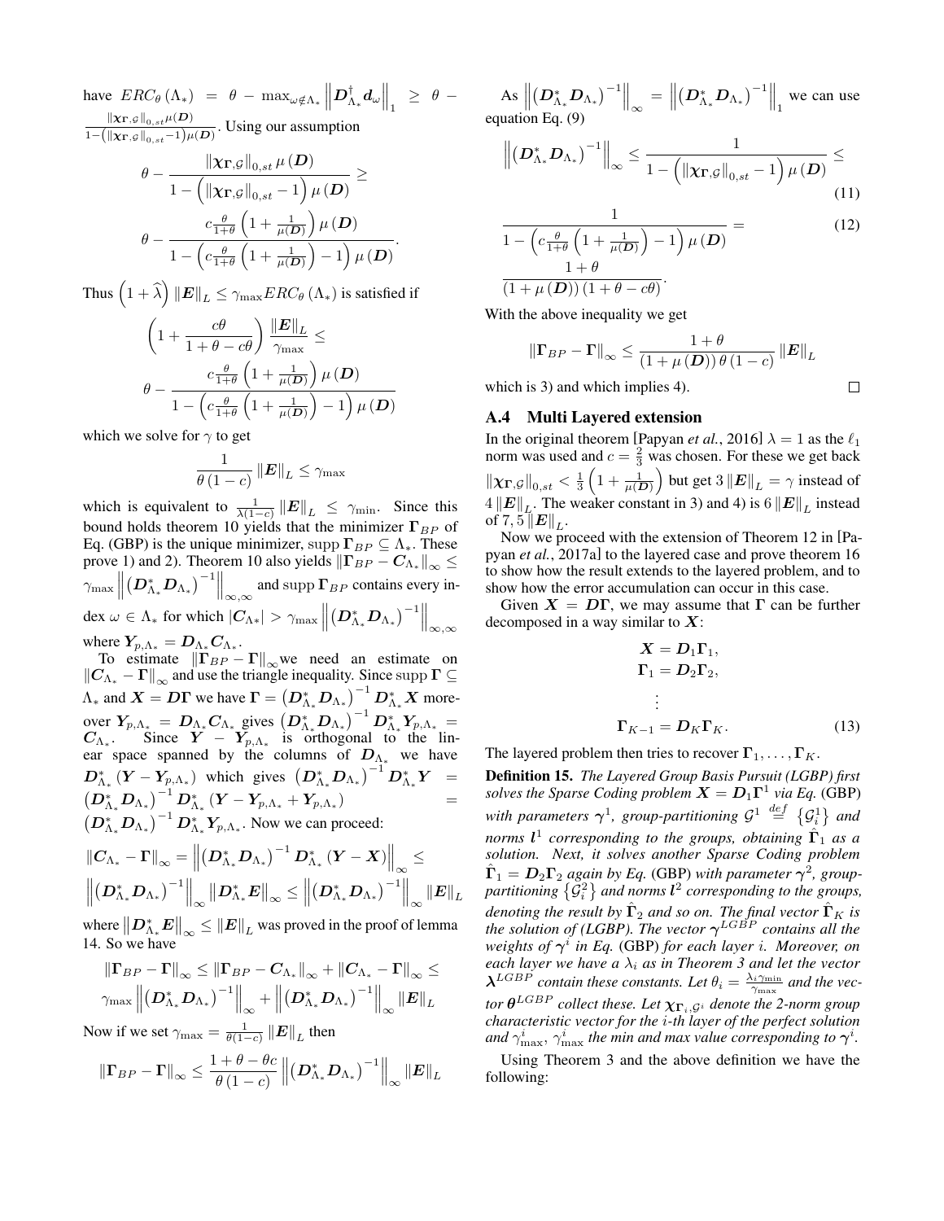have $ERC_\theta(\Lambda_*) = \theta - \max_{\omega\notin\Lambda_*}\left\|\boldsymbol{D}_{\Lambda_*}^\dagger \boldsymbol{d}_\omega\right\|_1 \geq \theta - \frac{\|\boldsymbol{\chi}_{\boldsymbol{\Gamma},\mathcal{G}}\|_{0,st}\mu(\boldsymbol{D})}{1-\left(\|\boldsymbol{\chi}_{\boldsymbol{\Gamma},\mathcal{G}}\|_{0,st}-1\right)\mu(\boldsymbol{D})}$. Using our assumption

$$\theta - \frac{\|\boldsymbol{\chi}_{\boldsymbol{\Gamma},\mathcal{G}}\|_{0,st}\,\mu(\boldsymbol{D})}{1-\left(\|\boldsymbol{\chi}_{\boldsymbol{\Gamma},\mathcal{G}}\|_{0,st}-1\right)\mu(\boldsymbol{D})} \geq$$

$$\theta - \frac{c\frac{\theta}{1+\theta}\left(1+\frac{1}{\mu(\boldsymbol{D})}\right)\mu(\boldsymbol{D})}{1-\left(c\frac{\theta}{1+\theta}\left(1+\frac{1}{\mu(\boldsymbol{D})}\right)-1\right)\mu(\boldsymbol{D})}.$$

Thus $\left(1+\widehat{\lambda}\right)\|\boldsymbol{E}\|_L \leq \gamma_{\max} ERC_\theta(\Lambda_*)$ is satisfied if

$$\left(1+\frac{c\theta}{1+\theta-c\theta}\right)\frac{\|\boldsymbol{E}\|_L}{\gamma_{\max}} \leq$$

$$\theta - \frac{c\frac{\theta}{1+\theta}\left(1+\frac{1}{\mu(\boldsymbol{D})}\right)\mu(\boldsymbol{D})}{1-\left(c\frac{\theta}{1+\theta}\left(1+\frac{1}{\mu(\boldsymbol{D})}\right)-1\right)\mu(\boldsymbol{D})}$$

which we solve for $\gamma$ to get

$$\frac{1}{\theta(1-c)}\|\boldsymbol{E}\|_L \leq \gamma_{\max}$$

which is equivalent to $\frac{1}{\lambda(1-c)}\|\boldsymbol{E}\|_L \leq \gamma_{\min}$. Since this bound holds theorem 10 yields that the minimizer $\boldsymbol{\Gamma}_{BP}$ of Eq. (GBP) is the unique minimizer, $\operatorname{supp}\boldsymbol{\Gamma}_{BP} \subseteq \Lambda_*$. These prove 1) and 2). Theorem 10 also yields $\|\boldsymbol{\Gamma}_{BP} - \boldsymbol{C}_{\Lambda_*}\|_\infty \leq \gamma_{\max}\left\|\left(\boldsymbol{D}_{\Lambda_*}^*\boldsymbol{D}_{\Lambda_*}\right)^{-1}\right\|_{\infty,\infty}$ and $\operatorname{supp}\boldsymbol{\Gamma}_{BP}$ contains every index $\omega \in \Lambda_*$ for which $|\boldsymbol{C}_{\Lambda *}| > \gamma_{\max}\left\|\left(\boldsymbol{D}_{\Lambda_*}^*\boldsymbol{D}_{\Lambda_*}\right)^{-1}\right\|_{\infty,\infty}$ where $\boldsymbol{Y}_{p,\Lambda_*} = \boldsymbol{D}_{\Lambda_*}\boldsymbol{C}_{\Lambda_*}$.

To estimate $\|\boldsymbol{\Gamma}_{BP} - \boldsymbol{\Gamma}\|_\infty$we need an estimate on $\|\boldsymbol{C}_{\Lambda_*} - \boldsymbol{\Gamma}\|_\infty$ and use the triangle inequality. Since $\operatorname{supp}\boldsymbol{\Gamma} \subseteq \Lambda_*$ and $\boldsymbol{X} = \boldsymbol{D}\boldsymbol{\Gamma}$ we have $\boldsymbol{\Gamma} = \left(\boldsymbol{D}_{\Lambda_*}^*\boldsymbol{D}_{\Lambda_*}\right)^{-1}\boldsymbol{D}_{\Lambda_*}^*\boldsymbol{X}$ moreover $\boldsymbol{Y}_{p,\Lambda_*} = \boldsymbol{D}_{\Lambda_*}\boldsymbol{C}_{\Lambda_*}$ gives $\left(\boldsymbol{D}_{\Lambda_*}^*\boldsymbol{D}_{\Lambda_*}\right)^{-1}\boldsymbol{D}_{\Lambda_*}^*\boldsymbol{Y}_{p,\Lambda_*} = \boldsymbol{C}_{\Lambda_*}$. Since $\boldsymbol{Y} - \boldsymbol{Y}_{p,\Lambda_*}$ is orthogonal to the linear space spanned by the columns of $\boldsymbol{D}_{\Lambda_*}$ we have $\boldsymbol{D}_{\Lambda_*}^*\left(\boldsymbol{Y} - \boldsymbol{Y}_{p,\Lambda_*}\right)$ which gives $\left(\boldsymbol{D}_{\Lambda_*}^*\boldsymbol{D}_{\Lambda_*}\right)^{-1}\boldsymbol{D}_{\Lambda_*}^*\boldsymbol{Y} = \left(\boldsymbol{D}_{\Lambda_*}^*\boldsymbol{D}_{\Lambda_*}\right)^{-1}\boldsymbol{D}_{\Lambda_*}^*\left(\boldsymbol{Y} - \boldsymbol{Y}_{p,\Lambda_*} + \boldsymbol{Y}_{p,\Lambda_*}\right) = \left(\boldsymbol{D}_{\Lambda_*}^*\boldsymbol{D}_{\Lambda_*}\right)^{-1}\boldsymbol{D}_{\Lambda_*}^*\boldsymbol{Y}_{p,\Lambda_*}$. Now we can proceed:

$$\|\boldsymbol{C}_{\Lambda_*} - \boldsymbol{\Gamma}\|_\infty = \left\|\left(\boldsymbol{D}_{\Lambda_*}^*\boldsymbol{D}_{\Lambda_*}\right)^{-1}\boldsymbol{D}_{\Lambda_*}^*\left(\boldsymbol{Y} - \boldsymbol{X}\right)\right\|_\infty \leq$$
$$\left\|\left(\boldsymbol{D}_{\Lambda_*}^*\boldsymbol{D}_{\Lambda_*}\right)^{-1}\right\|_\infty\|\boldsymbol{D}_{\Lambda_*}^*\boldsymbol{E}\|_\infty \leq \left\|\left(\boldsymbol{D}_{\Lambda_*}^*\boldsymbol{D}_{\Lambda_*}\right)^{-1}\right\|_\infty\|\boldsymbol{E}\|_L$$

where $\left\|\boldsymbol{D}_{\Lambda_*}^*\boldsymbol{E}\right\|_\infty \leq \|\boldsymbol{E}\|_L$ was proved in the proof of lemma 14. So we have

$$\|\boldsymbol{\Gamma}_{BP} - \boldsymbol{\Gamma}\|_\infty \leq \|\boldsymbol{\Gamma}_{BP} - \boldsymbol{C}_{\Lambda_*}\|_\infty + \|\boldsymbol{C}_{\Lambda_*} - \boldsymbol{\Gamma}\|_\infty \leq$$
$$\gamma_{\max}\left\|\left(\boldsymbol{D}_{\Lambda_*}^*\boldsymbol{D}_{\Lambda_*}\right)^{-1}\right\|_\infty + \left\|\left(\boldsymbol{D}_{\Lambda_*}^*\boldsymbol{D}_{\Lambda_*}\right)^{-1}\right\|_\infty\|\boldsymbol{E}\|_L$$

Now if we set $\gamma_{\max} = \frac{1}{\theta(1-c)}\|\boldsymbol{E}\|_L$ then

$$\|\boldsymbol{\Gamma}_{BP} - \boldsymbol{\Gamma}\|_\infty \leq \frac{1+\theta-\theta c}{\theta(1-c)}\left\|\left(\boldsymbol{D}_{\Lambda_*}^*\boldsymbol{D}_{\Lambda_*}\right)^{-1}\right\|_\infty\|\boldsymbol{E}\|_L$$

As $\left\|\left(\boldsymbol{D}_{\Lambda_*}^*\boldsymbol{D}_{\Lambda_*}\right)^{-1}\right\|_\infty = \left\|\left(\boldsymbol{D}_{\Lambda_*}^*\boldsymbol{D}_{\Lambda_*}\right)^{-1}\right\|_1$ we can use equation Eq. (9)

$$\left\|\left(\boldsymbol{D}_{\Lambda_*}^*\boldsymbol{D}_{\Lambda_*}\right)^{-1}\right\|_\infty \leq \frac{1}{1-\left(\|\boldsymbol{\chi}_{\boldsymbol{\Gamma},\mathcal{G}}\|_{0,st}-1\right)\mu(\boldsymbol{D})} \leq \tag{11}$$

$$\frac{1}{1-\left(c\frac{\theta}{1+\theta}\left(1+\frac{1}{\mu(\boldsymbol{D})}\right)-1\right)\mu(\boldsymbol{D})} = \tag{12}$$
$$\frac{1+\theta}{(1+\mu(\boldsymbol{D}))(1+\theta-c\theta)}.$$

With the above inequality we get

$$\|\boldsymbol{\Gamma}_{BP} - \boldsymbol{\Gamma}\|_\infty \leq \frac{1+\theta}{(1+\mu(\boldsymbol{D}))\,\theta\,(1-c)}\|\boldsymbol{E}\|_L$$

which is 3) and which implies 4). □

## A.4 Multi Layered extension

In the original theorem [Papyan *et al.*, 2016] $\lambda = 1$ as the $\ell_1$ norm was used and $c = \frac{2}{3}$ was chosen. For these we get back $\|\boldsymbol{\chi}_{\boldsymbol{\Gamma},\mathcal{G}}\|_{0,st} < \frac{1}{3}\left(1+\frac{1}{\mu(\boldsymbol{D})}\right)$ but get $3\|\boldsymbol{E}\|_L = \gamma$ instead of $4\|\boldsymbol{E}\|_L$. The weaker constant in 3) and 4) is $6\|\boldsymbol{E}\|_L$ instead of $7,5\|\boldsymbol{E}\|_L$.

Now we proceed with the extension of Theorem 12 in [Papyan *et al.*, 2017a] to the layered case and prove theorem 16 to show how the result extends to the layered problem, and to show how the error accumulation can occur in this case.

Given $\boldsymbol{X} = \boldsymbol{D}\boldsymbol{\Gamma}$, we may assume that $\boldsymbol{\Gamma}$ can be further decomposed in a way similar to $\boldsymbol{X}$:

$$\begin{aligned}
\boldsymbol{X} &= \boldsymbol{D}_1\boldsymbol{\Gamma}_1,\\
\boldsymbol{\Gamma}_1 &= \boldsymbol{D}_2\boldsymbol{\Gamma}_2,\\
&\vdots\\
\boldsymbol{\Gamma}_{K-1} &= \boldsymbol{D}_K\boldsymbol{\Gamma}_K.
\end{aligned}\tag{13}$$

The layered problem then tries to recover $\boldsymbol{\Gamma}_1, \ldots, \boldsymbol{\Gamma}_K$.

**Definition 15.** *The Layered Group Basis Pursuit (LGBP) first solves the Sparse Coding problem $\boldsymbol{X} = \boldsymbol{D}_1\boldsymbol{\Gamma}^1$ via Eq.* (GBP) *with parameters $\boldsymbol{\gamma}^1$, group-partitioning $\mathcal{G}^1 \stackrel{def}{=} \left\{\mathcal{G}_i^1\right\}$ and norms $\boldsymbol{l}^1$ corresponding to the groups, obtaining $\hat{\boldsymbol{\Gamma}}_1$ as a solution. Next, it solves another Sparse Coding problem $\hat{\boldsymbol{\Gamma}}_1 = \boldsymbol{D}_2\boldsymbol{\Gamma}_2$ again by Eq.* (GBP) *with parameter $\boldsymbol{\gamma}^2$, group-partitioning $\left\{\mathcal{G}_i^2\right\}$ and norms $\boldsymbol{l}^2$ corresponding to the groups, denoting the result by $\hat{\boldsymbol{\Gamma}}_2$ and so on. The final vector $\hat{\boldsymbol{\Gamma}}_K$ is the solution of (LGBP). The vector $\boldsymbol{\gamma}^{LGBP}$ contains all the weights of $\boldsymbol{\gamma}^i$ in Eq.* (GBP) *for each layer $i$. Moreover, on each layer we have a $\lambda_i$ as in Theorem 3 and let the vector $\boldsymbol{\lambda}^{LGBP}$ contain these constants. Let $\theta_i = \frac{\lambda_i\gamma_{\min}}{\gamma_{\max}}$ and the vector $\boldsymbol{\theta}^{LGBP}$ collect these. Let $\boldsymbol{\chi}_{\boldsymbol{\Gamma}_i,\mathcal{G}^i}$ denote the 2-norm group characteristic vector for the $i$-th layer of the perfect solution and $\gamma_{\max}^i$, $\gamma_{\max}^i$ the min and max value corresponding to $\boldsymbol{\gamma}^i$.*

Using Theorem 3 and the above definition we have the following: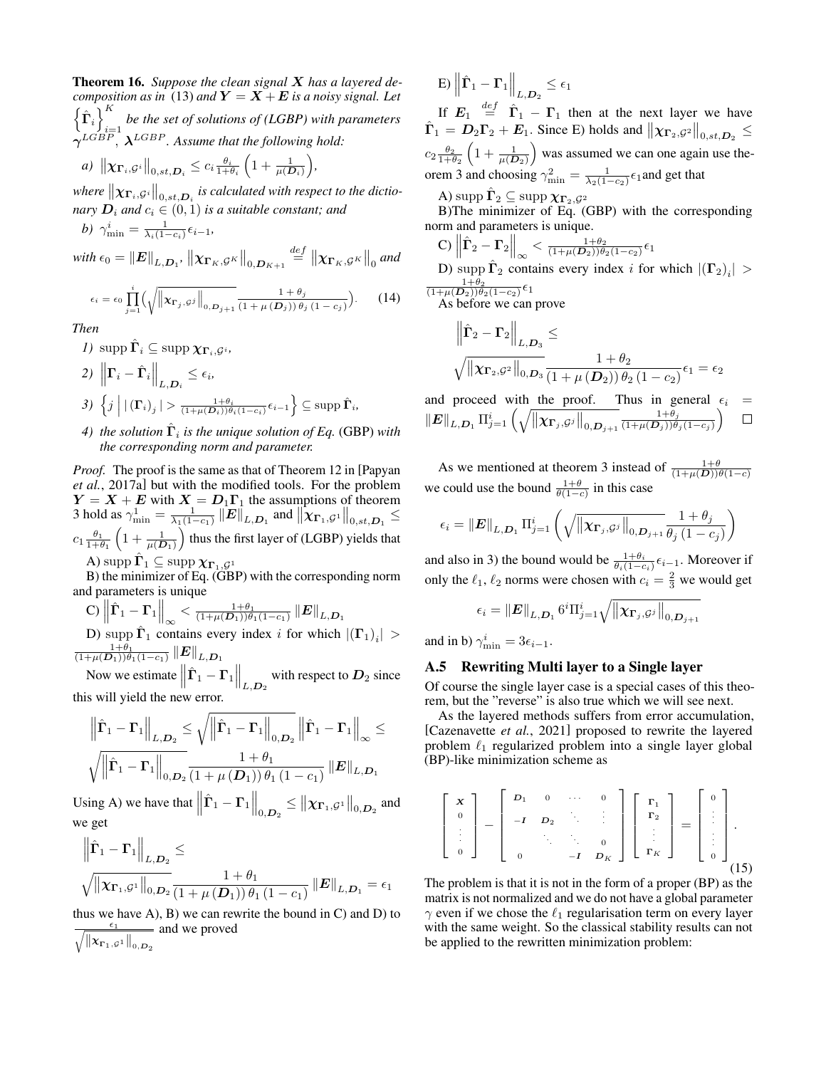**Theorem 16.** *Suppose the clean signal $\boldsymbol{X}$ has a layered decomposition as in (13) and $\boldsymbol{Y} = \boldsymbol{X} + \boldsymbol{E}$ is a noisy signal. Let $\left\{\hat{\boldsymbol{\Gamma}}_i\right\}_{i=1}^{K}$ be the set of solutions of (LGBP) with parameters $\boldsymbol{\gamma}^{LGBP}$, $\boldsymbol{\lambda}^{LGBP}$. Assume that the following hold:*

*a)* $\left\|\boldsymbol{\chi}_{\boldsymbol{\Gamma}_i,\mathcal{G}^i}\right\|_{0,st,\boldsymbol{D}_i} \leq c_i \frac{\theta_i}{1+\theta_i}\left(1+\frac{1}{\mu(\boldsymbol{D}_i)}\right)$,

*where $\left\|\boldsymbol{\chi}_{\boldsymbol{\Gamma}_i,\mathcal{G}^i}\right\|_{0,st,\boldsymbol{D}_i}$ is calculated with respect to the dictionary $\boldsymbol{D}_i$ and $c_i \in (0,1)$ is a suitable constant; and*

*b)* $\gamma^i_{\min} = \frac{1}{\lambda_i(1-c_i)}\epsilon_{i-1}$,

*with $\epsilon_0 = \|\boldsymbol{E}\|_{L,\boldsymbol{D}_1}$, $\left\|\boldsymbol{\chi}_{\boldsymbol{\Gamma}_K,\mathcal{G}^K}\right\|_{0,\boldsymbol{D}_{K+1}} \overset{def}{=} \left\|\boldsymbol{\chi}_{\boldsymbol{\Gamma}_K,\mathcal{G}^K}\right\|_0$ and*

$$\epsilon_i = \epsilon_0 \prod_{j=1}^{i}\Big(\sqrt{\left\|\boldsymbol{\chi}_{\boldsymbol{\Gamma}_j,\mathcal{G}^j}\right\|_{0,\boldsymbol{D}_{j+1}}}\frac{1+\theta_j}{(1+\mu(\boldsymbol{D}_j))\,\theta_j\,(1-c_j)}\Big). \tag{14}$$

*Then*

*1)* $\operatorname{supp}\hat{\boldsymbol{\Gamma}}_i \subseteq \operatorname{supp}\boldsymbol{\chi}_{\boldsymbol{\Gamma}_i,\mathcal{G}^i}$,

*2)* $\left\|\boldsymbol{\Gamma}_i - \hat{\boldsymbol{\Gamma}}_i\right\|_{L,\boldsymbol{D}_i} \leq \epsilon_i$,

*3)* $\left\{j \;\middle|\; |(\boldsymbol{\Gamma}_i)_j| > \frac{1+\theta_i}{(1+\mu(\boldsymbol{D}_i))\theta_i(1-c_i)}\epsilon_{i-1}\right\} \subseteq \operatorname{supp}\hat{\boldsymbol{\Gamma}}_i$,

*4) the solution $\hat{\boldsymbol{\Gamma}}_i$ is the unique solution of Eq.* (GBP) *with the corresponding norm and parameter.*

*Proof.* The proof is the same as that of Theorem 12 in [Papyan *et al.*, 2017a] but with the modified tools. For the problem $\boldsymbol{Y} = \boldsymbol{X} + \boldsymbol{E}$ with $\boldsymbol{X} = \boldsymbol{D}_1\boldsymbol{\Gamma}_1$ the assumptions of theorem 3 hold as $\gamma^1_{\min} = \frac{1}{\lambda_1(1-c_1)}\|\boldsymbol{E}\|_{L,\boldsymbol{D}_1}$ and $\left\|\boldsymbol{\chi}_{\boldsymbol{\Gamma}_1,\mathcal{G}^1}\right\|_{0,st,\boldsymbol{D}_1} \leq c_1\frac{\theta_1}{1+\theta_1}\left(1+\frac{1}{\mu(\boldsymbol{D}_1)}\right)$ thus the first layer of (LGBP) yields that

A) $\operatorname{supp}\hat{\boldsymbol{\Gamma}}_1 \subseteq \operatorname{supp}\boldsymbol{\chi}_{\boldsymbol{\Gamma}_1,\mathcal{G}^1}$

B) the minimizer of Eq. (GBP) with the corresponding norm and parameters is unique

C) $\left\|\hat{\boldsymbol{\Gamma}}_1 - \boldsymbol{\Gamma}_1\right\|_\infty < \frac{1+\theta_1}{(1+\mu(\boldsymbol{D}_1))\theta_1(1-c_1)}\|\boldsymbol{E}\|_{L,\boldsymbol{D}_1}$

D) $\operatorname{supp}\hat{\boldsymbol{\Gamma}}_1$ contains every index $i$ for which $|(\boldsymbol{\Gamma}_1)_i| > \frac{1+\theta_1}{(1+\mu(\boldsymbol{D}_1))\theta_1(1-c_1)}\|\boldsymbol{E}\|_{L,\boldsymbol{D}_1}$

Now we estimate $\left\|\hat{\boldsymbol{\Gamma}}_1 - \boldsymbol{\Gamma}_1\right\|_{L,\boldsymbol{D}_2}$ with respect to $\boldsymbol{D}_2$ since this will yield the new error.

$$\left\|\hat{\boldsymbol{\Gamma}}_1 - \boldsymbol{\Gamma}_1\right\|_{L,\boldsymbol{D}_2} \leq \sqrt{\left\|\hat{\boldsymbol{\Gamma}}_1 - \boldsymbol{\Gamma}_1\right\|_{0,\boldsymbol{D}_2}}\left\|\hat{\boldsymbol{\Gamma}}_1 - \boldsymbol{\Gamma}_1\right\|_\infty \leq \sqrt{\left\|\hat{\boldsymbol{\Gamma}}_1 - \boldsymbol{\Gamma}_1\right\|_{0,\boldsymbol{D}_2}}\frac{1+\theta_1}{(1+\mu(\boldsymbol{D}_1))\,\theta_1\,(1-c_1)}\|\boldsymbol{E}\|_{L,\boldsymbol{D}_1}$$

Using A) we have that $\left\|\hat{\boldsymbol{\Gamma}}_1 - \boldsymbol{\Gamma}_1\right\|_{0,\boldsymbol{D}_2} \leq \left\|\boldsymbol{\chi}_{\boldsymbol{\Gamma}_1,\mathcal{G}^1}\right\|_{0,\boldsymbol{D}_2}$ and we get

$$\left\|\hat{\boldsymbol{\Gamma}}_1 - \boldsymbol{\Gamma}_1\right\|_{L,\boldsymbol{D}_2} \leq \sqrt{\left\|\boldsymbol{\chi}_{\boldsymbol{\Gamma}_1,\mathcal{G}^1}\right\|_{0,\boldsymbol{D}_2}}\frac{1+\theta_1}{(1+\mu(\boldsymbol{D}_1))\,\theta_1\,(1-c_1)}\|\boldsymbol{E}\|_{L,\boldsymbol{D}_1} = \epsilon_1$$

thus we have A), B) we can rewrite the bound in C) and D) to $\frac{\epsilon_1}{\sqrt{\left\|\boldsymbol{\chi}_{\boldsymbol{\Gamma}_1,\mathcal{G}^1}\right\|_{0,\boldsymbol{D}_2}}}$ and we proved

E) $\left\|\hat{\boldsymbol{\Gamma}}_1 - \boldsymbol{\Gamma}_1\right\|_{L,\boldsymbol{D}_2} \leq \epsilon_1$

If $\boldsymbol{E}_1 \overset{def}{=} \hat{\boldsymbol{\Gamma}}_1 - \boldsymbol{\Gamma}_1$ then at the next layer we have $\hat{\boldsymbol{\Gamma}}_1 = \boldsymbol{D}_2\boldsymbol{\Gamma}_2 + \boldsymbol{E}_1$. Since E) holds and $\left\|\boldsymbol{\chi}_{\boldsymbol{\Gamma}_2,\mathcal{G}^2}\right\|_{0,st,\boldsymbol{D}_2} \leq c_2\frac{\theta_2}{1+\theta_2}\left(1+\frac{1}{\mu(\boldsymbol{D}_2)}\right)$ was assumed we can one again use theorem 3 and choosing $\gamma^2_{\min} = \frac{1}{\lambda_2(1-c_2)}\epsilon_1$and get that

A) $\operatorname{supp}\hat{\boldsymbol{\Gamma}}_2 \subseteq \operatorname{supp}\boldsymbol{\chi}_{\boldsymbol{\Gamma}_2,\mathcal{G}^2}$

B)The minimizer of Eq. (GBP) with the corresponding norm and parameters is unique.

C) $\left\|\hat{\boldsymbol{\Gamma}}_2 - \boldsymbol{\Gamma}_2\right\|_\infty < \frac{1+\theta_2}{(1+\mu(\boldsymbol{D}_2))\theta_2(1-c_2)}\epsilon_1$

D) $\operatorname{supp}\hat{\boldsymbol{\Gamma}}_2$ contains every index $i$ for which $|(\boldsymbol{\Gamma}_2)_i| > \frac{1+\theta_2}{(1+\mu(\boldsymbol{D}_2))\theta_2(1-c_2)}\epsilon_1$

As before we can prove

$$\left\|\hat{\boldsymbol{\Gamma}}_2 - \boldsymbol{\Gamma}_2\right\|_{L,\boldsymbol{D}_3} \leq \sqrt{\left\|\boldsymbol{\chi}_{\boldsymbol{\Gamma}_2,\mathcal{G}^2}\right\|_{0,\boldsymbol{D}_3}}\frac{1+\theta_2}{(1+\mu(\boldsymbol{D}_2))\,\theta_2\,(1-c_2)}\epsilon_1 = \epsilon_2$$

and proceed with the proof. Thus in general $\epsilon_i = \|\boldsymbol{E}\|_{L,\boldsymbol{D}_1}\Pi_{j=1}^{i}\left(\sqrt{\left\|\boldsymbol{\chi}_{\boldsymbol{\Gamma}_j,\mathcal{G}^j}\right\|_{0,\boldsymbol{D}_{j+1}}}\frac{1+\theta_j}{(1+\mu(\boldsymbol{D}_j))\theta_j(1-c_j)}\right)$ $\square$

As we mentioned at theorem 3 instead of $\frac{1+\theta}{(1+\mu(\boldsymbol{D}))\theta(1-c)}$ we could use the bound $\frac{1+\theta}{\theta(1-c)}$ in this case

$$\epsilon_i = \|\boldsymbol{E}\|_{L,\boldsymbol{D}_1}\Pi_{j=1}^{i}\left(\sqrt{\left\|\boldsymbol{\chi}_{\boldsymbol{\Gamma}_j,\mathcal{G}^j}\right\|_{0,\boldsymbol{D}_{j+1}}}\frac{1+\theta_j}{\theta_j\,(1-c_j)}\right)$$

and also in 3) the bound would be $\frac{1+\theta_i}{\theta_i(1-c_i)}\epsilon_{i-1}$. Moreover if only the $\ell_1, \ell_2$ norms were chosen with $c_i = \frac{2}{3}$ we would get

$$\epsilon_i = \|\boldsymbol{E}\|_{L,\boldsymbol{D}_1}6^i\Pi_{j=1}^{i}\sqrt{\left\|\boldsymbol{\chi}_{\boldsymbol{\Gamma}_j,\mathcal{G}^j}\right\|_{0,\boldsymbol{D}_{j+1}}}$$

and in b) $\gamma^i_{\min} = 3\epsilon_{i-1}$.

## A.5 Rewriting Multi layer to a Single layer

Of course the single layer case is a special cases of this theorem, but the "reverse" is also true which we will see next.

As the layered methods suffers from error accumulation, [Cazenavette *et al.*, 2021] proposed to rewrite the layered problem $\ell_1$ regularized problem into a single layer global (BP)-like minimization scheme as

$$\begin{bmatrix} \boldsymbol{X} \\ 0 \\ \vdots \\ 0 \end{bmatrix} - \begin{bmatrix} \boldsymbol{D}_1 & 0 & \cdots & 0 \\ -\boldsymbol{I} & \boldsymbol{D}_2 & \ddots & \vdots \\ & \ddots & \ddots & 0 \\ 0 & & -\boldsymbol{I} & \boldsymbol{D}_K \end{bmatrix}\begin{bmatrix} \boldsymbol{\Gamma}_1 \\ \boldsymbol{\Gamma}_2 \\ \vdots \\ \boldsymbol{\Gamma}_K \end{bmatrix} = \begin{bmatrix} 0 \\ \vdots \\ \vdots \\ 0 \end{bmatrix}. \tag{15}$$

The problem is that it is not in the form of a proper (BP) as the matrix is not normalized and we do not have a global parameter $\gamma$ even if we chose the $\ell_1$ regularisation term on every layer with the same weight. So the classical stability results can not be applied to the rewritten minimization problem: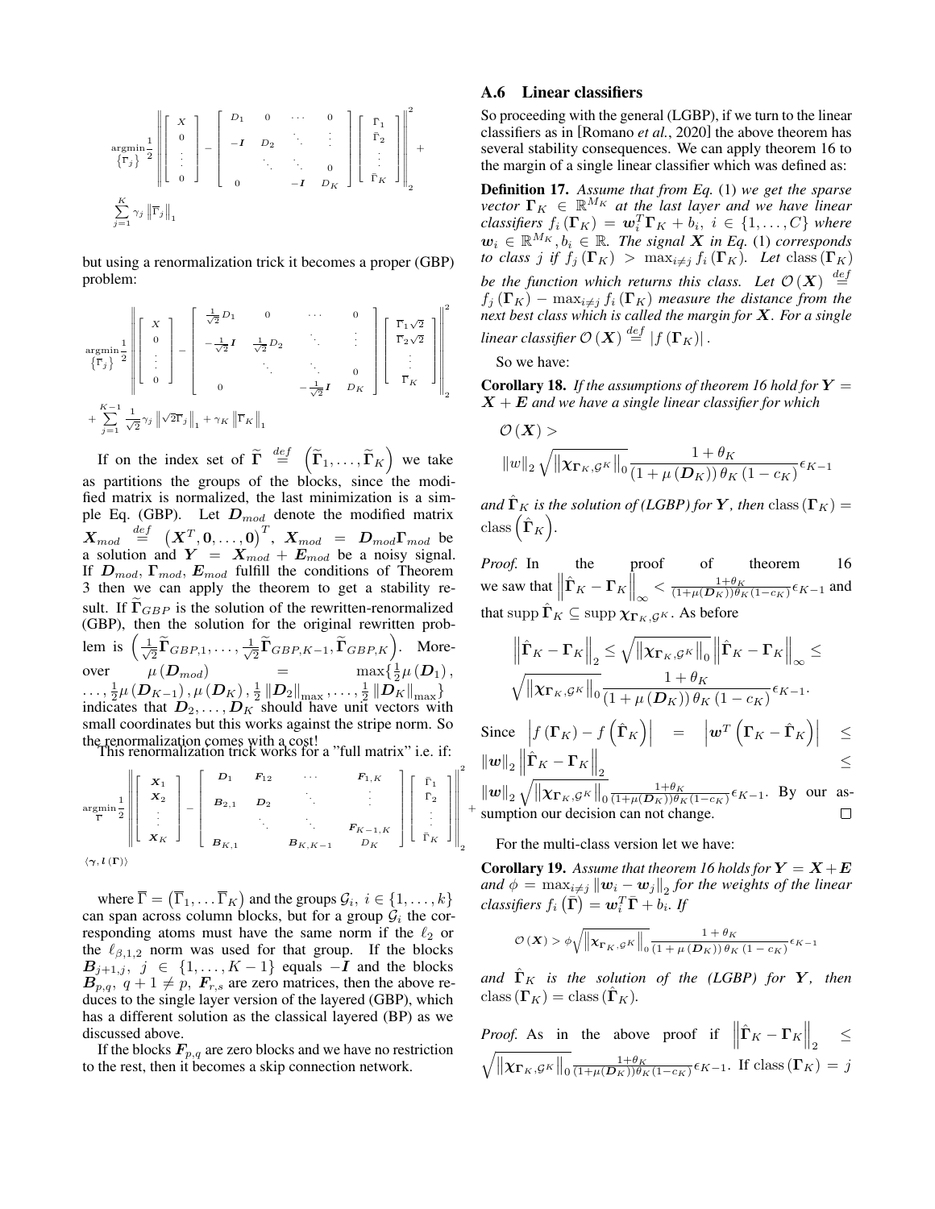$$\underset{\{\overline{\Gamma}_j\}}{\operatorname{argmin}}\frac{1}{2}\left\|\begin{bmatrix} X \\ 0 \\ \vdots \\ 0 \end{bmatrix} - \begin{bmatrix} D_1 & 0 & \cdots & 0 \\ -\boldsymbol{I} & D_2 & \ddots & \vdots \\ & \ddots & \ddots & 0 \\ 0 & & -\boldsymbol{I} & D_K \end{bmatrix}\begin{bmatrix} \overline{\Gamma}_1 \\ \overline{\Gamma}_2 \\ \vdots \\ \overline{\Gamma}_K \end{bmatrix}\right\|_2^2 + \sum_{j=1}^{K}\gamma_j\left\|\overline{\Gamma}_j\right\|_1$$

but using a renormalization trick it becomes a proper (GBP) problem:

$$\underset{\{\overline{\Gamma}_j\}}{\operatorname{argmin}}\frac{1}{2}\left\|\begin{bmatrix} X \\ 0 \\ \vdots \\ 0 \end{bmatrix} - \begin{bmatrix} \frac{1}{\sqrt{2}}D_1 & 0 & \cdots & 0 \\ -\frac{1}{\sqrt{2}}\boldsymbol{I} & \frac{1}{\sqrt{2}}D_2 & \ddots & \vdots \\ & \ddots & \ddots & 0 \\ 0 & & -\frac{1}{\sqrt{2}}\boldsymbol{I} & D_K \end{bmatrix}\begin{bmatrix} \overline{\Gamma}_1\sqrt{2} \\ \overline{\Gamma}_2\sqrt{2} \\ \vdots \\ \overline{\Gamma}_K \end{bmatrix}\right\|_2^2 + \sum_{j=1}^{K-1}\frac{1}{\sqrt{2}}\gamma_j\left\|\sqrt{2}\overline{\Gamma}_j\right\|_1 + \gamma_K\left\|\overline{\Gamma}_K\right\|_1$$

If on the index set of $\widetilde{\boldsymbol{\Gamma}} \overset{def}{=} \left(\widetilde{\boldsymbol{\Gamma}}_1, \ldots, \widetilde{\boldsymbol{\Gamma}}_K\right)$ we take as partitions the groups of the blocks, since the modified matrix is normalized, the last minimization is a simple Eq. (GBP). Let $\boldsymbol{D}_{mod}$ denote the modified matrix $\boldsymbol{X}_{mod} \overset{def}{=} \left(\boldsymbol{X}^T, \boldsymbol{0}, \ldots, \boldsymbol{0}\right)^T$, $\boldsymbol{X}_{mod} = \boldsymbol{D}_{mod}\boldsymbol{\Gamma}_{mod}$ be a solution and $\boldsymbol{Y} = \boldsymbol{X}_{mod} + \boldsymbol{E}_{mod}$ be a noisy signal. If $\boldsymbol{D}_{mod}$, $\boldsymbol{\Gamma}_{mod}$, $\boldsymbol{E}_{mod}$ fulfill the conditions of Theorem 3 then we can apply the theorem to get a stability result. If $\widetilde{\boldsymbol{\Gamma}}_{GBP}$ is the solution of the rewritten-renormalized (GBP), then the solution for the original rewritten problem is $\left(\frac{1}{\sqrt{2}}\widetilde{\boldsymbol{\Gamma}}_{GBP,1}, \ldots, \frac{1}{\sqrt{2}}\widetilde{\boldsymbol{\Gamma}}_{GBP,K-1}, \widetilde{\boldsymbol{\Gamma}}_{GBP,K}\right)$. Moreover $\mu\left(\boldsymbol{D}_{mod}\right) = \max\{\frac{1}{2}\mu\left(\boldsymbol{D}_1\right), \ldots, \frac{1}{2}\mu\left(\boldsymbol{D}_{K-1}\right), \mu\left(\boldsymbol{D}_K\right), \frac{1}{2}\left\|\boldsymbol{D}_2\right\|_{\max}, \ldots, \frac{1}{2}\left\|\boldsymbol{D}_K\right\|_{\max}\}$ indicates that $\boldsymbol{D}_2, \ldots, \boldsymbol{D}_K$ should have unit vectors with small coordinates but this works against the stripe norm. So the renormalization comes with a cost!

This renormalization trick works for a "full matrix" i.e. if:

$$\underset{\overline{\Gamma}}{\operatorname{argmin}}\frac{1}{2}\left\|\begin{bmatrix} \boldsymbol{X}_1 \\ \boldsymbol{X}_2 \\ \vdots \\ \boldsymbol{X}_K \end{bmatrix} - \begin{bmatrix} \boldsymbol{D}_1 & \boldsymbol{F}_{12} & \cdots & \boldsymbol{F}_{1,K} \\ \boldsymbol{B}_{2,1} & \boldsymbol{D}_2 & \ddots & \vdots \\ & \ddots & \ddots & \boldsymbol{F}_{K-1,K} \\ \boldsymbol{B}_{K,1} & & \boldsymbol{B}_{K,K-1} & D_K \end{bmatrix}\begin{bmatrix} \overline{\Gamma}_1 \\ \overline{\Gamma}_2 \\ \vdots \\ \overline{\Gamma}_K \end{bmatrix}\right\|_2^2 + \langle\boldsymbol{\gamma}, \boldsymbol{l}\left(\overline{\Gamma}\right)\rangle$$

where $\overline{\Gamma} = \left(\overline{\Gamma}_1, \ldots \overline{\Gamma}_K\right)$ and the groups $\mathcal{G}_i,\ i \in \{1, \ldots, k\}$ can span across column blocks, but for a group $\mathcal{G}_i$ the corresponding atoms must have the same norm if the $\ell_2$ or the $\ell_{\beta,1,2}$ norm was used for that group. If the blocks $\boldsymbol{B}_{j+1,j},\ j \in \{1, \ldots, K-1\}$ equals $-\boldsymbol{I}$ and the blocks $\boldsymbol{B}_{p,q},\ q+1 \neq p$, $\boldsymbol{F}_{r,s}$ are zero matrices, then the above reduces to the single layer version of the layered (GBP), which has a different solution as the classical layered (BP) as we discussed above.

If the blocks $\boldsymbol{F}_{p,q}$ are zero blocks and we have no restriction to the rest, then it becomes a skip connection network.

## A.6 Linear classifiers

So proceeding with the general (LGBP), if we turn to the linear classifiers as in [Romano *et al.*, 2020] the above theorem has several stability consequences. We can apply theorem 16 to the margin of a single linear classifier which was defined as:

**Definition 17.** *Assume that from Eq.* (1) *we get the sparse vector $\boldsymbol{\Gamma}_K \in \mathbb{R}^{M_K}$ at the last layer and we have linear classifiers $f_i\left(\boldsymbol{\Gamma}_K\right) = \boldsymbol{w}_i^T\boldsymbol{\Gamma}_K + b_i,\ i \in \{1, \ldots, C\}$ where $\boldsymbol{w}_i \in \mathbb{R}^{M_K}, b_i \in \mathbb{R}$. The signal $\boldsymbol{X}$ in Eq.* (1) *corresponds to class $j$ if $f_j\left(\boldsymbol{\Gamma}_K\right) > \max_{i\neq j} f_i\left(\boldsymbol{\Gamma}_K\right)$. Let $\operatorname{class}\left(\boldsymbol{\Gamma}_K\right)$ be the function which returns this class. Let $\mathcal{O}\left(\boldsymbol{X}\right) \overset{def}{=} f_j\left(\boldsymbol{\Gamma}_K\right) - \max_{i\neq j} f_i\left(\boldsymbol{\Gamma}_K\right)$ measure the distance from the next best class which is called the margin for $\boldsymbol{X}$. For a single linear classifier $\mathcal{O}\left(\boldsymbol{X}\right) \overset{def}{=} \left|f\left(\boldsymbol{\Gamma}_K\right)\right|$.*

So we have:

**Corollary 18.** *If the assumptions of theorem 16 hold for $\boldsymbol{Y} = \boldsymbol{X} + \boldsymbol{E}$ and we have a single linear classifier for which*

$$\mathcal{O}\left(\boldsymbol{X}\right) > \|w\|_2\sqrt{\left\|\boldsymbol{\chi}_{\boldsymbol{\Gamma}_K,\mathcal{G}^K}\right\|_0}\frac{1+\theta_K}{\left(1+\mu\left(\boldsymbol{D}_K\right)\right)\theta_K\left(1-c_K\right)}\epsilon_{K-1}$$

*and $\hat{\boldsymbol{\Gamma}}_K$ is the solution of (LGBP) for $\boldsymbol{Y}$, then $\operatorname{class}\left(\boldsymbol{\Gamma}_K\right) = \operatorname{class}\left(\hat{\boldsymbol{\Gamma}}_K\right)$.*

*Proof.* In the proof of theorem 16 we saw that $\left\|\hat{\boldsymbol{\Gamma}}_K - \boldsymbol{\Gamma}_K\right\|_\infty < \frac{1+\theta_K}{\left(1+\mu\left(\boldsymbol{D}_K\right)\right)\theta_K\left(1-c_K\right)}\epsilon_{K-1}$ and that $\operatorname{supp}\hat{\boldsymbol{\Gamma}}_K \subseteq \operatorname{supp}\boldsymbol{\chi}_{\boldsymbol{\Gamma}_K,\mathcal{G}^K}$. As before

$$\left\|\hat{\boldsymbol{\Gamma}}_K - \boldsymbol{\Gamma}_K\right\|_2 \leq \sqrt{\left\|\boldsymbol{\chi}_{\boldsymbol{\Gamma}_K,\mathcal{G}^K}\right\|_0}\left\|\hat{\boldsymbol{\Gamma}}_K - \boldsymbol{\Gamma}_K\right\|_\infty \leq \sqrt{\left\|\boldsymbol{\chi}_{\boldsymbol{\Gamma}_K,\mathcal{G}^K}\right\|_0}\frac{1+\theta_K}{\left(1+\mu\left(\boldsymbol{D}_K\right)\right)\theta_K\left(1-c_K\right)}\epsilon_{K-1}.$$

Since $\left|f\left(\boldsymbol{\Gamma}_K\right) - f\left(\hat{\boldsymbol{\Gamma}}_K\right)\right| = \left|\boldsymbol{w}^T\left(\boldsymbol{\Gamma}_K - \hat{\boldsymbol{\Gamma}}_K\right)\right| \leq \|\boldsymbol{w}\|_2\left\|\hat{\boldsymbol{\Gamma}}_K - \boldsymbol{\Gamma}_K\right\|_2 \leq \|\boldsymbol{w}\|_2\sqrt{\left\|\boldsymbol{\chi}_{\boldsymbol{\Gamma}_K,\mathcal{G}^K}\right\|_0}\frac{1+\theta_K}{\left(1+\mu\left(\boldsymbol{D}_K\right)\right)\theta_K\left(1-c_K\right)}\epsilon_{K-1}$. By our assumption our decision can not change. □

For the multi-class version let we have:

**Corollary 19.** *Assume that theorem 16 holds for $\boldsymbol{Y} = \boldsymbol{X} + \boldsymbol{E}$ and $\phi = \max_{i\neq j}\left\|\boldsymbol{w}_i - \boldsymbol{w}_j\right\|_2$ for the weights of the linear classifiers $f_i\left(\bar{\boldsymbol{\Gamma}}\right) = \boldsymbol{w}_i^T\bar{\boldsymbol{\Gamma}} + b_i$. If*

$$\mathcal{O}\left(\boldsymbol{X}\right) > \phi\sqrt{\left\|\boldsymbol{\chi}_{\boldsymbol{\Gamma}_K,\mathcal{G}^K}\right\|_0}\frac{1+\theta_K}{\left(1+\mu\left(\boldsymbol{D}_K\right)\right)\theta_K\left(1-c_K\right)}\epsilon_{K-1}$$

*and $\hat{\boldsymbol{\Gamma}}_K$ is the solution of the (LGBP) for $\boldsymbol{Y}$, then $\operatorname{class}\left(\boldsymbol{\Gamma}_K\right) = \operatorname{class}(\hat{\boldsymbol{\Gamma}}_K)$.*

*Proof.* As in the above proof if $\left\|\hat{\boldsymbol{\Gamma}}_K - \boldsymbol{\Gamma}_K\right\|_2 \leq \sqrt{\left\|\boldsymbol{\chi}_{\boldsymbol{\Gamma}_K,\mathcal{G}^K}\right\|_0}\frac{1+\theta_K}{\left(1+\mu\left(\boldsymbol{D}_K\right)\right)\theta_K\left(1-c_K\right)}\epsilon_{K-1}$. If $\operatorname{class}\left(\boldsymbol{\Gamma}_K\right) = j$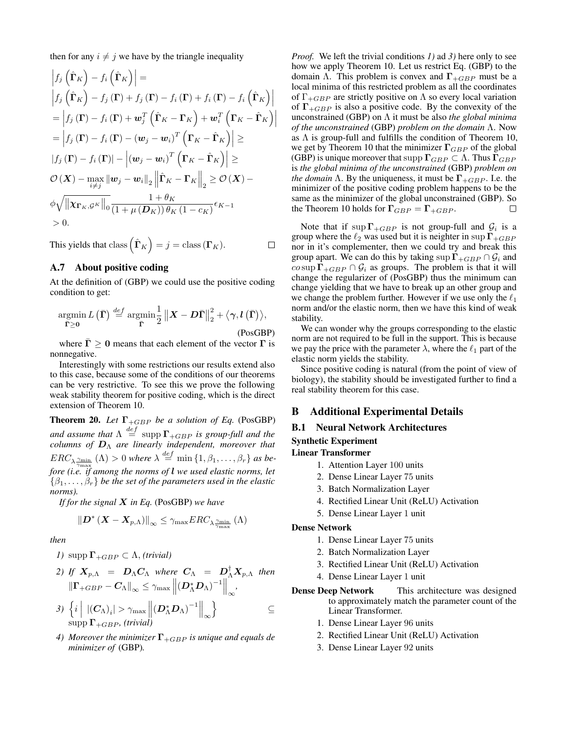then for any $i \neq j$ we have by the triangle inequality

$$
\begin{aligned}
&\left| f_j\left(\hat{\boldsymbol{\Gamma}}_K\right) - f_i\left(\hat{\boldsymbol{\Gamma}}_K\right) \right| = \\
&\left| f_j\left(\hat{\boldsymbol{\Gamma}}_K\right) - f_j\left(\boldsymbol{\Gamma}\right) + f_j\left(\boldsymbol{\Gamma}\right) - f_i\left(\boldsymbol{\Gamma}\right) + f_i\left(\boldsymbol{\Gamma}\right) - f_i\left(\hat{\boldsymbol{\Gamma}}_K\right) \right| \\
&= \left| f_j\left(\boldsymbol{\Gamma}\right) - f_i\left(\boldsymbol{\Gamma}\right) + \boldsymbol{w}_j^T\left(\hat{\boldsymbol{\Gamma}}_K - \boldsymbol{\Gamma}_K\right) + \boldsymbol{w}_i^T\left(\boldsymbol{\Gamma}_K - \hat{\boldsymbol{\Gamma}}_K\right) \right| \\
&= \left| f_j\left(\boldsymbol{\Gamma}\right) - f_i\left(\boldsymbol{\Gamma}\right) - \left(\boldsymbol{w}_j - \boldsymbol{w}_i\right)^T\left(\boldsymbol{\Gamma}_K - \hat{\boldsymbol{\Gamma}}_K\right) \right| \geq \\
&\left| f_j\left(\boldsymbol{\Gamma}\right) - f_i\left(\boldsymbol{\Gamma}\right) \right| - \left| \left(\boldsymbol{w}_j - \boldsymbol{w}_i\right)^T\left(\boldsymbol{\Gamma}_K - \hat{\boldsymbol{\Gamma}}_K\right) \right| \geq \\
&\mathcal{O}\left(\boldsymbol{X}\right) - \max_{i\neq j}\left\|\boldsymbol{w}_j - \boldsymbol{w}_i\right\|_2 \left\|\hat{\boldsymbol{\Gamma}}_K - \boldsymbol{\Gamma}_K\right\|_2 \geq \mathcal{O}\left(\boldsymbol{X}\right) - \\
&\phi\sqrt{\left\|\boldsymbol{\chi}_{\boldsymbol{\Gamma}_K,\mathcal{G}^K}\right\|_0}\frac{1+\theta_K}{\left(1+\mu\left(\boldsymbol{D}_K\right)\right)\theta_K\left(1-c_K\right)}\epsilon_{K-1} \\
&> 0.
\end{aligned}
$$

This yields that $\operatorname{class}\left(\hat{\boldsymbol{\Gamma}}_K\right) = j = \operatorname{class}\left(\boldsymbol{\Gamma}_K\right)$. □

## A.7 About positive coding

At the definition of (GBP) we could use the positive coding condition to get:

$$
\underset{\bar{\boldsymbol{\Gamma}}\geq \mathbf{0}}{\operatorname{argmin}}\, L\left(\bar{\boldsymbol{\Gamma}}\right) \overset{def}{=} \underset{\bar{\boldsymbol{\Gamma}}}{\operatorname{argmin}} \frac{1}{2}\left\|\boldsymbol{X} - \boldsymbol{D}\bar{\boldsymbol{\Gamma}}\right\|_2^2 + \left\langle \boldsymbol{\gamma}, \boldsymbol{l}\left(\bar{\boldsymbol{\Gamma}}\right)\right\rangle, \tag{PosGBP}
$$

where $\bar{\boldsymbol{\Gamma}} \geq \mathbf{0}$ means that each element of the vector $\boldsymbol{\Gamma}$ is nonnegative.

Interestingly with some restrictions our results extend also to this case, because some of the conditions of our theorems can be very restrictive. To see this we prove the following weak stability theorem for positive coding, which is the direct extension of Theorem 10.

**Theorem 20.** *Let $\boldsymbol{\Gamma}_{+GBP}$ be a solution of Eq. (PosGBP) and assume that $\Lambda \overset{def}{=} \operatorname{supp}\boldsymbol{\Gamma}_{+GBP}$ is group-full and the columns of $\boldsymbol{D}_\Lambda$ are linearly independent, moreover that $ERC_{\lambda\frac{\gamma_{\min}}{\gamma_{\max}}}(\Lambda) > 0$ where $\lambda \overset{def}{=} \min\{1, \beta_1, \ldots, \beta_r\}$ as before (i.e. if among the norms of $\boldsymbol{l}$ we used elastic norms, let $\{\beta_1, \ldots, \beta_r\}$ be the set of the parameters used in the elastic norms).*

*If for the signal $\boldsymbol{X}$ in Eq. (PosGBP) we have*

$$
\left\|\boldsymbol{D}^*\left(\boldsymbol{X} - \boldsymbol{X}_{p,\Lambda}\right)\right\|_\infty \leq \gamma_{\max} ERC_{\lambda\frac{\gamma_{\min}}{\gamma_{\max}}}(\Lambda)
$$

*then*

1) $\operatorname{supp}\boldsymbol{\Gamma}_{+GBP} \subset \Lambda$, *(trivial)*
2) *If $\boldsymbol{X}_{p,\Lambda} = \boldsymbol{D}_\Lambda \boldsymbol{C}_\Lambda$ where $\boldsymbol{C}_\Lambda = \boldsymbol{D}_\Lambda^\dagger \boldsymbol{X}_{p,\Lambda}$ then $\left\|\boldsymbol{\Gamma}_{+GBP} - \boldsymbol{C}_\Lambda\right\|_\infty \leq \gamma_{\max}\left\|\left(\boldsymbol{D}_\Lambda^*\boldsymbol{D}_\Lambda\right)^{-1}\right\|_\infty$,*
3) $\left\{ i \,\middle|\, \left|\left(\boldsymbol{C}_\Lambda\right)_i\right| > \gamma_{\max}\left\|\left(\boldsymbol{D}_\Lambda^*\boldsymbol{D}_\Lambda\right)^{-1}\right\|_\infty \right\} \subseteq \operatorname{supp}\boldsymbol{\Gamma}_{+GBP}$, *(trivial)*
4) *Moreover the minimizer $\boldsymbol{\Gamma}_{+GBP}$ is unique and equals de minimizer of (GBP).*

*Proof.* We left the trivial conditions *1)* ad *3)* here only to see how we apply Theorem 10. Let us restrict Eq. (GBP) to the domain $\Lambda$. This problem is convex and $\boldsymbol{\Gamma}_{+GBP}$ must be a local minima of this restricted problem as all the coordinates of $\Gamma_{+GBP}$ are strictly positive on $\Lambda$ so every local variation of $\boldsymbol{\Gamma}_{+GBP}$ is also a positive code. By the convexity of the unconstrained (GBP) on $\Lambda$ it must be also *the global minima of the unconstrained* (GBP) *problem on the domain* $\Lambda$. Now as $\Lambda$ is group-full and fulfills the condition of Theorem 10, we get by Theorem 10 that the minimizer $\boldsymbol{\Gamma}_{GBP}$ of the global (GBP) is unique moreover that $\operatorname{supp}\boldsymbol{\Gamma}_{GBP} \subset \Lambda$. Thus $\boldsymbol{\Gamma}_{GBP}$ is *the global minima of the unconstrained* (GBP) *problem on the domain* $\Lambda$. By the uniqueness, it must be $\boldsymbol{\Gamma}_{+GBP}$. I.e. the minimizer of the positive coding problem happens to be the same as the minimizer of the global unconstrained (GBP). So the Theorem 10 holds for $\boldsymbol{\Gamma}_{GBP} = \boldsymbol{\Gamma}_{+GBP}$. □

Note that if $\sup\boldsymbol{\Gamma}_{+GBP}$ is not group-full and $\mathcal{G}_i$ is a group where the $\ell_2$ was used but it is neigher in $\sup\boldsymbol{\Gamma}_{+GBP}$ nor in it's complementer, then we could try and break this group apart. We can do this by taking $\sup\boldsymbol{\Gamma}_{+GBP} \cap \mathcal{G}_i$ and $co\sup\boldsymbol{\Gamma}_{+GBP} \cap \mathcal{G}_i$ as groups. The problem is that it will change the regularizer of (PosGBP) thus the minimum can change yielding that we have to break up an other group and we change the problem further. However if we use only the $\ell_1$ norm and/or the elastic norm, then we have this kind of weak stability.

We can wonder why the groups corresponding to the elastic norm are not required to be full in the support. This is because we pay the price with the parameter $\lambda$, where the $\ell_1$ part of the elastic norm yields the stability.

Since positive coding is natural (from the point of view of biology), the stability should be investigated further to find a real stability theorem for this case.

# B Additional Experimental Details

## B.1 Neural Network Architectures

### Synthetic Experiment

**Linear Transformer**

1. Attention Layer 100 units
2. Dense Linear Layer 75 units
3. Batch Normalization Layer
4. Rectified Linear Unit (ReLU) Activation
5. Dense Linear Layer 1 unit

**Dense Network**

1. Dense Linear Layer 75 units
2. Batch Normalization Layer
3. Rectified Linear Unit (ReLU) Activation
4. Dense Linear Layer 1 unit

**Dense Deep Network** This architecture was designed to approximately match the parameter count of the Linear Transformer.

1. Dense Linear Layer 96 units
2. Rectified Linear Unit (ReLU) Activation
3. Dense Linear Layer 92 units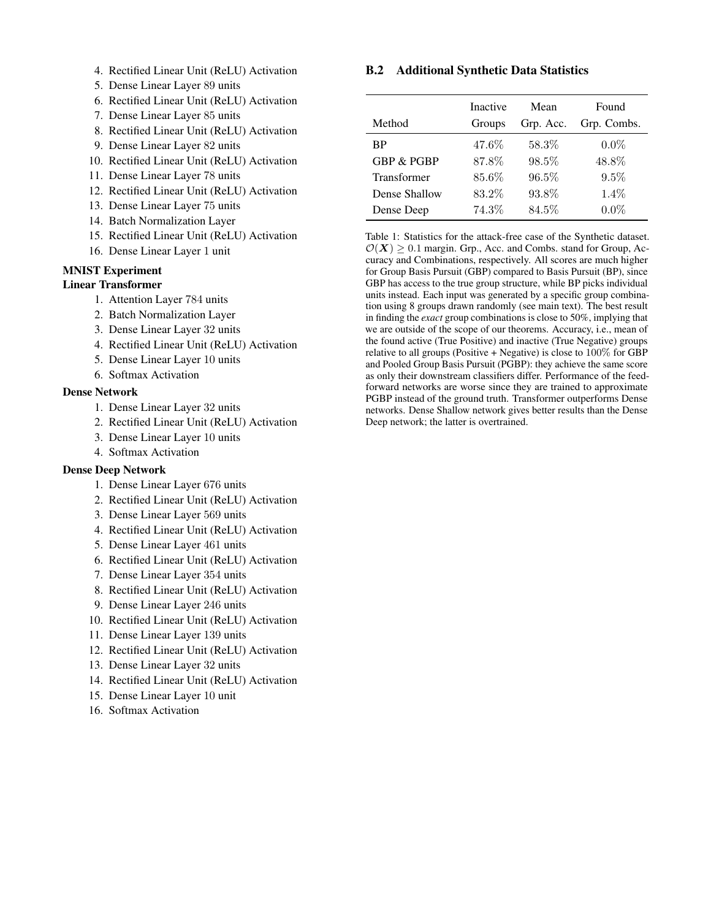4. Rectified Linear Unit (ReLU) Activation
5. Dense Linear Layer 89 units
6. Rectified Linear Unit (ReLU) Activation
7. Dense Linear Layer 85 units
8. Rectified Linear Unit (ReLU) Activation
9. Dense Linear Layer 82 units
10. Rectified Linear Unit (ReLU) Activation
11. Dense Linear Layer 78 units
12. Rectified Linear Unit (ReLU) Activation
13. Dense Linear Layer 75 units
14. Batch Normalization Layer
15. Rectified Linear Unit (ReLU) Activation
16. Dense Linear Layer 1 unit

**MNIST Experiment**

**Linear Transformer**

1. Attention Layer 784 units
2. Batch Normalization Layer
3. Dense Linear Layer 32 units
4. Rectified Linear Unit (ReLU) Activation
5. Dense Linear Layer 10 units
6. Softmax Activation

**Dense Network**

1. Dense Linear Layer 32 units
2. Rectified Linear Unit (ReLU) Activation
3. Dense Linear Layer 10 units
4. Softmax Activation

**Dense Deep Network**

1. Dense Linear Layer 676 units
2. Rectified Linear Unit (ReLU) Activation
3. Dense Linear Layer 569 units
4. Rectified Linear Unit (ReLU) Activation
5. Dense Linear Layer 461 units
6. Rectified Linear Unit (ReLU) Activation
7. Dense Linear Layer 354 units
8. Rectified Linear Unit (ReLU) Activation
9. Dense Linear Layer 246 units
10. Rectified Linear Unit (ReLU) Activation
11. Dense Linear Layer 139 units
12. Rectified Linear Unit (ReLU) Activation
13. Dense Linear Layer 32 units
14. Rectified Linear Unit (ReLU) Activation
15. Dense Linear Layer 10 unit
16. Softmax Activation

## B.2 Additional Synthetic Data Statistics

| Method | Inactive Groups | Mean Grp. Acc. | Found Grp. Combs. |
|---|---|---|---|
| BP | 47.6% | 58.3% | 0.0% |
| GBP & PGBP | 87.8% | 98.5% | 48.8% |
| Transformer | 85.6% | 96.5% | 9.5% |
| Dense Shallow | 83.2% | 93.8% | 1.4% |
| Dense Deep | 74.3% | 84.5% | 0.0% |

Table 1: Statistics for the attack-free case of the Synthetic dataset. $\mathcal{O}(\boldsymbol{X}) \geq 0.1$ margin. Grp., Acc. and Combs. stand for Group, Accuracy and Combinations, respectively. All scores are much higher for Group Basis Pursuit (GBP) compared to Basis Pursuit (BP), since GBP has access to the true group structure, while BP picks individual units instead. Each input was generated by a specific group combination using 8 groups drawn randomly (see main text). The best result in finding the *exact* group combinations is close to 50%, implying that we are outside of the scope of our theorems. Accuracy, i.e., mean of the found active (True Positive) and inactive (True Negative) groups relative to all groups (Positive + Negative) is close to 100% for GBP and Pooled Group Basis Pursuit (PGBP): they achieve the same score as only their downstream classifiers differ. Performance of the feedforward networks are worse since they are trained to approximate PGBP instead of the ground truth. Transformer outperforms Dense networks. Dense Shallow network gives better results than the Dense Deep network; the latter is overtrained.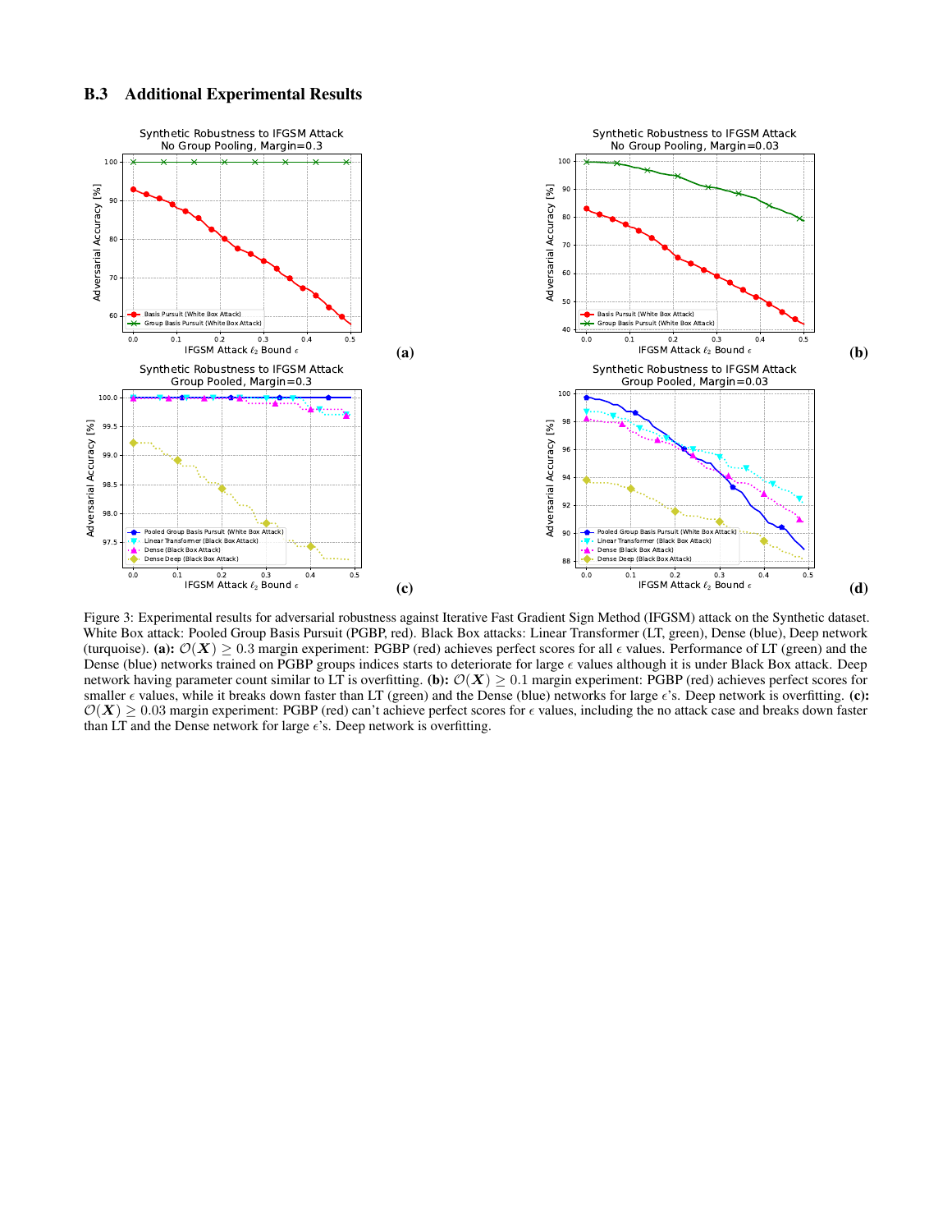### B.3 Additional Experimental Results

Synthetic Robustness to IFGSM Attack
No Group Pooling, Margin=0.3

Adversarial Accuracy [%]

IFGSM Attack $\ell_2$ Bound $\epsilon$

Basis Pursuit (White Box Attack)
Group Basis Pursuit (White Box Attack)

(a)

Synthetic Robustness to IFGSM Attack
No Group Pooling, Margin=0.03

Adversarial Accuracy [%]

IFGSM Attack $\ell_2$ Bound $\epsilon$

Basis Pursuit (White Box Attack)
Group Basis Pursuit (White Box Attack)

(b)

Synthetic Robustness to IFGSM Attack
Group Pooled, Margin=0.3

Adversarial Accuracy [%]

IFGSM Attack $\ell_2$ Bound $\epsilon$

Pooled Group Basis Pursuit (White Box Attack)
Linear Transformer (Black Box Attack)
Dense (Black Box Attack)
Dense Deep (Black Box Attack)

(c)

Synthetic Robustness to IFGSM Attack
Group Pooled, Margin=0.03

Adversarial Accuracy [%]

IFGSM Attack $\ell_2$ Bound $\epsilon$

Pooled Group Basis Pursuit (White Box Attack)
Linear Transformer (Black Box Attack)
Dense (Black Box Attack)
Dense Deep (Black Box Attack)

(d)

Figure 3: Experimental results for adversarial robustness against Iterative Fast Gradient Sign Method (IFGSM) attack on the Synthetic dataset. White Box attack: Pooled Group Basis Pursuit (PGBP, red). Black Box attacks: Linear Transformer (LT, green), Dense (blue), Deep network (turquoise). **(a):** $\mathcal{O}(\boldsymbol{X}) \geq 0.3$ margin experiment: PGBP (red) achieves perfect scores for all $\epsilon$ values. Performance of LT (green) and the Dense (blue) networks trained on PGBP groups indices starts to deteriorate for large $\epsilon$ values although it is under Black Box attack. Deep network having parameter count similar to LT is overfitting. **(b):** $\mathcal{O}(\boldsymbol{X}) \geq 0.1$ margin experiment: PGBP (red) achieves perfect scores for smaller $\epsilon$ values, while it breaks down faster than LT (green) and the Dense (blue) networks for large $\epsilon$'s. Deep network is overfitting. **(c):** $\mathcal{O}(\boldsymbol{X}) \geq 0.03$ margin experiment: PGBP (red) can't achieve perfect scores for $\epsilon$ values, including the no attack case and breaks down faster than LT and the Dense network for large $\epsilon$'s. Deep network is overfitting.